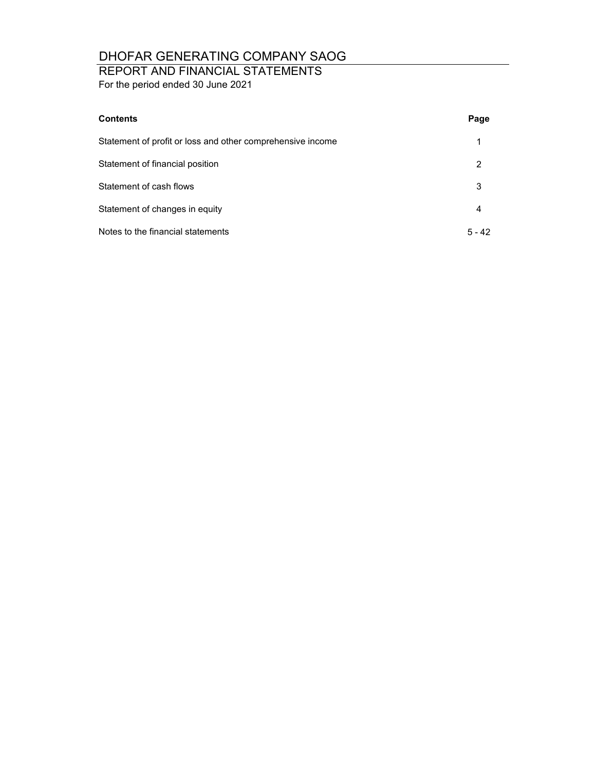# DHOFAR GENERATING COMPANY SAOG

## REPORT AND FINANCIAL STATEMENTS

For the period ended 30 June 2021

| **Contents** | **Page** |
|---|---|
| Statement of profit or loss and other comprehensive income | 1 |
| Statement of financial position | 2 |
| Statement of cash flows | 3 |
| Statement of changes in equity | 4 |
| Notes to the financial statements | 5 - 42 |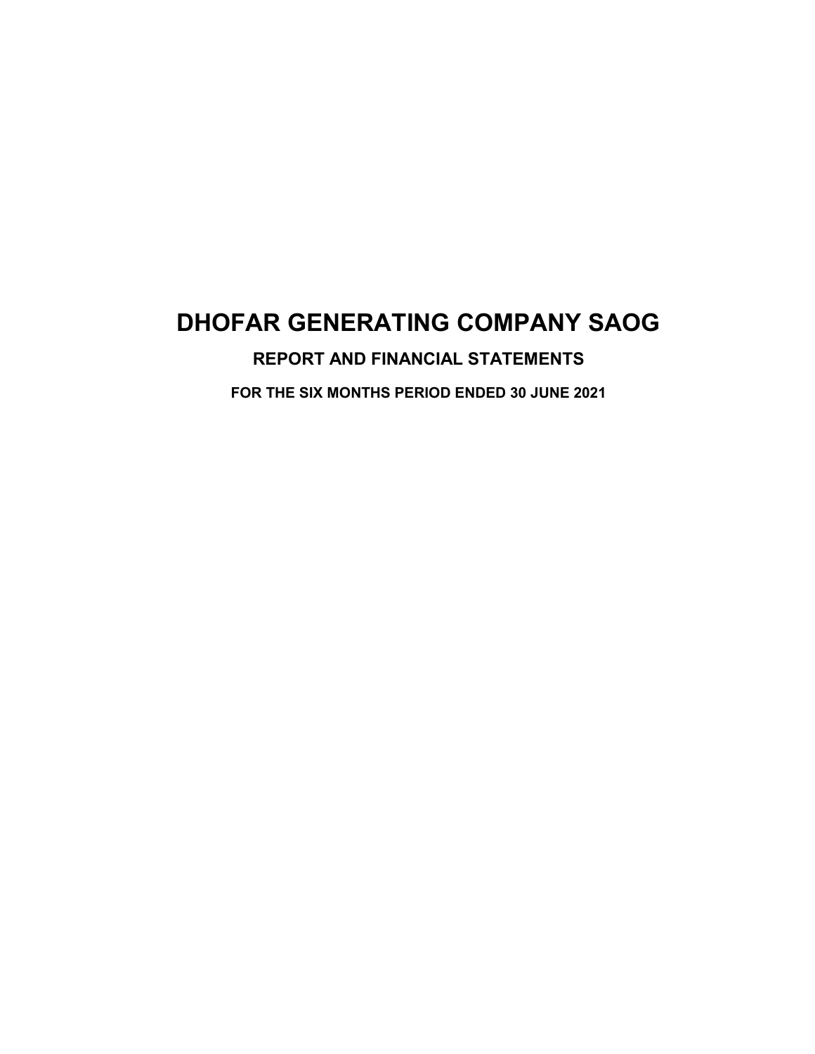# DHOFAR GENERATING COMPANY SAOG

## REPORT AND FINANCIAL STATEMENTS

### FOR THE SIX MONTHS PERIOD ENDED 30 JUNE 2021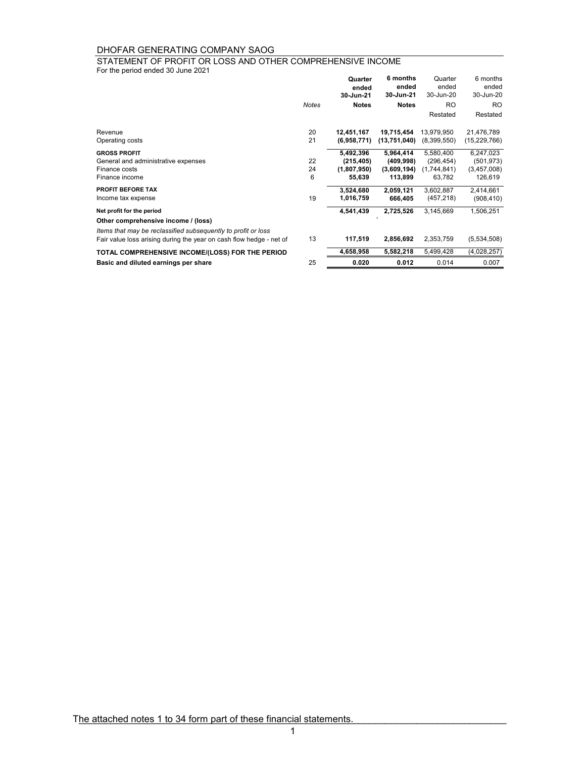DHOFAR GENERATING COMPANY SAOG

STATEMENT OF PROFIT OR LOSS AND OTHER COMPREHENSIVE INCOME

For the period ended 30 June 2021

| | *Notes* | **Quarter ended 30-Jun-21** | **6 months ended 30-Jun-21** | Quarter ended 30-Jun-20 | 6 months ended 30-Jun-20 |
|---|---|---|---|---|---|
| | | **Notes** | **Notes** | RO | RO |
| | | | | Restated | Restated |
| Revenue | 20 | **12,451,167** | **19,715,454** | 13,979,950 | 21,476,789 |
| Operating costs | 21 | **(6,958,771)** | **(13,751,040)** | (8,399,550) | (15,229,766) |
| **GROSS PROFIT** | | **5,492,396** | **5,964,414** | 5,580,400 | 6,247,023 |
| General and administrative expenses | 22 | **(215,405)** | **(409,998)** | (296,454) | (501,973) |
| Finance costs | 24 | **(1,807,950)** | **(3,609,194)** | (1,744,841) | (3,457,008) |
| Finance income | 6 | **55,639** | **113,899** | 63,782 | 126,619 |
| **PROFIT BEFORE TAX** | | **3,524,680** | **2,059,121** | 3,602,887 | 2,414,661 |
| Income tax expense | 19 | **1,016,759** | **666,405** | (457,218) | (908,410) |
| **Net profit for the period** | | **4,541,439** | **2,725,526** | 3,145,669 | 1,506,251 |
| **Other comprehensive income / (loss)** | | | | | |
| *Items that may be reclassified subsequently to profit or loss* | | | | | |
| Fair value loss arising during the year on cash flow hedge - net of | 13 | **117,519** | **2,856,692** | 2,353,759 | (5,534,508) |
| **TOTAL COMPREHENSIVE INCOME/(LOSS) FOR THE PERIOD** | | **4,658,958** | **5,582,218** | 5,499,428 | (4,028,257) |
| **Basic and diluted earnings per share** | 25 | **0.020** | **0.012** | 0.014 | 0.007 |

The attached notes 1 to 34 form part of these financial statements.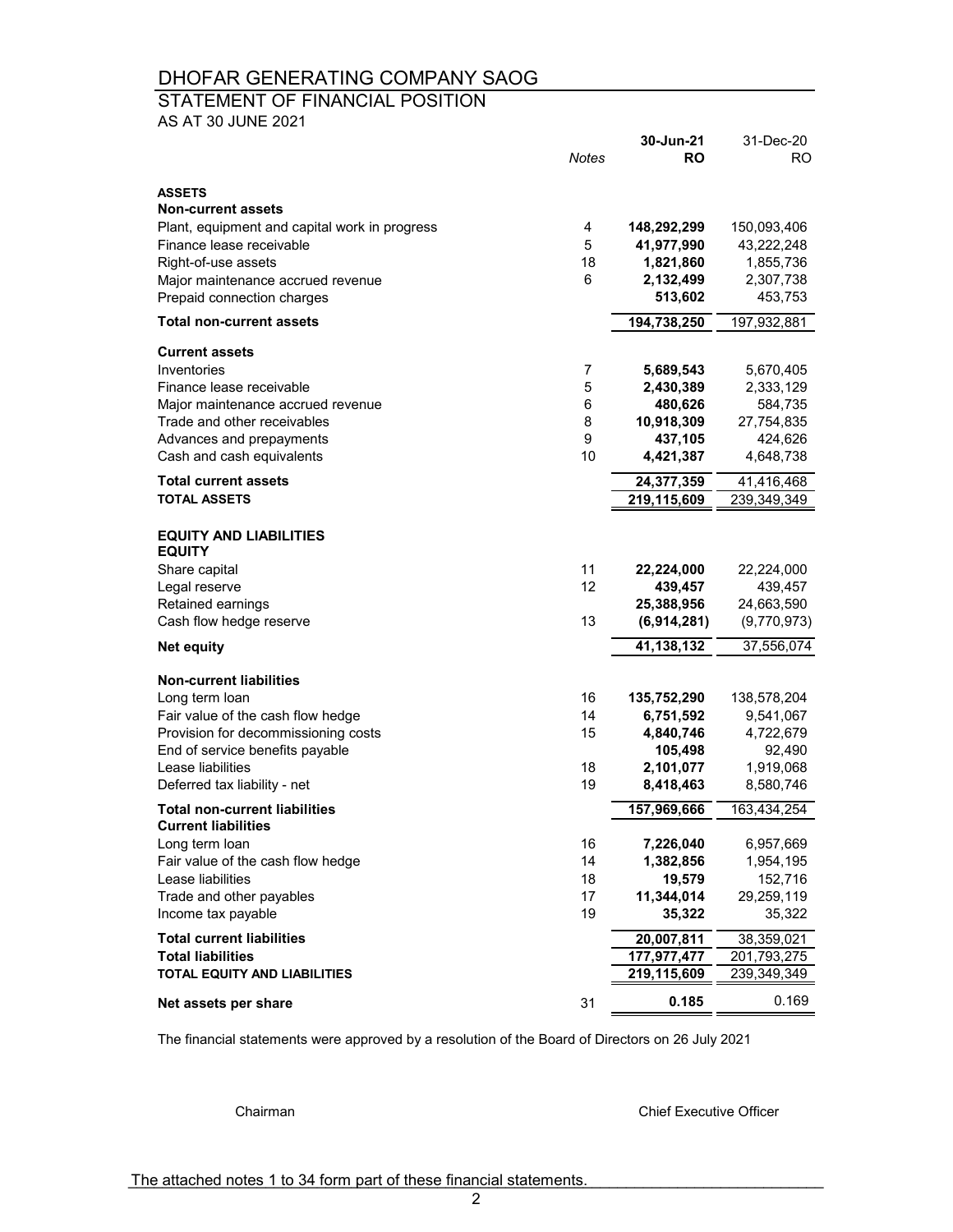# DHOFAR GENERATING COMPANY SAOG

## STATEMENT OF FINANCIAL POSITION

AS AT 30 JUNE 2021

| | Notes | 30-Jun-21 RO | 31-Dec-20 RO |
|---|---|---|---|
| **ASSETS** | | | |
| **Non-current assets** | | | |
| Plant, equipment and capital work in progress | 4 | **148,292,299** | 150,093,406 |
| Finance lease receivable | 5 | **41,977,990** | 43,222,248 |
| Right-of-use assets | 18 | **1,821,860** | 1,855,736 |
| Major maintenance accrued revenue | 6 | **2,132,499** | 2,307,738 |
| Prepaid connection charges | | **513,602** | 453,753 |
| **Total non-current assets** | | **194,738,250** | 197,932,881 |
| **Current assets** | | | |
| Inventories | 7 | **5,689,543** | 5,670,405 |
| Finance lease receivable | 5 | **2,430,389** | 2,333,129 |
| Major maintenance accrued revenue | 6 | **480,626** | 584,735 |
| Trade and other receivables | 8 | **10,918,309** | 27,754,835 |
| Advances and prepayments | 9 | **437,105** | 424,626 |
| Cash and cash equivalents | 10 | **4,421,387** | 4,648,738 |
| **Total current assets** | | **24,377,359** | 41,416,468 |
| **TOTAL ASSETS** | | **219,115,609** | 239,349,349 |
| **EQUITY AND LIABILITIES** | | | |
| **EQUITY** | | | |
| Share capital | 11 | **22,224,000** | 22,224,000 |
| Legal reserve | 12 | **439,457** | 439,457 |
| Retained earnings | | **25,388,956** | 24,663,590 |
| Cash flow hedge reserve | 13 | **(6,914,281)** | (9,770,973) |
| **Net equity** | | **41,138,132** | 37,556,074 |
| **Non-current liabilities** | | | |
| Long term loan | 16 | **135,752,290** | 138,578,204 |
| Fair value of the cash flow hedge | 14 | **6,751,592** | 9,541,067 |
| Provision for decommissioning costs | 15 | **4,840,746** | 4,722,679 |
| End of service benefits payable | | **105,498** | 92,490 |
| Lease liabilities | 18 | **2,101,077** | 1,919,068 |
| Deferred tax liability - net | 19 | **8,418,463** | 8,580,746 |
| **Total non-current liabilities** | | **157,969,666** | 163,434,254 |
| **Current liabilities** | | | |
| Long term loan | 16 | **7,226,040** | 6,957,669 |
| Fair value of the cash flow hedge | 14 | **1,382,856** | 1,954,195 |
| Lease liabilities | 18 | **19,579** | 152,716 |
| Trade and other payables | 17 | **11,344,014** | 29,259,119 |
| Income tax payable | 19 | **35,322** | 35,322 |
| **Total current liabilities** | | **20,007,811** | 38,359,021 |
| **Total liabilities** | | **177,977,477** | 201,793,275 |
| **TOTAL EQUITY AND LIABILITIES** | | **219,115,609** | 239,349,349 |
| **Net assets per share** | 31 | **0.185** | 0.169 |

The financial statements were approved by a resolution of the Board of Directors on 26 July 2021

Chairman — Chief Executive Officer

The attached notes 1 to 34 form part of these financial statements.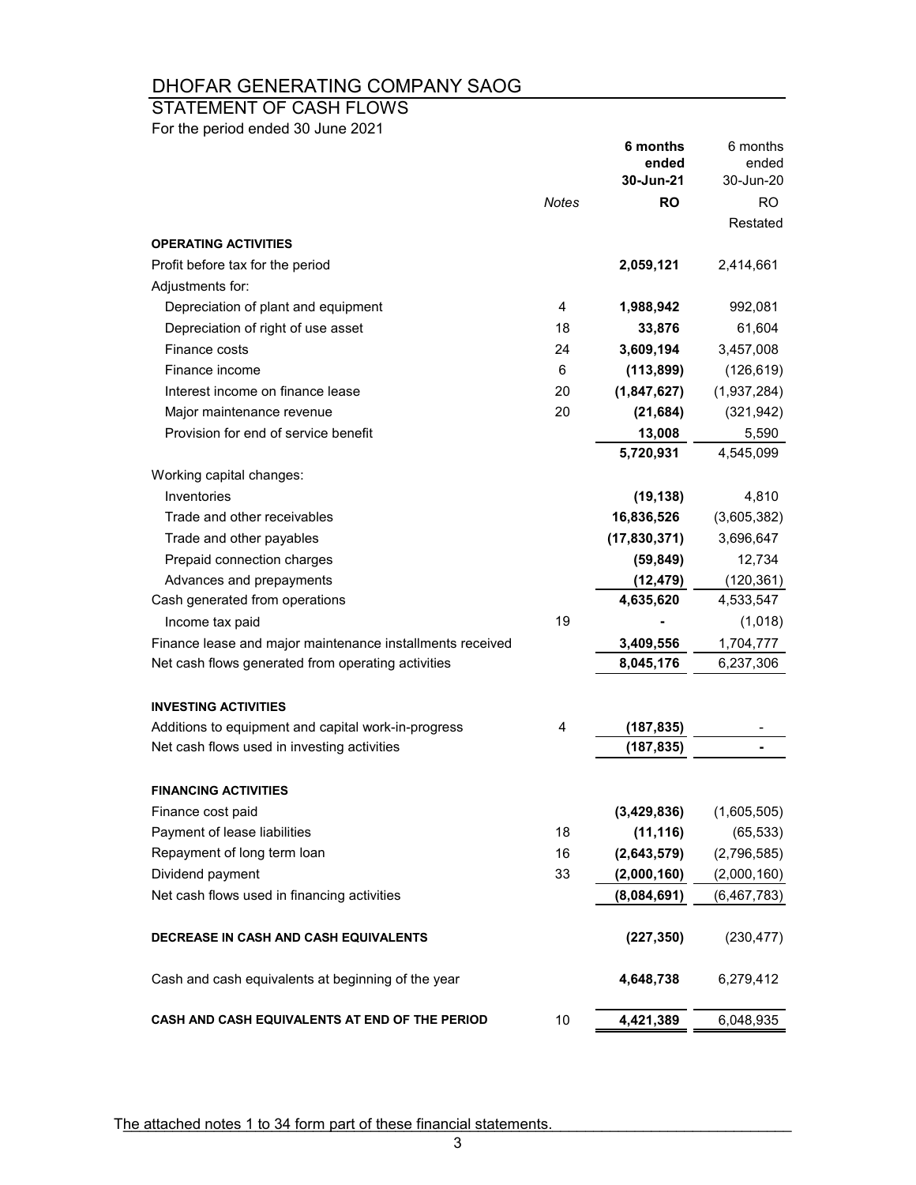# DHOFAR GENERATING COMPANY SAOG

## STATEMENT OF CASH FLOWS

For the period ended 30 June 2021

| | Notes | 6 months ended 30-Jun-21 | 6 months ended 30-Jun-20 |
|---|---|---|---|
| | | **RO** | RO |
| | | | Restated |
| **OPERATING ACTIVITIES** | | | |
| Profit before tax for the period | | **2,059,121** | 2,414,661 |
| Adjustments for: | | | |
| Depreciation of plant and equipment | 4 | **1,988,942** | 992,081 |
| Depreciation of right of use asset | 18 | **33,876** | 61,604 |
| Finance costs | 24 | **3,609,194** | 3,457,008 |
| Finance income | 6 | **(113,899)** | (126,619) |
| Interest income on finance lease | 20 | **(1,847,627)** | (1,937,284) |
| Major maintenance revenue | 20 | **(21,684)** | (321,942) |
| Provision for end of service benefit | | **13,008** | 5,590 |
| | | **5,720,931** | 4,545,099 |
| Working capital changes: | | | |
| Inventories | | **(19,138)** | 4,810 |
| Trade and other receivables | | **16,836,526** | (3,605,382) |
| Trade and other payables | | **(17,830,371)** | 3,696,647 |
| Prepaid connection charges | | **(59,849)** | 12,734 |
| Advances and prepayments | | **(12,479)** | (120,361) |
| Cash generated from operations | | **4,635,620** | 4,533,547 |
| Income tax paid | 19 | **-** | (1,018) |
| Finance lease and major maintenance installments received | | **3,409,556** | 1,704,777 |
| Net cash flows generated from operating activities | | **8,045,176** | 6,237,306 |
| **INVESTING ACTIVITIES** | | | |
| Additions to equipment and capital work-in-progress | 4 | **(187,835)** | - |
| Net cash flows used in investing activities | | **(187,835)** | - |
| **FINANCING ACTIVITIES** | | | |
| Finance cost paid | | **(3,429,836)** | (1,605,505) |
| Payment of lease liabilities | 18 | **(11,116)** | (65,533) |
| Repayment of long term loan | 16 | **(2,643,579)** | (2,796,585) |
| Dividend payment | 33 | **(2,000,160)** | (2,000,160) |
| Net cash flows used in financing activities | | **(8,084,691)** | (6,467,783) |
| **DECREASE IN CASH AND CASH EQUIVALENTS** | | **(227,350)** | (230,477) |
| Cash and cash equivalents at beginning of the year | | **4,648,738** | 6,279,412 |
| **CASH AND CASH EQUIVALENTS AT END OF THE PERIOD** | 10 | **4,421,389** | 6,048,935 |

The attached notes 1 to 34 form part of these financial statements.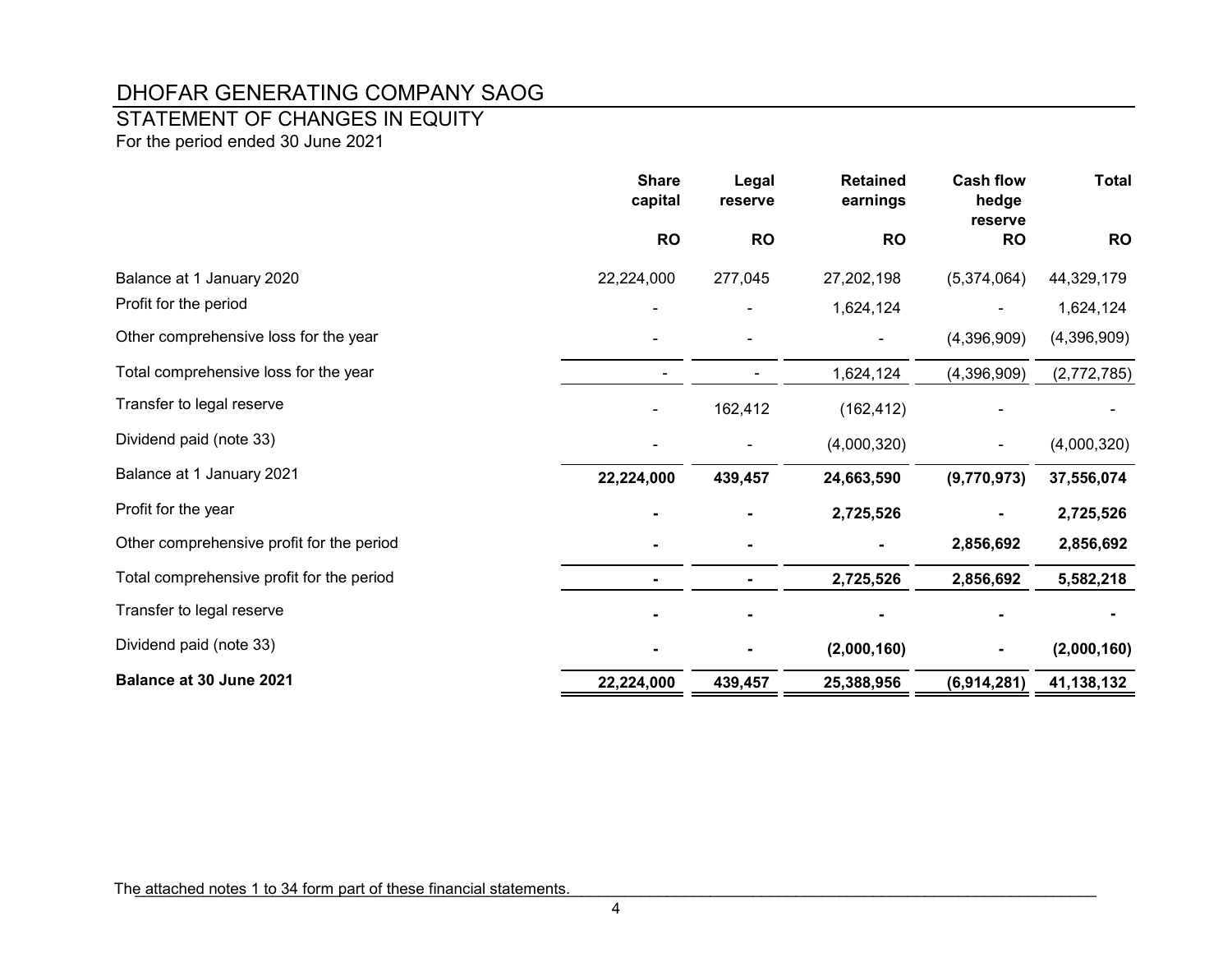# DHOFAR GENERATING COMPANY SAOG

## STATEMENT OF CHANGES IN EQUITY

For the period ended 30 June 2021

| | Share capital | Legal reserve | Retained earnings | Cash flow hedge reserve | Total |
|---|---|---|---|---|---|
| | RO | RO | RO | RO | RO |
| Balance at 1 January 2020 | 22,224,000 | 277,045 | 27,202,198 | (5,374,064) | 44,329,179 |
| Profit for the period | - | - | 1,624,124 | - | 1,624,124 |
| Other comprehensive loss for the year | - | - | - | (4,396,909) | (4,396,909) |
| Total comprehensive loss for the year | - | - | 1,624,124 | (4,396,909) | (2,772,785) |
| Transfer to legal reserve | - | 162,412 | (162,412) | - | - |
| Dividend paid (note 33) | - | - | (4,000,320) | - | (4,000,320) |
| Balance at 1 January 2021 | **22,224,000** | **439,457** | **24,663,590** | **(9,770,973)** | **37,556,074** |
| Profit for the year | **-** | **-** | **2,725,526** | **-** | **2,725,526** |
| Other comprehensive profit for the period | **-** | **-** | **-** | **2,856,692** | **2,856,692** |
| Total comprehensive profit for the period | **-** | **-** | **2,725,526** | **2,856,692** | **5,582,218** |
| Transfer to legal reserve | **-** | **-** | **-** | **-** | **-** |
| Dividend paid (note 33) | **-** | **-** | **(2,000,160)** | **-** | **(2,000,160)** |
| **Balance at 30 June 2021** | **22,224,000** | **439,457** | **25,388,956** | **(6,914,281)** | **41,138,132** |

The attached notes 1 to 34 form part of these financial statements.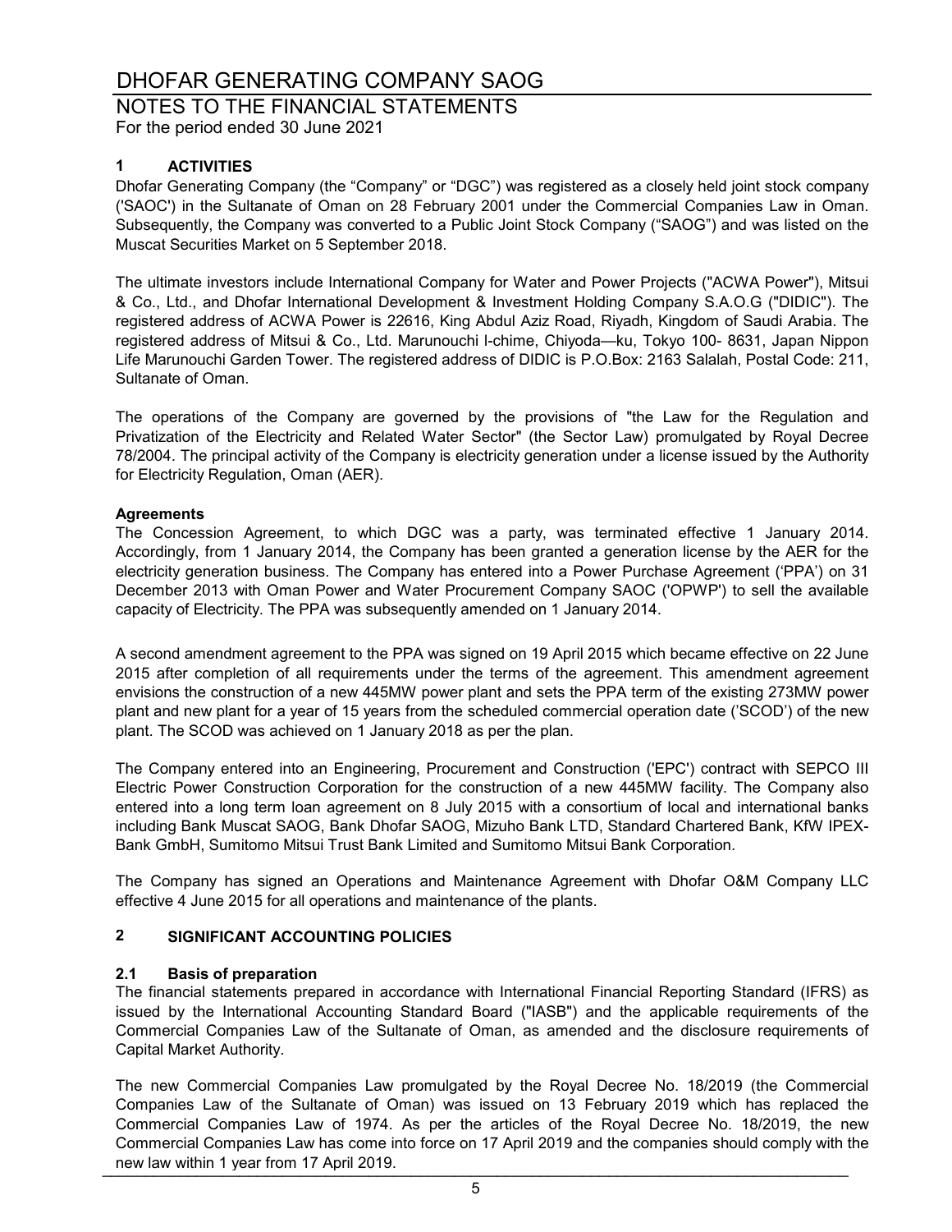# DHOFAR GENERATING COMPANY SAOG

## NOTES TO THE FINANCIAL STATEMENTS

For the period ended 30 June 2021

### 1 ACTIVITIES

Dhofar Generating Company (the "Company" or "DGC") was registered as a closely held joint stock company ('SAOC') in the Sultanate of Oman on 28 February 2001 under the Commercial Companies Law in Oman. Subsequently, the Company was converted to a Public Joint Stock Company ("SAOG") and was listed on the Muscat Securities Market on 5 September 2018.

The ultimate investors include International Company for Water and Power Projects ("ACWA Power"), Mitsui & Co., Ltd., and Dhofar International Development & Investment Holding Company S.A.O.G ("DIDIC"). The registered address of ACWA Power is 22616, King Abdul Aziz Road, Riyadh, Kingdom of Saudi Arabia. The registered address of Mitsui & Co., Ltd. Marunouchi I-chime, Chiyoda—ku, Tokyo 100- 8631, Japan Nippon Life Marunouchi Garden Tower. The registered address of DIDIC is P.O.Box: 2163 Salalah, Postal Code: 211, Sultanate of Oman.

The operations of the Company are governed by the provisions of "the Law for the Regulation and Privatization of the Electricity and Related Water Sector" (the Sector Law) promulgated by Royal Decree 78/2004. The principal activity of the Company is electricity generation under a license issued by the Authority for Electricity Regulation, Oman (AER).

**Agreements**

The Concession Agreement, to which DGC was a party, was terminated effective 1 January 2014. Accordingly, from 1 January 2014, the Company has been granted a generation license by the AER for the electricity generation business. The Company has entered into a Power Purchase Agreement ('PPA') on 31 December 2013 with Oman Power and Water Procurement Company SAOC ('OPWP') to sell the available capacity of Electricity. The PPA was subsequently amended on 1 January 2014.

A second amendment agreement to the PPA was signed on 19 April 2015 which became effective on 22 June 2015 after completion of all requirements under the terms of the agreement. This amendment agreement envisions the construction of a new 445MW power plant and sets the PPA term of the existing 273MW power plant and new plant for a year of 15 years from the scheduled commercial operation date ('SCOD') of the new plant. The SCOD was achieved on 1 January 2018 as per the plan.

The Company entered into an Engineering, Procurement and Construction ('EPC') contract with SEPCO III Electric Power Construction Corporation for the construction of a new 445MW facility. The Company also entered into a long term loan agreement on 8 July 2015 with a consortium of local and international banks including Bank Muscat SAOG, Bank Dhofar SAOG, Mizuho Bank LTD, Standard Chartered Bank, KfW IPEX-Bank GmbH, Sumitomo Mitsui Trust Bank Limited and Sumitomo Mitsui Bank Corporation.

The Company has signed an Operations and Maintenance Agreement with Dhofar O&M Company LLC effective 4 June 2015 for all operations and maintenance of the plants.

### 2 SIGNIFICANT ACCOUNTING POLICIES

#### 2.1 Basis of preparation

The financial statements prepared in accordance with International Financial Reporting Standard (IFRS) as issued by the International Accounting Standard Board ("IASB") and the applicable requirements of the Commercial Companies Law of the Sultanate of Oman, as amended and the disclosure requirements of Capital Market Authority.

The new Commercial Companies Law promulgated by the Royal Decree No. 18/2019 (the Commercial Companies Law of the Sultanate of Oman) was issued on 13 February 2019 which has replaced the Commercial Companies Law of 1974. As per the articles of the Royal Decree No. 18/2019, the new Commercial Companies Law has come into force on 17 April 2019 and the companies should comply with the new law within 1 year from 17 April 2019.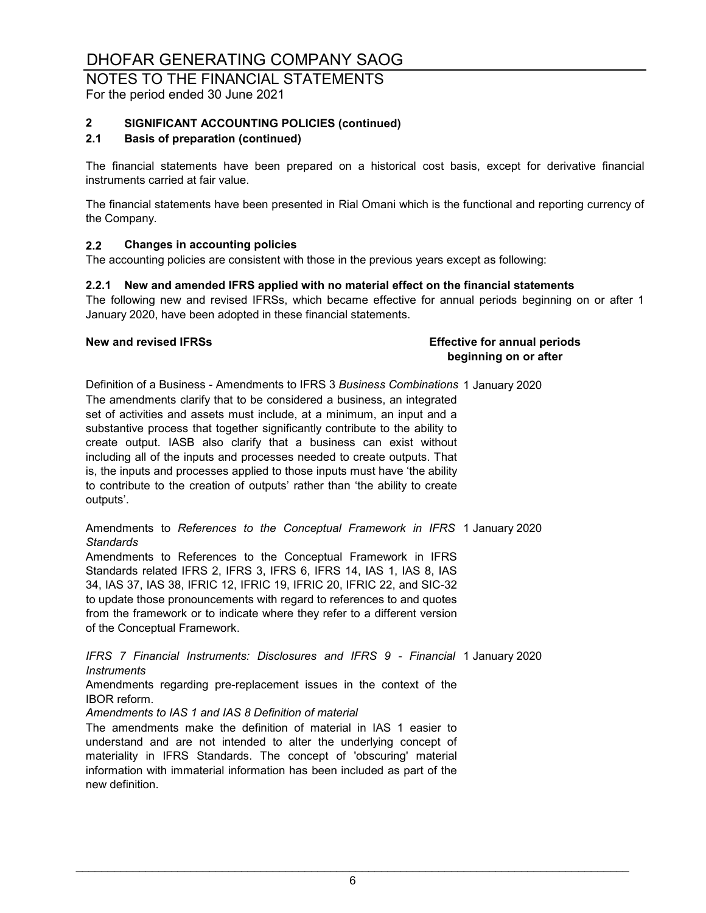# DHOFAR GENERATING COMPANY SAOG

NOTES TO THE FINANCIAL STATEMENTS
For the period ended 30 June 2021

## 2 SIGNIFICANT ACCOUNTING POLICIES (continued)

### 2.1 Basis of preparation (continued)

The financial statements have been prepared on a historical cost basis, except for derivative financial instruments carried at fair value.

The financial statements have been presented in Rial Omani which is the functional and reporting currency of the Company.

### 2.2 Changes in accounting policies

The accounting policies are consistent with those in the previous years except as following:

#### 2.2.1 New and amended IFRS applied with no material effect on the financial statements

The following new and revised IFRSs, which became effective for annual periods beginning on or after 1 January 2020, have been adopted in these financial statements.

| New and revised IFRSs | Effective for annual periods beginning on or after |
|---|---|
| Definition of a Business - Amendments to IFRS 3 *Business Combinations*<br>The amendments clarify that to be considered a business, an integrated set of activities and assets must include, at a minimum, an input and a substantive process that together significantly contribute to the ability to create output. IASB also clarify that a business can exist without including all of the inputs and processes needed to create outputs. That is, the inputs and processes applied to those inputs must have 'the ability to contribute to the creation of outputs' rather than 'the ability to create outputs'. | 1 January 2020 |
| Amendments to *References to the Conceptual Framework in IFRS Standards*<br>Amendments to References to the Conceptual Framework in IFRS Standards related IFRS 2, IFRS 3, IFRS 6, IFRS 14, IAS 1, IAS 8, IAS 34, IAS 37, IAS 38, IFRIC 12, IFRIC 19, IFRIC 20, IFRIC 22, and SIC-32 to update those pronouncements with regard to references to and quotes from the framework or to indicate where they refer to a different version of the Conceptual Framework. | 1 January 2020 |
| *IFRS 7 Financial Instruments: Disclosures and IFRS 9 - Financial Instruments*<br>Amendments regarding pre-replacement issues in the context of the IBOR reform.<br>*Amendments to IAS 1 and IAS 8 Definition of material*<br>The amendments make the definition of material in IAS 1 easier to understand and are not intended to alter the underlying concept of materiality in IFRS Standards. The concept of 'obscuring' material information with immaterial information has been included as part of the new definition. | 1 January 2020 |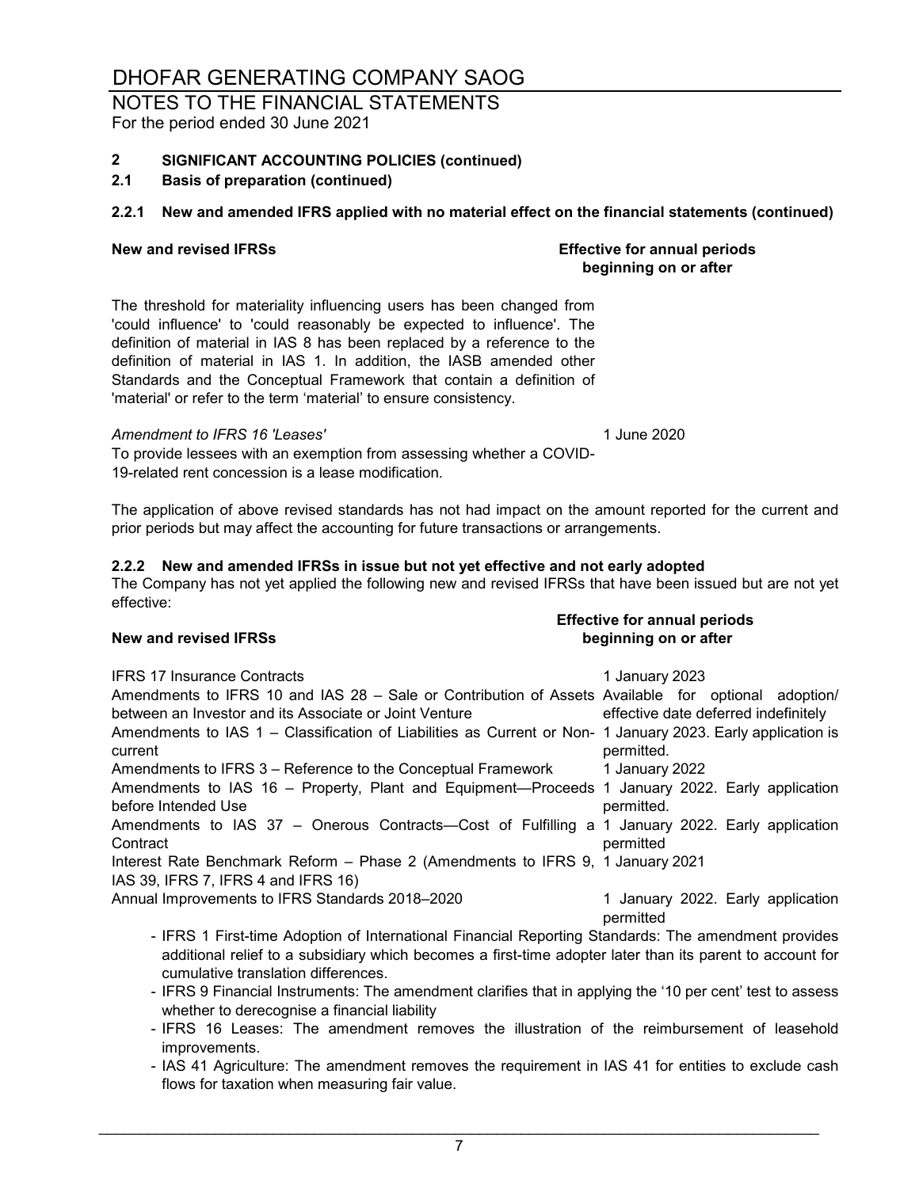# DHOFAR GENERATING COMPANY SAOG

NOTES TO THE FINANCIAL STATEMENTS
For the period ended 30 June 2021

## 2 SIGNIFICANT ACCOUNTING POLICIES (continued)

### 2.1 Basis of preparation (continued)

#### 2.2.1 New and amended IFRS applied with no material effect on the financial statements (continued)

| New and revised IFRSs | Effective for annual periods beginning on or after |
|---|---|
| The threshold for materiality influencing users has been changed from 'could influence' to 'could reasonably be expected to influence'. The definition of material in IAS 8 has been replaced by a reference to the definition of material in IAS 1. In addition, the IASB amended other Standards and the Conceptual Framework that contain a definition of 'material' or refer to the term 'material' to ensure consistency. | |
| *Amendment to IFRS 16 'Leases'*<br>To provide lessees with an exemption from assessing whether a COVID-19-related rent concession is a lease modification. | 1 June 2020 |

The application of above revised standards has not had impact on the amount reported for the current and prior periods but may affect the accounting for future transactions or arrangements.

#### 2.2.2 New and amended IFRSs in issue but not yet effective and not early adopted

The Company has not yet applied the following new and revised IFRSs that have been issued but are not yet effective:

| New and revised IFRSs | Effective for annual periods beginning on or after |
|---|---|
| IFRS 17 Insurance Contracts | 1 January 2023 |
| Amendments to IFRS 10 and IAS 28 – Sale or Contribution of Assets between an Investor and its Associate or Joint Venture | Available for optional adoption/ effective date deferred indefinitely |
| Amendments to IAS 1 – Classification of Liabilities as Current or Non-current | 1 January 2023. Early application is permitted. |
| Amendments to IFRS 3 – Reference to the Conceptual Framework | 1 January 2022 |
| Amendments to IAS 16 – Property, Plant and Equipment—Proceeds before Intended Use | 1 January 2022. Early application permitted. |
| Amendments to IAS 37 – Onerous Contracts—Cost of Fulfilling a Contract | 1 January 2022. Early application permitted |
| Interest Rate Benchmark Reform – Phase 2 (Amendments to IFRS 9, IAS 39, IFRS 7, IFRS 4 and IFRS 16) | 1 January 2021 |
| Annual Improvements to IFRS Standards 2018–2020 | 1 January 2022. Early application permitted |

- IFRS 1 First-time Adoption of International Financial Reporting Standards: The amendment provides additional relief to a subsidiary which becomes a first-time adopter later than its parent to account for cumulative translation differences.
- IFRS 9 Financial Instruments: The amendment clarifies that in applying the '10 per cent' test to assess whether to derecognise a financial liability
- IFRS 16 Leases: The amendment removes the illustration of the reimbursement of leasehold improvements.
- IAS 41 Agriculture: The amendment removes the requirement in IAS 41 for entities to exclude cash flows for taxation when measuring fair value.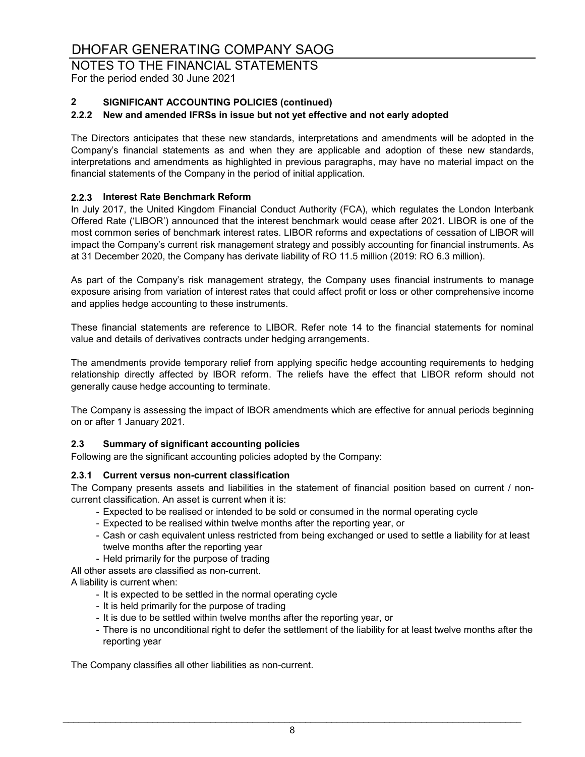## 2 SIGNIFICANT ACCOUNTING POLICIES (continued)

### 2.2.2 New and amended IFRSs in issue but not yet effective and not early adopted

The Directors anticipates that these new standards, interpretations and amendments will be adopted in the Company's financial statements as and when they are applicable and adoption of these new standards, interpretations and amendments as highlighted in previous paragraphs, may have no material impact on the financial statements of the Company in the period of initial application.

### 2.2.3 Interest Rate Benchmark Reform

In July 2017, the United Kingdom Financial Conduct Authority (FCA), which regulates the London Interbank Offered Rate ('LIBOR') announced that the interest benchmark would cease after 2021. LIBOR is one of the most common series of benchmark interest rates. LIBOR reforms and expectations of cessation of LIBOR will impact the Company's current risk management strategy and possibly accounting for financial instruments. As at 31 December 2020, the Company has derivate liability of RO 11.5 million (2019: RO 6.3 million).

As part of the Company's risk management strategy, the Company uses financial instruments to manage exposure arising from variation of interest rates that could affect profit or loss or other comprehensive income and applies hedge accounting to these instruments.

These financial statements are reference to LIBOR. Refer note 14 to the financial statements for nominal value and details of derivatives contracts under hedging arrangements.

The amendments provide temporary relief from applying specific hedge accounting requirements to hedging relationship directly affected by IBOR reform. The reliefs have the effect that LIBOR reform should not generally cause hedge accounting to terminate.

The Company is assessing the impact of IBOR amendments which are effective for annual periods beginning on or after 1 January 2021.

### 2.3 Summary of significant accounting policies

Following are the significant accounting policies adopted by the Company:

### 2.3.1 Current versus non-current classification

The Company presents assets and liabilities in the statement of financial position based on current / non-current classification. An asset is current when it is:

- Expected to be realised or intended to be sold or consumed in the normal operating cycle
- Expected to be realised within twelve months after the reporting year, or
- Cash or cash equivalent unless restricted from being exchanged or used to settle a liability for at least twelve months after the reporting year
- Held primarily for the purpose of trading

All other assets are classified as non-current.

A liability is current when:

- It is expected to be settled in the normal operating cycle
- It is held primarily for the purpose of trading
- It is due to be settled within twelve months after the reporting year, or
- There is no unconditional right to defer the settlement of the liability for at least twelve months after the reporting year

The Company classifies all other liabilities as non-current.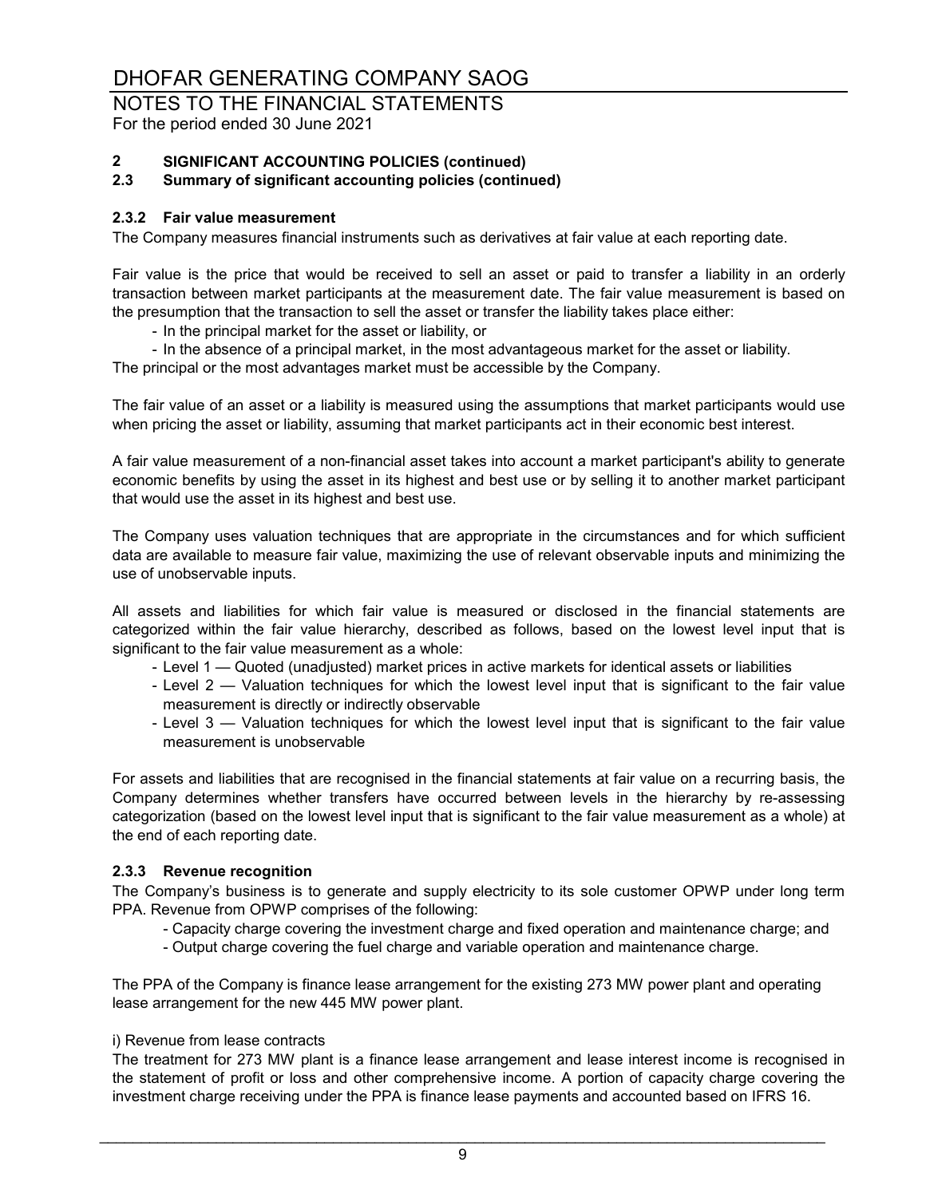## 2 SIGNIFICANT ACCOUNTING POLICIES (continued)

### 2.3 Summary of significant accounting policies (continued)

#### 2.3.2 Fair value measurement

The Company measures financial instruments such as derivatives at fair value at each reporting date.

Fair value is the price that would be received to sell an asset or paid to transfer a liability in an orderly transaction between market participants at the measurement date. The fair value measurement is based on the presumption that the transaction to sell the asset or transfer the liability takes place either:

- In the principal market for the asset or liability, or
- In the absence of a principal market, in the most advantageous market for the asset or liability.

The principal or the most advantages market must be accessible by the Company.

The fair value of an asset or a liability is measured using the assumptions that market participants would use when pricing the asset or liability, assuming that market participants act in their economic best interest.

A fair value measurement of a non-financial asset takes into account a market participant's ability to generate economic benefits by using the asset in its highest and best use or by selling it to another market participant that would use the asset in its highest and best use.

The Company uses valuation techniques that are appropriate in the circumstances and for which sufficient data are available to measure fair value, maximizing the use of relevant observable inputs and minimizing the use of unobservable inputs.

All assets and liabilities for which fair value is measured or disclosed in the financial statements are categorized within the fair value hierarchy, described as follows, based on the lowest level input that is significant to the fair value measurement as a whole:

- Level 1 — Quoted (unadjusted) market prices in active markets for identical assets or liabilities
- Level 2 — Valuation techniques for which the lowest level input that is significant to the fair value measurement is directly or indirectly observable
- Level 3 — Valuation techniques for which the lowest level input that is significant to the fair value measurement is unobservable

For assets and liabilities that are recognised in the financial statements at fair value on a recurring basis, the Company determines whether transfers have occurred between levels in the hierarchy by re-assessing categorization (based on the lowest level input that is significant to the fair value measurement as a whole) at the end of each reporting date.

#### 2.3.3 Revenue recognition

The Company's business is to generate and supply electricity to its sole customer OPWP under long term PPA. Revenue from OPWP comprises of the following:

- Capacity charge covering the investment charge and fixed operation and maintenance charge; and
- Output charge covering the fuel charge and variable operation and maintenance charge.

The PPA of the Company is finance lease arrangement for the existing 273 MW power plant and operating lease arrangement for the new 445 MW power plant.

i) Revenue from lease contracts

The treatment for 273 MW plant is a finance lease arrangement and lease interest income is recognised in the statement of profit or loss and other comprehensive income. A portion of capacity charge covering the investment charge receiving under the PPA is finance lease payments and accounted based on IFRS 16.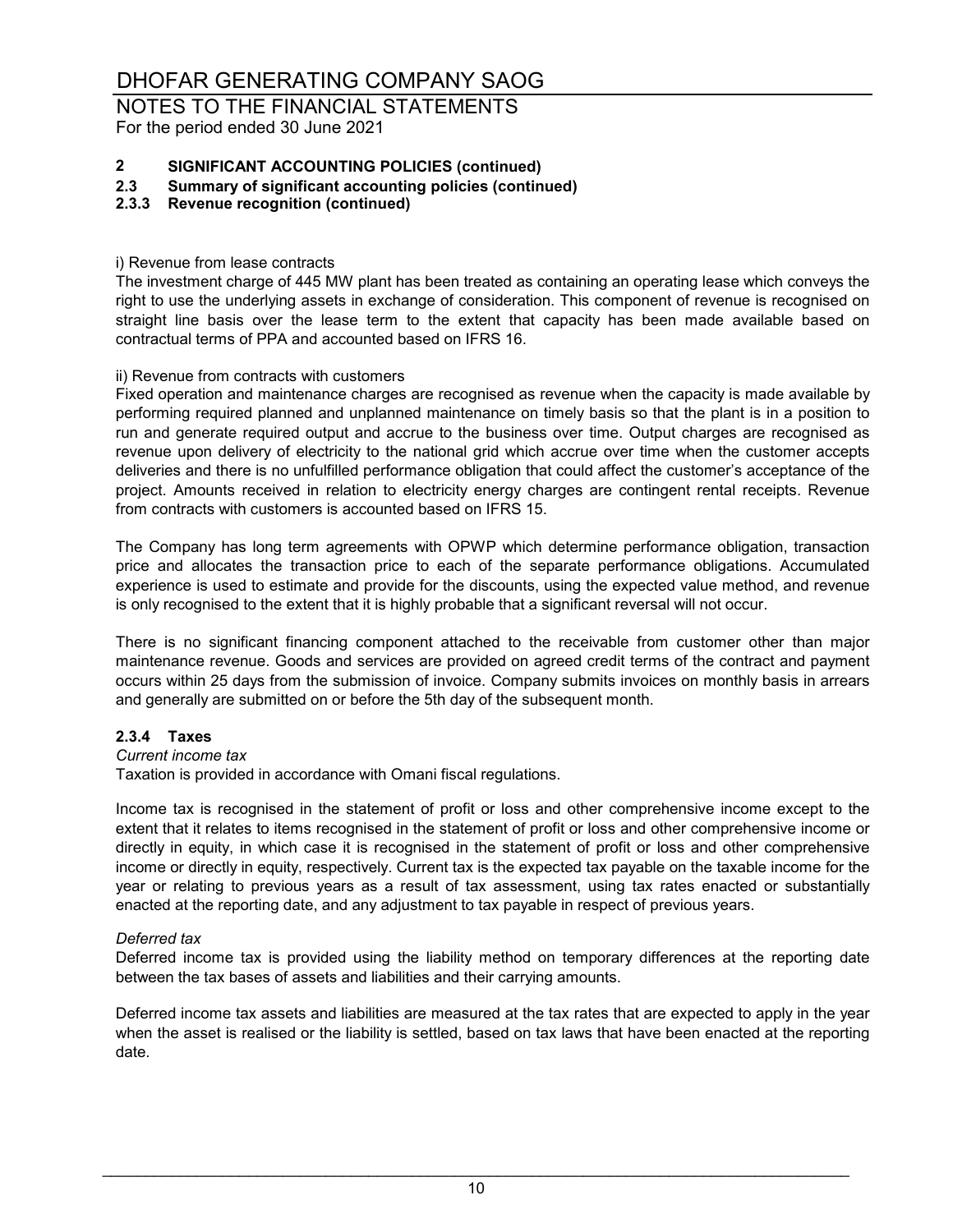# DHOFAR GENERATING COMPANY SAOG

NOTES TO THE FINANCIAL STATEMENTS
For the period ended 30 June 2021

## 2 SIGNIFICANT ACCOUNTING POLICIES (continued)

### 2.3 Summary of significant accounting policies (continued)

### 2.3.3 Revenue recognition (continued)

i) Revenue from lease contracts

The investment charge of 445 MW plant has been treated as containing an operating lease which conveys the right to use the underlying assets in exchange of consideration. This component of revenue is recognised on straight line basis over the lease term to the extent that capacity has been made available based on contractual terms of PPA and accounted based on IFRS 16.

ii) Revenue from contracts with customers

Fixed operation and maintenance charges are recognised as revenue when the capacity is made available by performing required planned and unplanned maintenance on timely basis so that the plant is in a position to run and generate required output and accrue to the business over time. Output charges are recognised as revenue upon delivery of electricity to the national grid which accrue over time when the customer accepts deliveries and there is no unfulfilled performance obligation that could affect the customer's acceptance of the project. Amounts received in relation to electricity energy charges are contingent rental receipts. Revenue from contracts with customers is accounted based on IFRS 15.

The Company has long term agreements with OPWP which determine performance obligation, transaction price and allocates the transaction price to each of the separate performance obligations. Accumulated experience is used to estimate and provide for the discounts, using the expected value method, and revenue is only recognised to the extent that it is highly probable that a significant reversal will not occur.

There is no significant financing component attached to the receivable from customer other than major maintenance revenue. Goods and services are provided on agreed credit terms of the contract and payment occurs within 25 days from the submission of invoice. Company submits invoices on monthly basis in arrears and generally are submitted on or before the 5th day of the subsequent month.

### 2.3.4 Taxes

*Current income tax*

Taxation is provided in accordance with Omani fiscal regulations.

Income tax is recognised in the statement of profit or loss and other comprehensive income except to the extent that it relates to items recognised in the statement of profit or loss and other comprehensive income or directly in equity, in which case it is recognised in the statement of profit or loss and other comprehensive income or directly in equity, respectively. Current tax is the expected tax payable on the taxable income for the year or relating to previous years as a result of tax assessment, using tax rates enacted or substantially enacted at the reporting date, and any adjustment to tax payable in respect of previous years.

*Deferred tax*

Deferred income tax is provided using the liability method on temporary differences at the reporting date between the tax bases of assets and liabilities and their carrying amounts.

Deferred income tax assets and liabilities are measured at the tax rates that are expected to apply in the year when the asset is realised or the liability is settled, based on tax laws that have been enacted at the reporting date.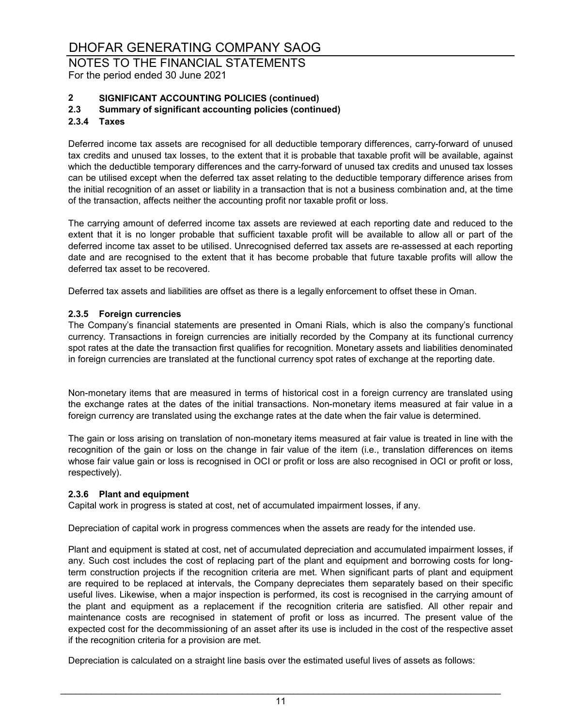### 2 SIGNIFICANT ACCOUNTING POLICIES (continued)

### 2.3 Summary of significant accounting policies (continued)

### 2.3.4 Taxes

Deferred income tax assets are recognised for all deductible temporary differences, carry-forward of unused tax credits and unused tax losses, to the extent that it is probable that taxable profit will be available, against which the deductible temporary differences and the carry-forward of unused tax credits and unused tax losses can be utilised except when the deferred tax asset relating to the deductible temporary difference arises from the initial recognition of an asset or liability in a transaction that is not a business combination and, at the time of the transaction, affects neither the accounting profit nor taxable profit or loss.

The carrying amount of deferred income tax assets are reviewed at each reporting date and reduced to the extent that it is no longer probable that sufficient taxable profit will be available to allow all or part of the deferred income tax asset to be utilised. Unrecognised deferred tax assets are re-assessed at each reporting date and are recognised to the extent that it has become probable that future taxable profits will allow the deferred tax asset to be recovered.

Deferred tax assets and liabilities are offset as there is a legally enforcement to offset these in Oman.

### 2.3.5 Foreign currencies

The Company's financial statements are presented in Omani Rials, which is also the company's functional currency. Transactions in foreign currencies are initially recorded by the Company at its functional currency spot rates at the date the transaction first qualifies for recognition. Monetary assets and liabilities denominated in foreign currencies are translated at the functional currency spot rates of exchange at the reporting date.

Non-monetary items that are measured in terms of historical cost in a foreign currency are translated using the exchange rates at the dates of the initial transactions. Non-monetary items measured at fair value in a foreign currency are translated using the exchange rates at the date when the fair value is determined.

The gain or loss arising on translation of non-monetary items measured at fair value is treated in line with the recognition of the gain or loss on the change in fair value of the item (i.e., translation differences on items whose fair value gain or loss is recognised in OCI or profit or loss are also recognised in OCI or profit or loss, respectively).

### 2.3.6 Plant and equipment

Capital work in progress is stated at cost, net of accumulated impairment losses, if any.

Depreciation of capital work in progress commences when the assets are ready for the intended use.

Plant and equipment is stated at cost, net of accumulated depreciation and accumulated impairment losses, if any. Such cost includes the cost of replacing part of the plant and equipment and borrowing costs for long-term construction projects if the recognition criteria are met. When significant parts of plant and equipment are required to be replaced at intervals, the Company depreciates them separately based on their specific useful lives. Likewise, when a major inspection is performed, its cost is recognised in the carrying amount of the plant and equipment as a replacement if the recognition criteria are satisfied. All other repair and maintenance costs are recognised in statement of profit or loss as incurred. The present value of the expected cost for the decommissioning of an asset after its use is included in the cost of the respective asset if the recognition criteria for a provision are met.

Depreciation is calculated on a straight line basis over the estimated useful lives of assets as follows: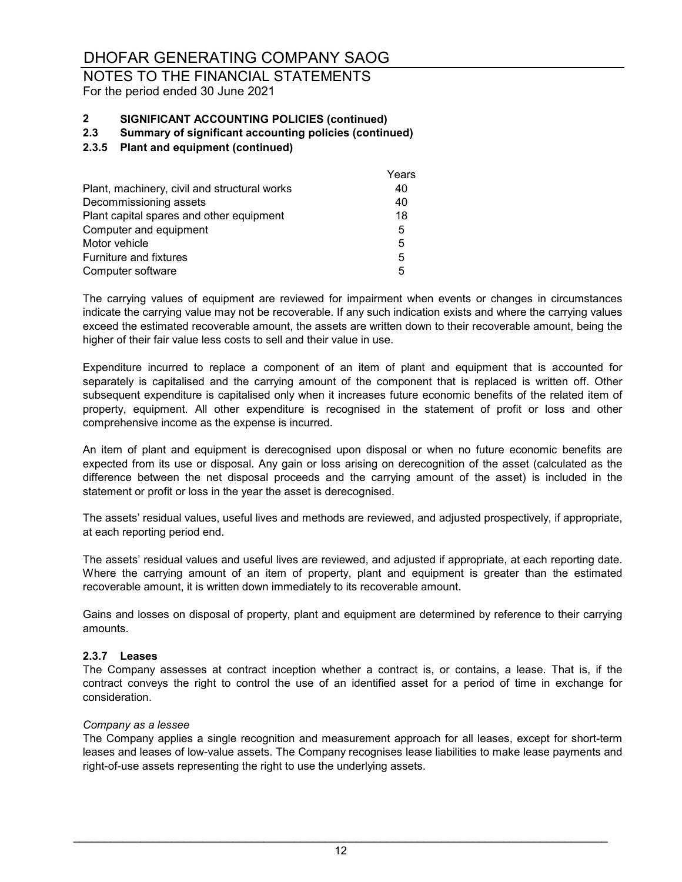## 2 SIGNIFICANT ACCOUNTING POLICIES (continued)

### 2.3 Summary of significant accounting policies (continued)

#### 2.3.5 Plant and equipment (continued)

| | Years |
|---|---|
| Plant, machinery, civil and structural works | 40 |
| Decommissioning assets | 40 |
| Plant capital spares and other equipment | 18 |
| Computer and equipment | 5 |
| Motor vehicle | 5 |
| Furniture and fixtures | 5 |
| Computer software | 5 |

The carrying values of equipment are reviewed for impairment when events or changes in circumstances indicate the carrying value may not be recoverable. If any such indication exists and where the carrying values exceed the estimated recoverable amount, the assets are written down to their recoverable amount, being the higher of their fair value less costs to sell and their value in use.

Expenditure incurred to replace a component of an item of plant and equipment that is accounted for separately is capitalised and the carrying amount of the component that is replaced is written off. Other subsequent expenditure is capitalised only when it increases future economic benefits of the related item of property, equipment. All other expenditure is recognised in the statement of profit or loss and other comprehensive income as the expense is incurred.

An item of plant and equipment is derecognised upon disposal or when no future economic benefits are expected from its use or disposal. Any gain or loss arising on derecognition of the asset (calculated as the difference between the net disposal proceeds and the carrying amount of the asset) is included in the statement or profit or loss in the year the asset is derecognised.

The assets' residual values, useful lives and methods are reviewed, and adjusted prospectively, if appropriate, at each reporting period end.

The assets' residual values and useful lives are reviewed, and adjusted if appropriate, at each reporting date. Where the carrying amount of an item of property, plant and equipment is greater than the estimated recoverable amount, it is written down immediately to its recoverable amount.

Gains and losses on disposal of property, plant and equipment are determined by reference to their carrying amounts.

#### 2.3.7 Leases

The Company assesses at contract inception whether a contract is, or contains, a lease. That is, if the contract conveys the right to control the use of an identified asset for a period of time in exchange for consideration.

*Company as a lessee*

The Company applies a single recognition and measurement approach for all leases, except for short-term leases and leases of low-value assets. The Company recognises lease liabilities to make lease payments and right-of-use assets representing the right to use the underlying assets.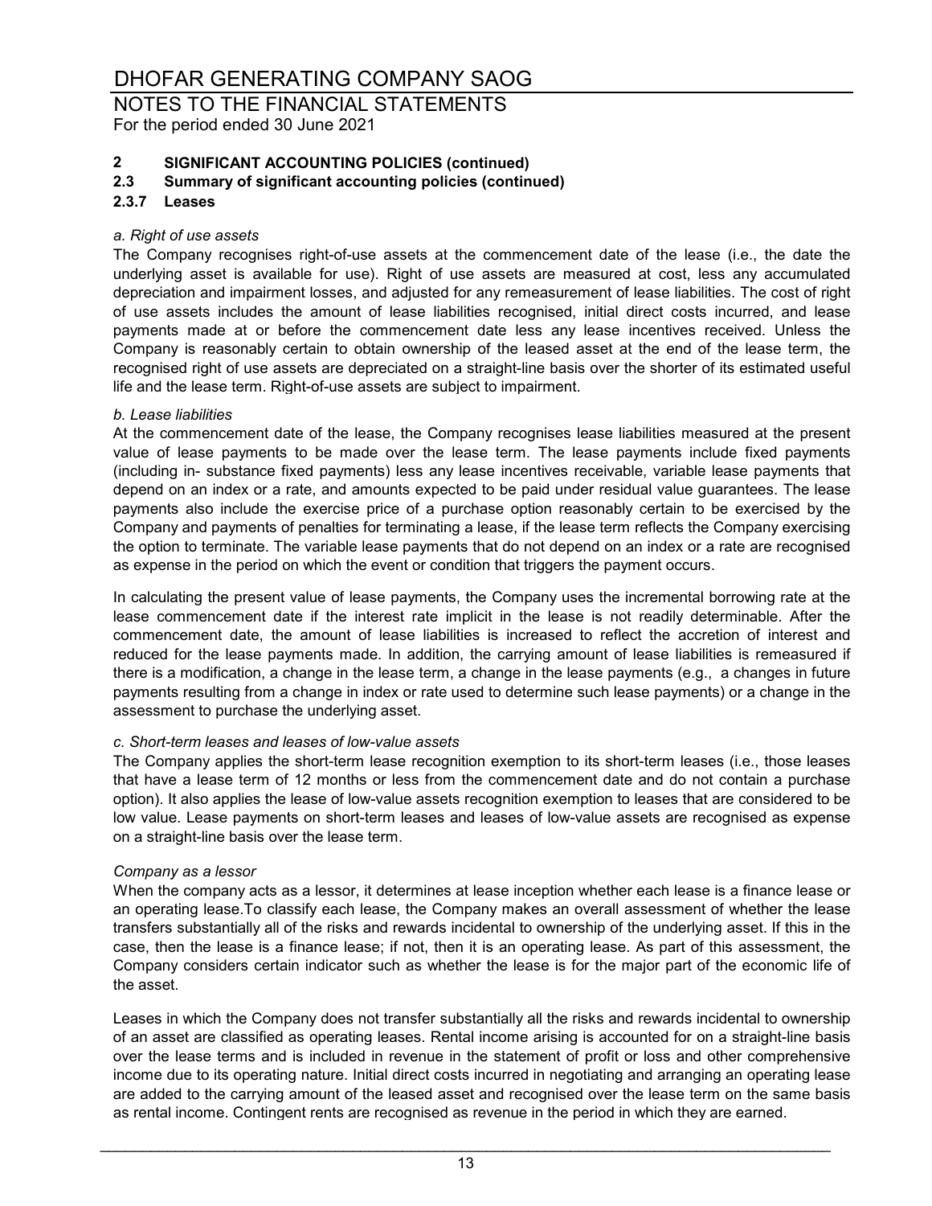## 2 SIGNIFICANT ACCOUNTING POLICIES (continued)

### 2.3 Summary of significant accounting policies (continued)

### 2.3.7 Leases

*a. Right of use assets*

The Company recognises right-of-use assets at the commencement date of the lease (i.e., the date the underlying asset is available for use). Right of use assets are measured at cost, less any accumulated depreciation and impairment losses, and adjusted for any remeasurement of lease liabilities. The cost of right of use assets includes the amount of lease liabilities recognised, initial direct costs incurred, and lease payments made at or before the commencement date less any lease incentives received. Unless the Company is reasonably certain to obtain ownership of the leased asset at the end of the lease term, the recognised right of use assets are depreciated on a straight-line basis over the shorter of its estimated useful life and the lease term. Right-of-use assets are subject to impairment.

*b. Lease liabilities*

At the commencement date of the lease, the Company recognises lease liabilities measured at the present value of lease payments to be made over the lease term. The lease payments include fixed payments (including in- substance fixed payments) less any lease incentives receivable, variable lease payments that depend on an index or a rate, and amounts expected to be paid under residual value guarantees. The lease payments also include the exercise price of a purchase option reasonably certain to be exercised by the Company and payments of penalties for terminating a lease, if the lease term reflects the Company exercising the option to terminate. The variable lease payments that do not depend on an index or a rate are recognised as expense in the period on which the event or condition that triggers the payment occurs.

In calculating the present value of lease payments, the Company uses the incremental borrowing rate at the lease commencement date if the interest rate implicit in the lease is not readily determinable. After the commencement date, the amount of lease liabilities is increased to reflect the accretion of interest and reduced for the lease payments made. In addition, the carrying amount of lease liabilities is remeasured if there is a modification, a change in the lease term, a change in the lease payments (e.g., a changes in future payments resulting from a change in index or rate used to determine such lease payments) or a change in the assessment to purchase the underlying asset.

*c. Short-term leases and leases of low-value assets*

The Company applies the short-term lease recognition exemption to its short-term leases (i.e., those leases that have a lease term of 12 months or less from the commencement date and do not contain a purchase option). It also applies the lease of low-value assets recognition exemption to leases that are considered to be low value. Lease payments on short-term leases and leases of low-value assets are recognised as expense on a straight-line basis over the lease term.

*Company as a lessor*

When the company acts as a lessor, it determines at lease inception whether each lease is a finance lease or an operating lease.To classify each lease, the Company makes an overall assessment of whether the lease transfers substantially all of the risks and rewards incidental to ownership of the underlying asset. If this in the case, then the lease is a finance lease; if not, then it is an operating lease. As part of this assessment, the Company considers certain indicator such as whether the lease is for the major part of the economic life of the asset.

Leases in which the Company does not transfer substantially all the risks and rewards incidental to ownership of an asset are classified as operating leases. Rental income arising is accounted for on a straight-line basis over the lease terms and is included in revenue in the statement of profit or loss and other comprehensive income due to its operating nature. Initial direct costs incurred in negotiating and arranging an operating lease are added to the carrying amount of the leased asset and recognised over the lease term on the same basis as rental income. Contingent rents are recognised as revenue in the period in which they are earned.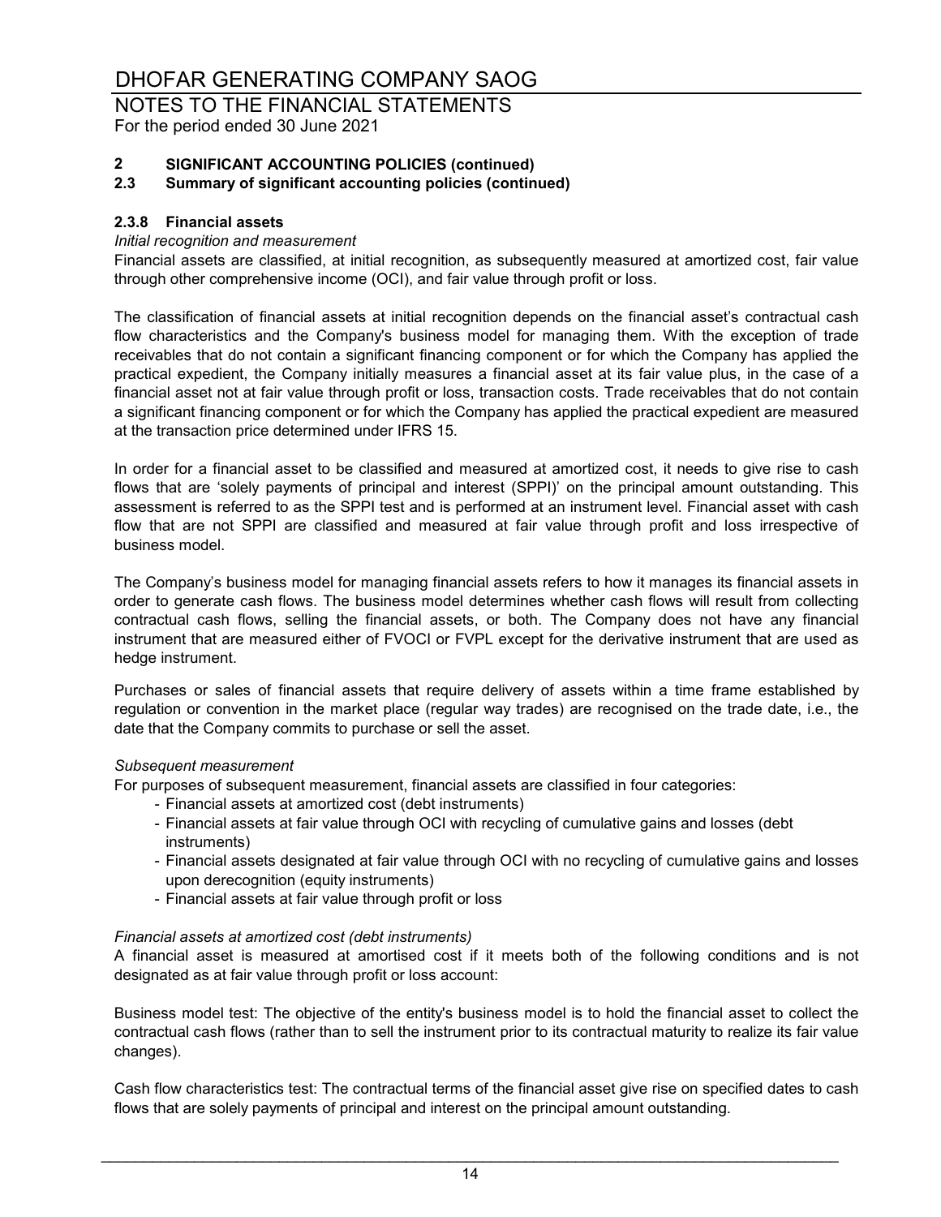## 2 SIGNIFICANT ACCOUNTING POLICIES (continued)

### 2.3 Summary of significant accounting policies (continued)

#### 2.3.8 Financial assets

*Initial recognition and measurement*

Financial assets are classified, at initial recognition, as subsequently measured at amortized cost, fair value through other comprehensive income (OCI), and fair value through profit or loss.

The classification of financial assets at initial recognition depends on the financial asset's contractual cash flow characteristics and the Company's business model for managing them. With the exception of trade receivables that do not contain a significant financing component or for which the Company has applied the practical expedient, the Company initially measures a financial asset at its fair value plus, in the case of a financial asset not at fair value through profit or loss, transaction costs. Trade receivables that do not contain a significant financing component or for which the Company has applied the practical expedient are measured at the transaction price determined under IFRS 15.

In order for a financial asset to be classified and measured at amortized cost, it needs to give rise to cash flows that are 'solely payments of principal and interest (SPPI)' on the principal amount outstanding. This assessment is referred to as the SPPI test and is performed at an instrument level. Financial asset with cash flow that are not SPPI are classified and measured at fair value through profit and loss irrespective of business model.

The Company's business model for managing financial assets refers to how it manages its financial assets in order to generate cash flows. The business model determines whether cash flows will result from collecting contractual cash flows, selling the financial assets, or both. The Company does not have any financial instrument that are measured either of FVOCI or FVPL except for the derivative instrument that are used as hedge instrument.

Purchases or sales of financial assets that require delivery of assets within a time frame established by regulation or convention in the market place (regular way trades) are recognised on the trade date, i.e., the date that the Company commits to purchase or sell the asset.

*Subsequent measurement*

For purposes of subsequent measurement, financial assets are classified in four categories:

- Financial assets at amortized cost (debt instruments)
- Financial assets at fair value through OCI with recycling of cumulative gains and losses (debt instruments)
- Financial assets designated at fair value through OCI with no recycling of cumulative gains and losses upon derecognition (equity instruments)
- Financial assets at fair value through profit or loss

*Financial assets at amortized cost (debt instruments)*

A financial asset is measured at amortised cost if it meets both of the following conditions and is not designated as at fair value through profit or loss account:

Business model test: The objective of the entity's business model is to hold the financial asset to collect the contractual cash flows (rather than to sell the instrument prior to its contractual maturity to realize its fair value changes).

Cash flow characteristics test: The contractual terms of the financial asset give rise on specified dates to cash flows that are solely payments of principal and interest on the principal amount outstanding.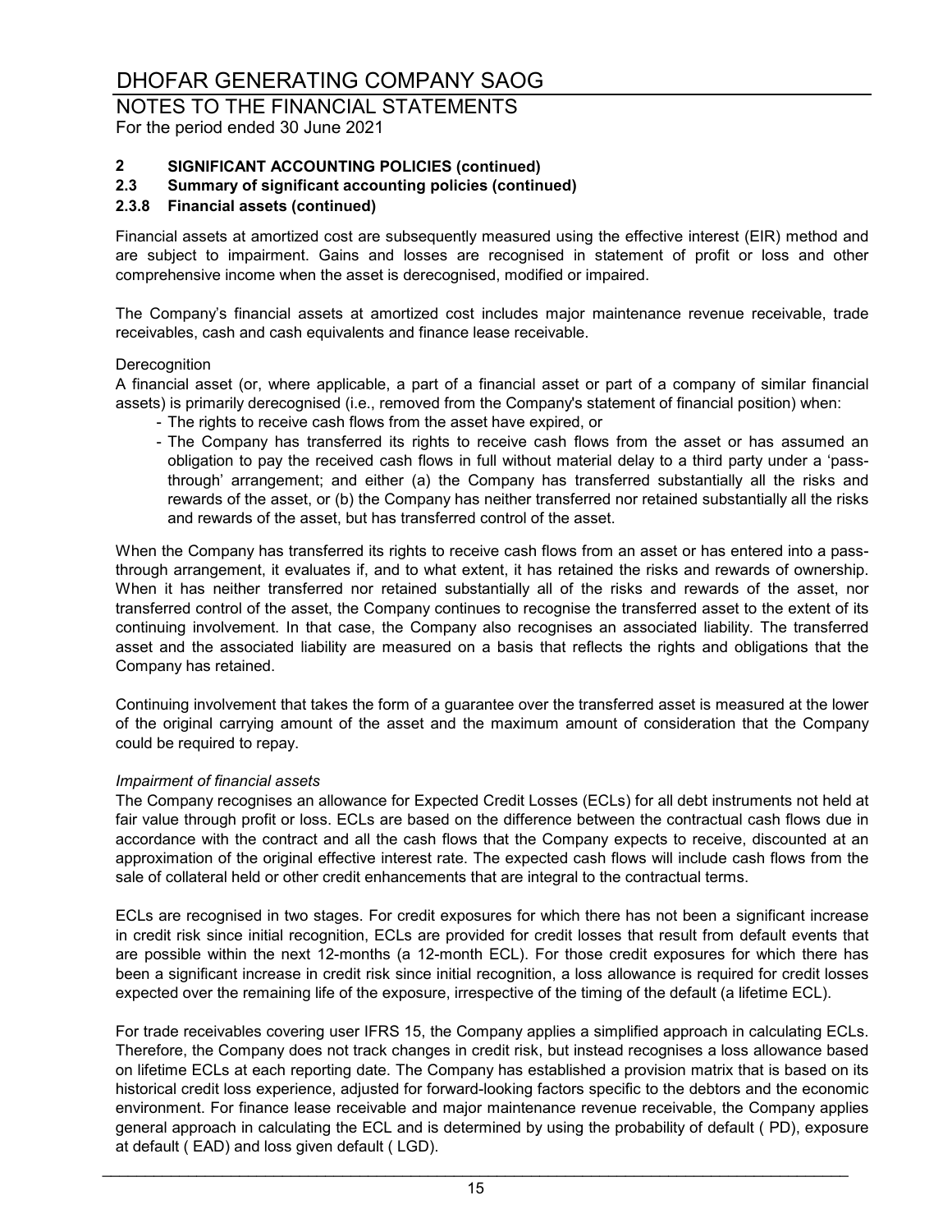## 2 SIGNIFICANT ACCOUNTING POLICIES (continued)

### 2.3 Summary of significant accounting policies (continued)

#### 2.3.8 Financial assets (continued)

Financial assets at amortized cost are subsequently measured using the effective interest (EIR) method and are subject to impairment. Gains and losses are recognised in statement of profit or loss and other comprehensive income when the asset is derecognised, modified or impaired.

The Company's financial assets at amortized cost includes major maintenance revenue receivable, trade receivables, cash and cash equivalents and finance lease receivable.

Derecognition

A financial asset (or, where applicable, a part of a financial asset or part of a company of similar financial assets) is primarily derecognised (i.e., removed from the Company's statement of financial position) when:

- The rights to receive cash flows from the asset have expired, or
- The Company has transferred its rights to receive cash flows from the asset or has assumed an obligation to pay the received cash flows in full without material delay to a third party under a 'pass-through' arrangement; and either (a) the Company has transferred substantially all the risks and rewards of the asset, or (b) the Company has neither transferred nor retained substantially all the risks and rewards of the asset, but has transferred control of the asset.

When the Company has transferred its rights to receive cash flows from an asset or has entered into a pass-through arrangement, it evaluates if, and to what extent, it has retained the risks and rewards of ownership. When it has neither transferred nor retained substantially all of the risks and rewards of the asset, nor transferred control of the asset, the Company continues to recognise the transferred asset to the extent of its continuing involvement. In that case, the Company also recognises an associated liability. The transferred asset and the associated liability are measured on a basis that reflects the rights and obligations that the Company has retained.

Continuing involvement that takes the form of a guarantee over the transferred asset is measured at the lower of the original carrying amount of the asset and the maximum amount of consideration that the Company could be required to repay.

*Impairment of financial assets*

The Company recognises an allowance for Expected Credit Losses (ECLs) for all debt instruments not held at fair value through profit or loss. ECLs are based on the difference between the contractual cash flows due in accordance with the contract and all the cash flows that the Company expects to receive, discounted at an approximation of the original effective interest rate. The expected cash flows will include cash flows from the sale of collateral held or other credit enhancements that are integral to the contractual terms.

ECLs are recognised in two stages. For credit exposures for which there has not been a significant increase in credit risk since initial recognition, ECLs are provided for credit losses that result from default events that are possible within the next 12-months (a 12-month ECL). For those credit exposures for which there has been a significant increase in credit risk since initial recognition, a loss allowance is required for credit losses expected over the remaining life of the exposure, irrespective of the timing of the default (a lifetime ECL).

For trade receivables covering user IFRS 15, the Company applies a simplified approach in calculating ECLs. Therefore, the Company does not track changes in credit risk, but instead recognises a loss allowance based on lifetime ECLs at each reporting date. The Company has established a provision matrix that is based on its historical credit loss experience, adjusted for forward-looking factors specific to the debtors and the economic environment. For finance lease receivable and major maintenance revenue receivable, the Company applies general approach in calculating the ECL and is determined by using the probability of default ( PD), exposure at default ( EAD) and loss given default ( LGD).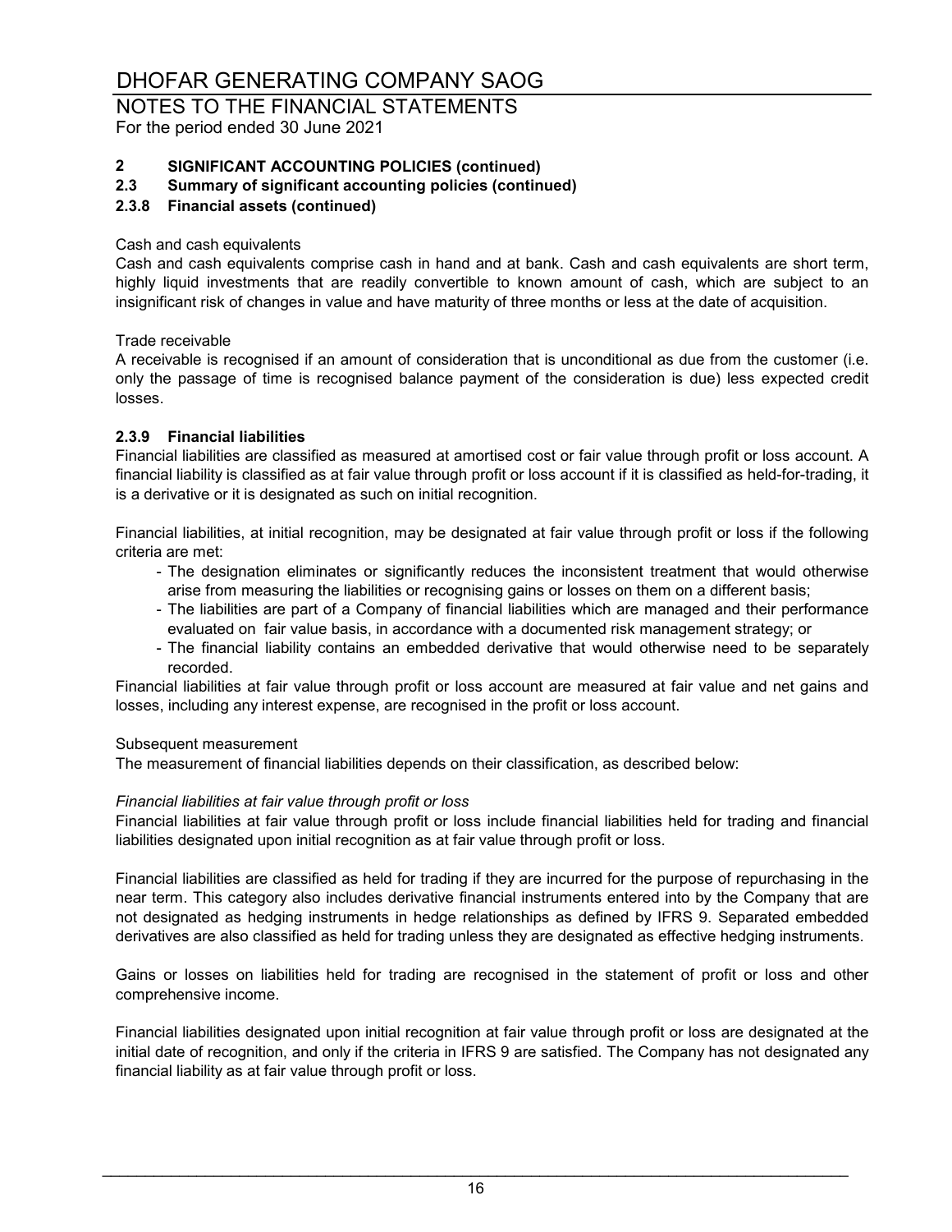## 2 SIGNIFICANT ACCOUNTING POLICIES (continued)

### 2.3 Summary of significant accounting policies (continued)

#### 2.3.8 Financial assets (continued)

Cash and cash equivalents

Cash and cash equivalents comprise cash in hand and at bank. Cash and cash equivalents are short term, highly liquid investments that are readily convertible to known amount of cash, which are subject to an insignificant risk of changes in value and have maturity of three months or less at the date of acquisition.

Trade receivable

A receivable is recognised if an amount of consideration that is unconditional as due from the customer (i.e. only the passage of time is recognised balance payment of the consideration is due) less expected credit losses.

#### 2.3.9 Financial liabilities

Financial liabilities are classified as measured at amortised cost or fair value through profit or loss account. A financial liability is classified as at fair value through profit or loss account if it is classified as held-for-trading, it is a derivative or it is designated as such on initial recognition.

Financial liabilities, at initial recognition, may be designated at fair value through profit or loss if the following criteria are met:

- The designation eliminates or significantly reduces the inconsistent treatment that would otherwise arise from measuring the liabilities or recognising gains or losses on them on a different basis;
- The liabilities are part of a Company of financial liabilities which are managed and their performance evaluated on fair value basis, in accordance with a documented risk management strategy; or
- The financial liability contains an embedded derivative that would otherwise need to be separately recorded.

Financial liabilities at fair value through profit or loss account are measured at fair value and net gains and losses, including any interest expense, are recognised in the profit or loss account.

Subsequent measurement

The measurement of financial liabilities depends on their classification, as described below:

*Financial liabilities at fair value through profit or loss*

Financial liabilities at fair value through profit or loss include financial liabilities held for trading and financial liabilities designated upon initial recognition as at fair value through profit or loss.

Financial liabilities are classified as held for trading if they are incurred for the purpose of repurchasing in the near term. This category also includes derivative financial instruments entered into by the Company that are not designated as hedging instruments in hedge relationships as defined by IFRS 9. Separated embedded derivatives are also classified as held for trading unless they are designated as effective hedging instruments.

Gains or losses on liabilities held for trading are recognised in the statement of profit or loss and other comprehensive income.

Financial liabilities designated upon initial recognition at fair value through profit or loss are designated at the initial date of recognition, and only if the criteria in IFRS 9 are satisfied. The Company has not designated any financial liability as at fair value through profit or loss.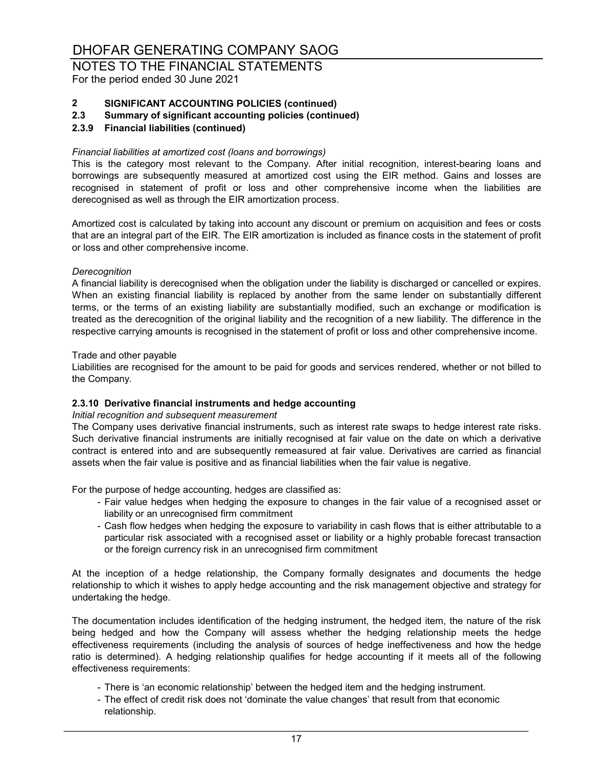# DHOFAR GENERATING COMPANY SAOG

## NOTES TO THE FINANCIAL STATEMENTS

For the period ended 30 June 2021

### 2 SIGNIFICANT ACCOUNTING POLICIES (continued)

### 2.3 Summary of significant accounting policies (continued)

### 2.3.9 Financial liabilities (continued)

*Financial liabilities at amortized cost (loans and borrowings)*

This is the category most relevant to the Company. After initial recognition, interest-bearing loans and borrowings are subsequently measured at amortized cost using the EIR method. Gains and losses are recognised in statement of profit or loss and other comprehensive income when the liabilities are derecognised as well as through the EIR amortization process.

Amortized cost is calculated by taking into account any discount or premium on acquisition and fees or costs that are an integral part of the EIR. The EIR amortization is included as finance costs in the statement of profit or loss and other comprehensive income.

*Derecognition*

A financial liability is derecognised when the obligation under the liability is discharged or cancelled or expires. When an existing financial liability is replaced by another from the same lender on substantially different terms, or the terms of an existing liability are substantially modified, such an exchange or modification is treated as the derecognition of the original liability and the recognition of a new liability. The difference in the respective carrying amounts is recognised in the statement of profit or loss and other comprehensive income.

Trade and other payable

Liabilities are recognised for the amount to be paid for goods and services rendered, whether or not billed to the Company.

### 2.3.10 Derivative financial instruments and hedge accounting

*Initial recognition and subsequent measurement*

The Company uses derivative financial instruments, such as interest rate swaps to hedge interest rate risks. Such derivative financial instruments are initially recognised at fair value on the date on which a derivative contract is entered into and are subsequently remeasured at fair value. Derivatives are carried as financial assets when the fair value is positive and as financial liabilities when the fair value is negative.

For the purpose of hedge accounting, hedges are classified as:

- Fair value hedges when hedging the exposure to changes in the fair value of a recognised asset or liability or an unrecognised firm commitment
- Cash flow hedges when hedging the exposure to variability in cash flows that is either attributable to a particular risk associated with a recognised asset or liability or a highly probable forecast transaction or the foreign currency risk in an unrecognised firm commitment

At the inception of a hedge relationship, the Company formally designates and documents the hedge relationship to which it wishes to apply hedge accounting and the risk management objective and strategy for undertaking the hedge.

The documentation includes identification of the hedging instrument, the hedged item, the nature of the risk being hedged and how the Company will assess whether the hedging relationship meets the hedge effectiveness requirements (including the analysis of sources of hedge ineffectiveness and how the hedge ratio is determined). A hedging relationship qualifies for hedge accounting if it meets all of the following effectiveness requirements:

- There is 'an economic relationship' between the hedged item and the hedging instrument.
- The effect of credit risk does not 'dominate the value changes' that result from that economic relationship.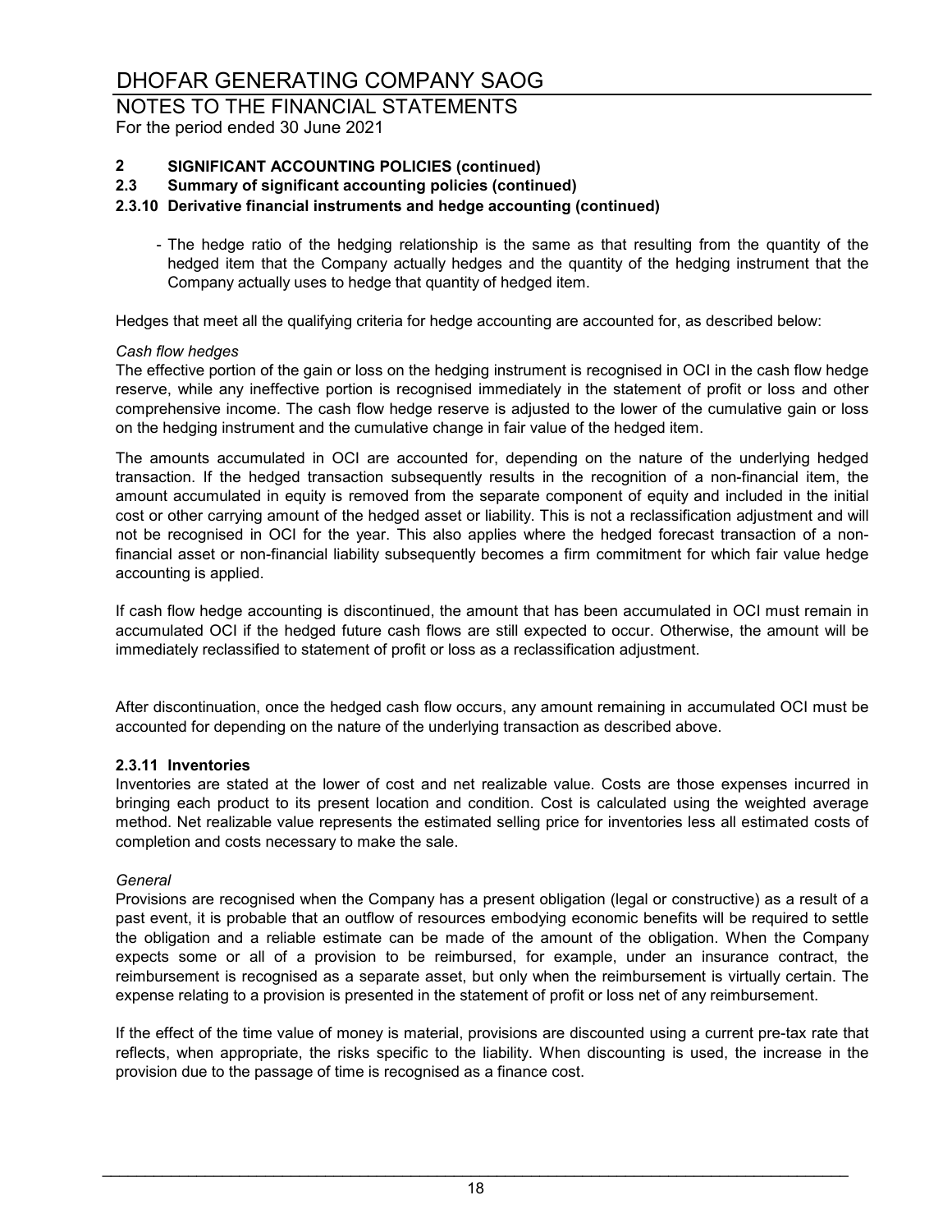## 2 SIGNIFICANT ACCOUNTING POLICIES (continued)

### 2.3 Summary of significant accounting policies (continued)

#### 2.3.10 Derivative financial instruments and hedge accounting (continued)

- The hedge ratio of the hedging relationship is the same as that resulting from the quantity of the hedged item that the Company actually hedges and the quantity of the hedging instrument that the Company actually uses to hedge that quantity of hedged item.

Hedges that meet all the qualifying criteria for hedge accounting are accounted for, as described below:

*Cash flow hedges*

The effective portion of the gain or loss on the hedging instrument is recognised in OCI in the cash flow hedge reserve, while any ineffective portion is recognised immediately in the statement of profit or loss and other comprehensive income. The cash flow hedge reserve is adjusted to the lower of the cumulative gain or loss on the hedging instrument and the cumulative change in fair value of the hedged item.

The amounts accumulated in OCI are accounted for, depending on the nature of the underlying hedged transaction. If the hedged transaction subsequently results in the recognition of a non-financial item, the amount accumulated in equity is removed from the separate component of equity and included in the initial cost or other carrying amount of the hedged asset or liability. This is not a reclassification adjustment and will not be recognised in OCI for the year. This also applies where the hedged forecast transaction of a non-financial asset or non-financial liability subsequently becomes a firm commitment for which fair value hedge accounting is applied.

If cash flow hedge accounting is discontinued, the amount that has been accumulated in OCI must remain in accumulated OCI if the hedged future cash flows are still expected to occur. Otherwise, the amount will be immediately reclassified to statement of profit or loss as a reclassification adjustment.

After discontinuation, once the hedged cash flow occurs, any amount remaining in accumulated OCI must be accounted for depending on the nature of the underlying transaction as described above.

#### 2.3.11 Inventories

Inventories are stated at the lower of cost and net realizable value. Costs are those expenses incurred in bringing each product to its present location and condition. Cost is calculated using the weighted average method. Net realizable value represents the estimated selling price for inventories less all estimated costs of completion and costs necessary to make the sale.

*General*

Provisions are recognised when the Company has a present obligation (legal or constructive) as a result of a past event, it is probable that an outflow of resources embodying economic benefits will be required to settle the obligation and a reliable estimate can be made of the amount of the obligation. When the Company expects some or all of a provision to be reimbursed, for example, under an insurance contract, the reimbursement is recognised as a separate asset, but only when the reimbursement is virtually certain. The expense relating to a provision is presented in the statement of profit or loss net of any reimbursement.

If the effect of the time value of money is material, provisions are discounted using a current pre-tax rate that reflects, when appropriate, the risks specific to the liability. When discounting is used, the increase in the provision due to the passage of time is recognised as a finance cost.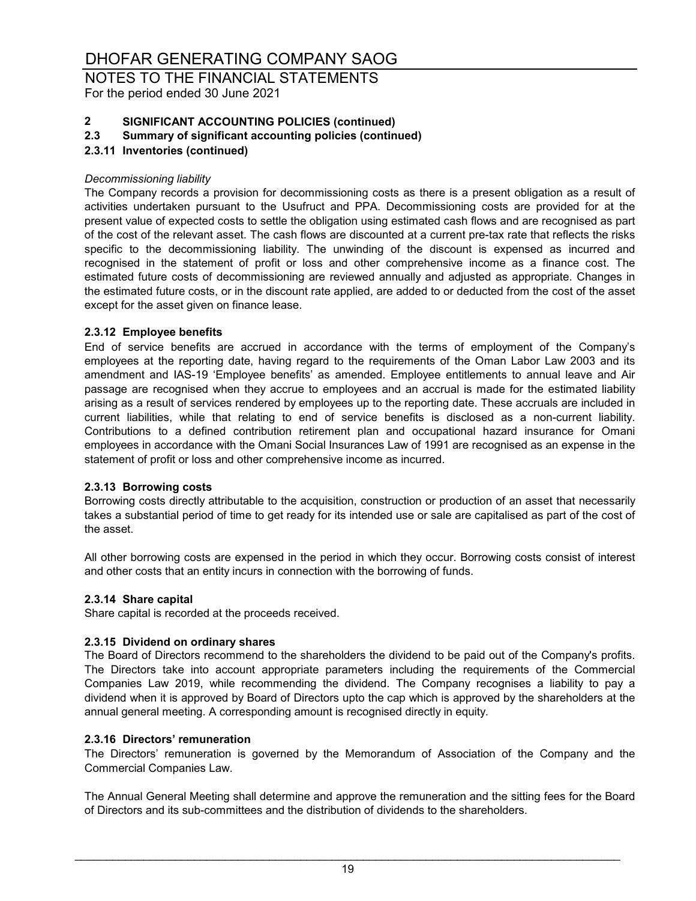## 2 SIGNIFICANT ACCOUNTING POLICIES (continued)

### 2.3 Summary of significant accounting policies (continued)

#### 2.3.11 Inventories (continued)

*Decommissioning liability*

The Company records a provision for decommissioning costs as there is a present obligation as a result of activities undertaken pursuant to the Usufruct and PPA. Decommissioning costs are provided for at the present value of expected costs to settle the obligation using estimated cash flows and are recognised as part of the cost of the relevant asset. The cash flows are discounted at a current pre-tax rate that reflects the risks specific to the decommissioning liability. The unwinding of the discount is expensed as incurred and recognised in the statement of profit or loss and other comprehensive income as a finance cost. The estimated future costs of decommissioning are reviewed annually and adjusted as appropriate. Changes in the estimated future costs, or in the discount rate applied, are added to or deducted from the cost of the asset except for the asset given on finance lease.

#### 2.3.12 Employee benefits

End of service benefits are accrued in accordance with the terms of employment of the Company's employees at the reporting date, having regard to the requirements of the Oman Labor Law 2003 and its amendment and IAS-19 'Employee benefits' as amended. Employee entitlements to annual leave and Air passage are recognised when they accrue to employees and an accrual is made for the estimated liability arising as a result of services rendered by employees up to the reporting date. These accruals are included in current liabilities, while that relating to end of service benefits is disclosed as a non-current liability. Contributions to a defined contribution retirement plan and occupational hazard insurance for Omani employees in accordance with the Omani Social Insurances Law of 1991 are recognised as an expense in the statement of profit or loss and other comprehensive income as incurred.

#### 2.3.13 Borrowing costs

Borrowing costs directly attributable to the acquisition, construction or production of an asset that necessarily takes a substantial period of time to get ready for its intended use or sale are capitalised as part of the cost of the asset.

All other borrowing costs are expensed in the period in which they occur. Borrowing costs consist of interest and other costs that an entity incurs in connection with the borrowing of funds.

#### 2.3.14 Share capital

Share capital is recorded at the proceeds received.

#### 2.3.15 Dividend on ordinary shares

The Board of Directors recommend to the shareholders the dividend to be paid out of the Company's profits. The Directors take into account appropriate parameters including the requirements of the Commercial Companies Law 2019, while recommending the dividend. The Company recognises a liability to pay a dividend when it is approved by Board of Directors upto the cap which is approved by the shareholders at the annual general meeting. A corresponding amount is recognised directly in equity.

#### 2.3.16 Directors' remuneration

The Directors' remuneration is governed by the Memorandum of Association of the Company and the Commercial Companies Law.

The Annual General Meeting shall determine and approve the remuneration and the sitting fees for the Board of Directors and its sub-committees and the distribution of dividends to the shareholders.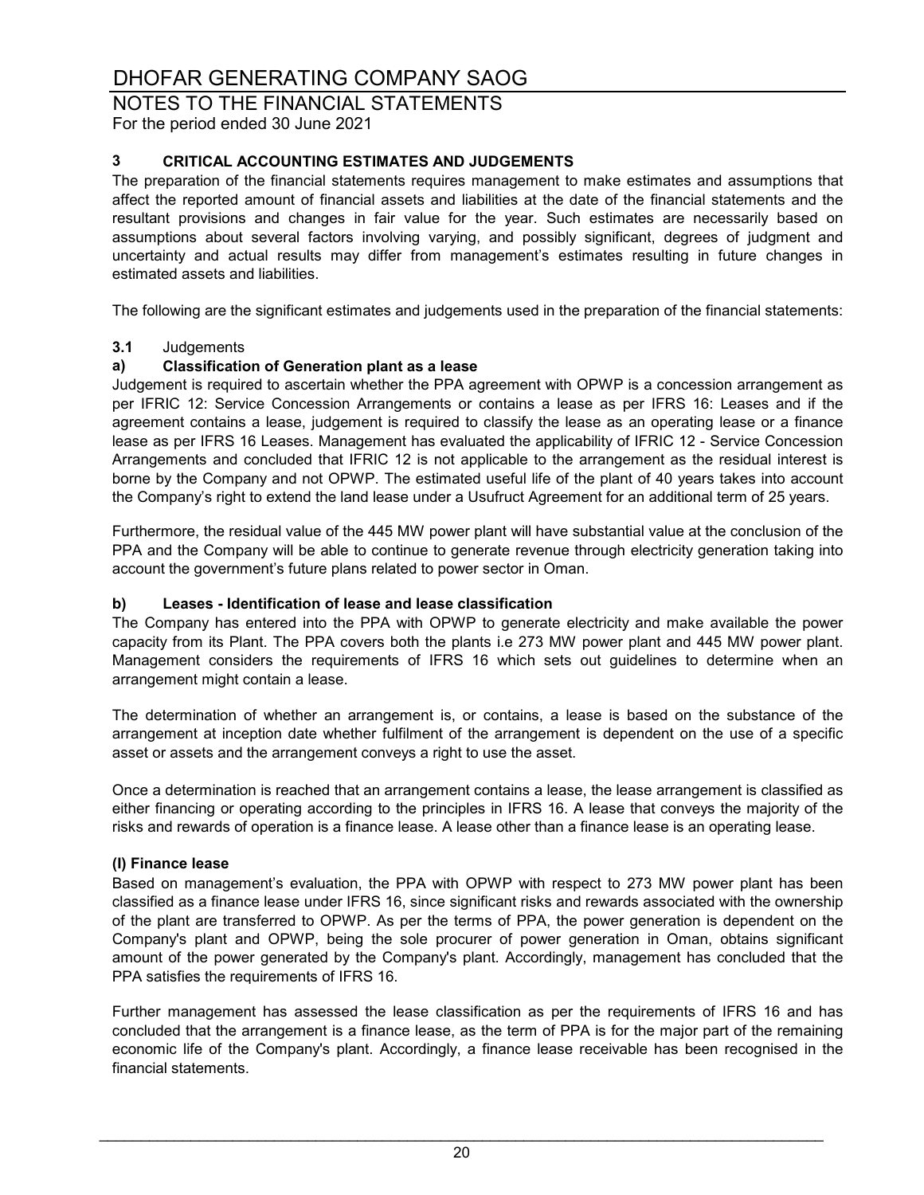# DHOFAR GENERATING COMPANY SAOG

## NOTES TO THE FINANCIAL STATEMENTS

For the period ended 30 June 2021

### 3 CRITICAL ACCOUNTING ESTIMATES AND JUDGEMENTS

The preparation of the financial statements requires management to make estimates and assumptions that affect the reported amount of financial assets and liabilities at the date of the financial statements and the resultant provisions and changes in fair value for the year. Such estimates are necessarily based on assumptions about several factors involving varying, and possibly significant, degrees of judgment and uncertainty and actual results may differ from management's estimates resulting in future changes in estimated assets and liabilities.

The following are the significant estimates and judgements used in the preparation of the financial statements:

**3.1** Judgements

**a) Classification of Generation plant as a lease**

Judgement is required to ascertain whether the PPA agreement with OPWP is a concession arrangement as per IFRIC 12: Service Concession Arrangements or contains a lease as per IFRS 16: Leases and if the agreement contains a lease, judgement is required to classify the lease as an operating lease or a finance lease as per IFRS 16 Leases. Management has evaluated the applicability of IFRIC 12 - Service Concession Arrangements and concluded that IFRIC 12 is not applicable to the arrangement as the residual interest is borne by the Company and not OPWP. The estimated useful life of the plant of 40 years takes into account the Company's right to extend the land lease under a Usufruct Agreement for an additional term of 25 years.

Furthermore, the residual value of the 445 MW power plant will have substantial value at the conclusion of the PPA and the Company will be able to continue to generate revenue through electricity generation taking into account the government's future plans related to power sector in Oman.

**b) Leases - Identification of lease and lease classification**

The Company has entered into the PPA with OPWP to generate electricity and make available the power capacity from its Plant. The PPA covers both the plants i.e 273 MW power plant and 445 MW power plant. Management considers the requirements of IFRS 16 which sets out guidelines to determine when an arrangement might contain a lease.

The determination of whether an arrangement is, or contains, a lease is based on the substance of the arrangement at inception date whether fulfilment of the arrangement is dependent on the use of a specific asset or assets and the arrangement conveys a right to use the asset.

Once a determination is reached that an arrangement contains a lease, the lease arrangement is classified as either financing or operating according to the principles in IFRS 16. A lease that conveys the majority of the risks and rewards of operation is a finance lease. A lease other than a finance lease is an operating lease.

**(I) Finance lease**

Based on management's evaluation, the PPA with OPWP with respect to 273 MW power plant has been classified as a finance lease under IFRS 16, since significant risks and rewards associated with the ownership of the plant are transferred to OPWP. As per the terms of PPA, the power generation is dependent on the Company's plant and OPWP, being the sole procurer of power generation in Oman, obtains significant amount of the power generated by the Company's plant. Accordingly, management has concluded that the PPA satisfies the requirements of IFRS 16.

Further management has assessed the lease classification as per the requirements of IFRS 16 and has concluded that the arrangement is a finance lease, as the term of PPA is for the major part of the remaining economic life of the Company's plant. Accordingly, a finance lease receivable has been recognised in the financial statements.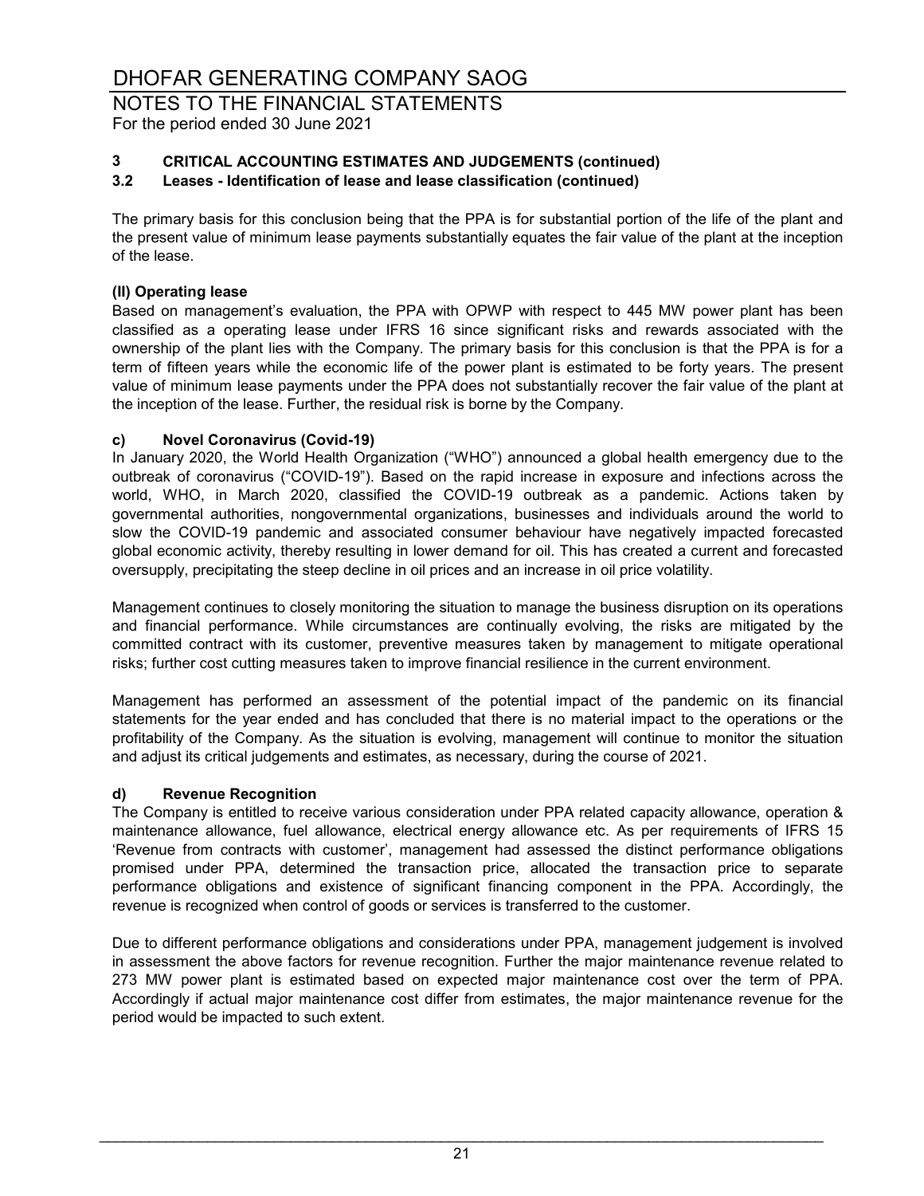### 3 CRITICAL ACCOUNTING ESTIMATES AND JUDGEMENTS (continued)

### 3.2 Leases - Identification of lease and lease classification (continued)

The primary basis for this conclusion being that the PPA is for substantial portion of the life of the plant and the present value of minimum lease payments substantially equates the fair value of the plant at the inception of the lease.

**(II) Operating lease**

Based on management's evaluation, the PPA with OPWP with respect to 445 MW power plant has been classified as a operating lease under IFRS 16 since significant risks and rewards associated with the ownership of the plant lies with the Company. The primary basis for this conclusion is that the PPA is for a term of fifteen years while the economic life of the power plant is estimated to be forty years. The present value of minimum lease payments under the PPA does not substantially recover the fair value of the plant at the inception of the lease. Further, the residual risk is borne by the Company.

#### c) Novel Coronavirus (Covid-19)

In January 2020, the World Health Organization ("WHO") announced a global health emergency due to the outbreak of coronavirus ("COVID-19"). Based on the rapid increase in exposure and infections across the world, WHO, in March 2020, classified the COVID-19 outbreak as a pandemic. Actions taken by governmental authorities, nongovernmental organizations, businesses and individuals around the world to slow the COVID-19 pandemic and associated consumer behaviour have negatively impacted forecasted global economic activity, thereby resulting in lower demand for oil. This has created a current and forecasted oversupply, precipitating the steep decline in oil prices and an increase in oil price volatility.

Management continues to closely monitoring the situation to manage the business disruption on its operations and financial performance. While circumstances are continually evolving, the risks are mitigated by the committed contract with its customer, preventive measures taken by management to mitigate operational risks; further cost cutting measures taken to improve financial resilience in the current environment.

Management has performed an assessment of the potential impact of the pandemic on its financial statements for the year ended and has concluded that there is no material impact to the operations or the profitability of the Company. As the situation is evolving, management will continue to monitor the situation and adjust its critical judgements and estimates, as necessary, during the course of 2021.

#### d) Revenue Recognition

The Company is entitled to receive various consideration under PPA related capacity allowance, operation & maintenance allowance, fuel allowance, electrical energy allowance etc. As per requirements of IFRS 15 'Revenue from contracts with customer', management had assessed the distinct performance obligations promised under PPA, determined the transaction price, allocated the transaction price to separate performance obligations and existence of significant financing component in the PPA. Accordingly, the revenue is recognized when control of goods or services is transferred to the customer.

Due to different performance obligations and considerations under PPA, management judgement is involved in assessment the above factors for revenue recognition. Further the major maintenance revenue related to 273 MW power plant is estimated based on expected major maintenance cost over the term of PPA. Accordingly if actual major maintenance cost differ from estimates, the major maintenance revenue for the period would be impacted to such extent.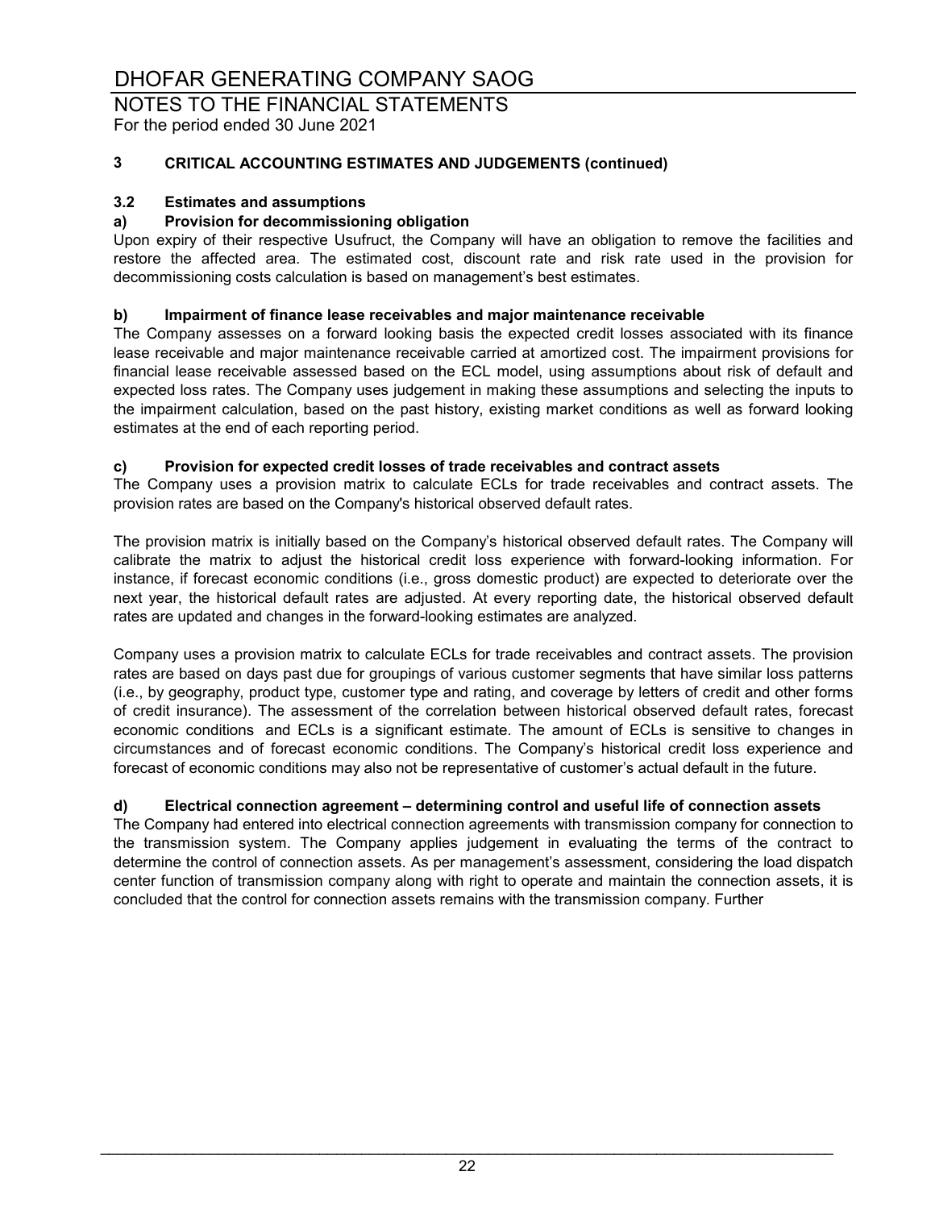### 3 CRITICAL ACCOUNTING ESTIMATES AND JUDGEMENTS (continued)

### 3.2 Estimates and assumptions

#### a) Provision for decommissioning obligation

Upon expiry of their respective Usufruct, the Company will have an obligation to remove the facilities and restore the affected area. The estimated cost, discount rate and risk rate used in the provision for decommissioning costs calculation is based on management's best estimates.

#### b) Impairment of finance lease receivables and major maintenance receivable

The Company assesses on a forward looking basis the expected credit losses associated with its finance lease receivable and major maintenance receivable carried at amortized cost. The impairment provisions for financial lease receivable assessed based on the ECL model, using assumptions about risk of default and expected loss rates. The Company uses judgement in making these assumptions and selecting the inputs to the impairment calculation, based on the past history, existing market conditions as well as forward looking estimates at the end of each reporting period.

#### c) Provision for expected credit losses of trade receivables and contract assets

The Company uses a provision matrix to calculate ECLs for trade receivables and contract assets. The provision rates are based on the Company's historical observed default rates.

The provision matrix is initially based on the Company's historical observed default rates. The Company will calibrate the matrix to adjust the historical credit loss experience with forward-looking information. For instance, if forecast economic conditions (i.e., gross domestic product) are expected to deteriorate over the next year, the historical default rates are adjusted. At every reporting date, the historical observed default rates are updated and changes in the forward-looking estimates are analyzed.

Company uses a provision matrix to calculate ECLs for trade receivables and contract assets. The provision rates are based on days past due for groupings of various customer segments that have similar loss patterns (i.e., by geography, product type, customer type and rating, and coverage by letters of credit and other forms of credit insurance). The assessment of the correlation between historical observed default rates, forecast economic conditions and ECLs is a significant estimate. The amount of ECLs is sensitive to changes in circumstances and of forecast economic conditions. The Company's historical credit loss experience and forecast of economic conditions may also not be representative of customer's actual default in the future.

#### d) Electrical connection agreement – determining control and useful life of connection assets

The Company had entered into electrical connection agreements with transmission company for connection to the transmission system. The Company applies judgement in evaluating the terms of the contract to determine the control of connection assets. As per management's assessment, considering the load dispatch center function of transmission company along with right to operate and maintain the connection assets, it is concluded that the control for connection assets remains with the transmission company. Further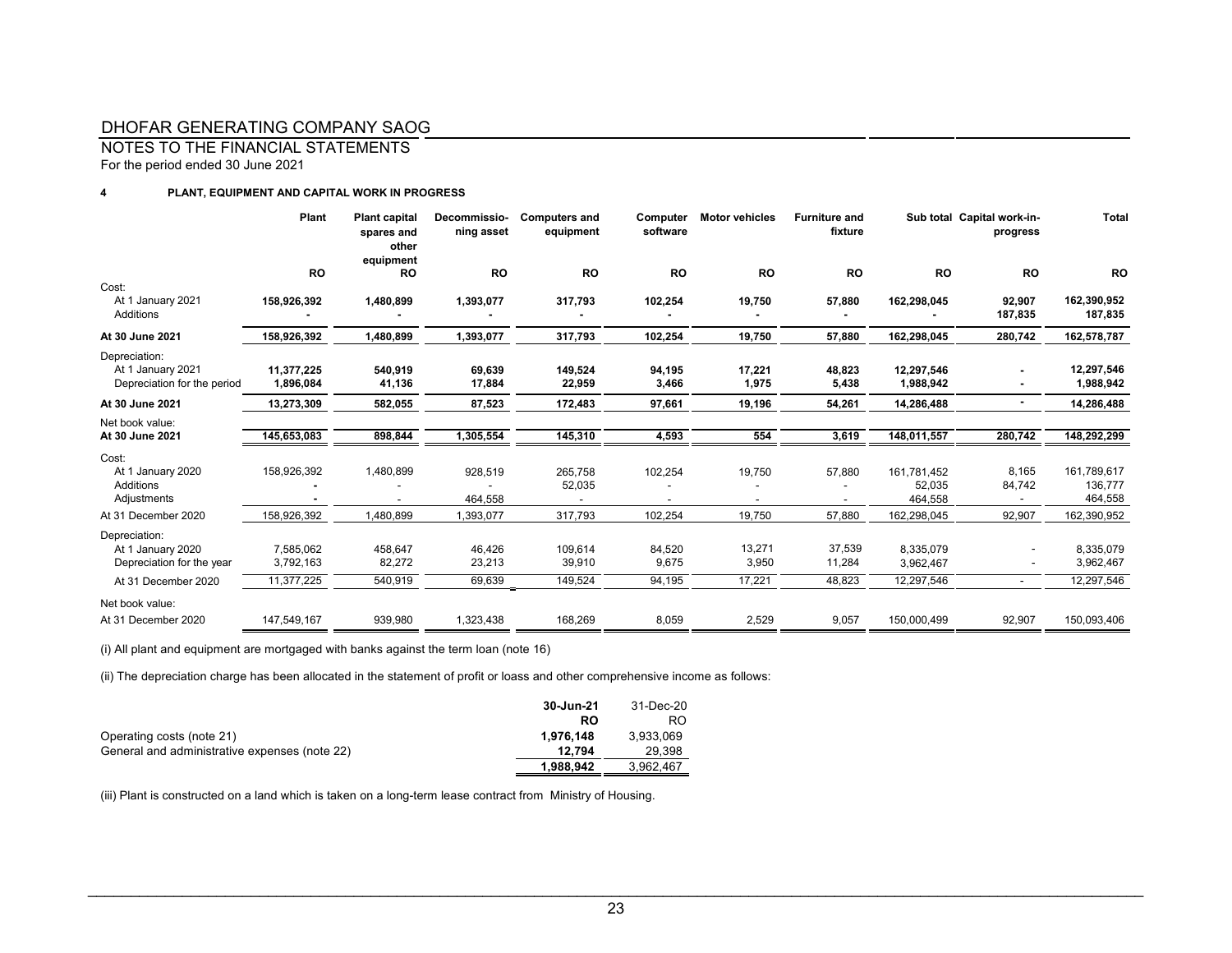# DHOFAR GENERATING COMPANY SAOG

## NOTES TO THE FINANCIAL STATEMENTS

For the period ended 30 June 2021

### 4 PLANT, EQUIPMENT AND CAPITAL WORK IN PROGRESS

| | Plant | Plant capital spares and other equipment | Decommissioning asset | Computers and equipment | Computer software | Motor vehicles | Furniture and fixture | Sub total | Capital work-in-progress | Total |
|---|---|---|---|---|---|---|---|---|---|---|
| | RO | RO | RO | RO | RO | RO | RO | RO | RO | RO |
| Cost: | | | | | | | | | | |
| At 1 January 2021 | **158,926,392** | **1,480,899** | **1,393,077** | **317,793** | **102,254** | **19,750** | **57,880** | **162,298,045** | **92,907** | **162,390,952** |
| Additions | **-** | **-** | **-** | **-** | **-** | **-** | **-** | **-** | **187,835** | **187,835** |
| **At 30 June 2021** | **158,926,392** | **1,480,899** | **1,393,077** | **317,793** | **102,254** | **19,750** | **57,880** | **162,298,045** | **280,742** | **162,578,787** |
| Depreciation: | | | | | | | | | | |
| At 1 January 2021 | **11,377,225** | **540,919** | **69,639** | **149,524** | **94,195** | **17,221** | **48,823** | **12,297,546** | **-** | **12,297,546** |
| Depreciation for the period | **1,896,084** | **41,136** | **17,884** | **22,959** | **3,466** | **1,975** | **5,438** | **1,988,942** | **-** | **1,988,942** |
| **At 30 June 2021** | **13,273,309** | **582,055** | **87,523** | **172,483** | **97,661** | **19,196** | **54,261** | **14,286,488** | **-** | **14,286,488** |
| Net book value: | | | | | | | | | | |
| **At 30 June 2021** | **145,653,083** | **898,844** | **1,305,554** | **145,310** | **4,593** | **554** | **3,619** | **148,011,557** | **280,742** | **148,292,299** |
| Cost: | | | | | | | | | | |
| At 1 January 2020 | 158,926,392 | 1,480,899 | 928,519 | 265,758 | 102,254 | 19,750 | 57,880 | 161,781,452 | 8,165 | 161,789,617 |
| Additions | **-** | - | - | 52,035 | - | - | - | 52,035 | 84,742 | 136,777 |
| Adjustments | **-** | - | 464,558 | - | - | - | - | 464,558 | - | 464,558 |
| At 31 December 2020 | 158,926,392 | 1,480,899 | 1,393,077 | 317,793 | 102,254 | 19,750 | 57,880 | 162,298,045 | 92,907 | 162,390,952 |
| Depreciation: | | | | | | | | | | |
| At 1 January 2020 | 7,585,062 | 458,647 | 46,426 | 109,614 | 84,520 | 13,271 | 37,539 | 8,335,079 | - | 8,335,079 |
| Depreciation for the year | 3,792,163 | 82,272 | 23,213 | 39,910 | 9,675 | 3,950 | 11,284 | 3,962,467 | - | 3,962,467 |
| At 31 December 2020 | 11,377,225 | 540,919 | 69,639 | 149,524 | 94,195 | 17,221 | 48,823 | 12,297,546 | - | 12,297,546 |
| Net book value: | | | | | | | | | | |
| At 31 December 2020 | 147,549,167 | 939,980 | 1,323,438 | 168,269 | 8,059 | 2,529 | 9,057 | 150,000,499 | 92,907 | 150,093,406 |

(i) All plant and equipment are mortgaged with banks against the term loan (note 16)

(ii) The depreciation charge has been allocated in the statement of profit or loass and other comprehensive income as follows:

| | 30-Jun-21 | 31-Dec-20 |
|---|---|---|
| | **RO** | RO |
| Operating costs (note 21) | **1,976,148** | 3,933,069 |
| General and administrative expenses (note 22) | **12,794** | 29,398 |
| | **1,988,942** | 3,962,467 |

(iii) Plant is constructed on a land which is taken on a long-term lease contract from Ministry of Housing.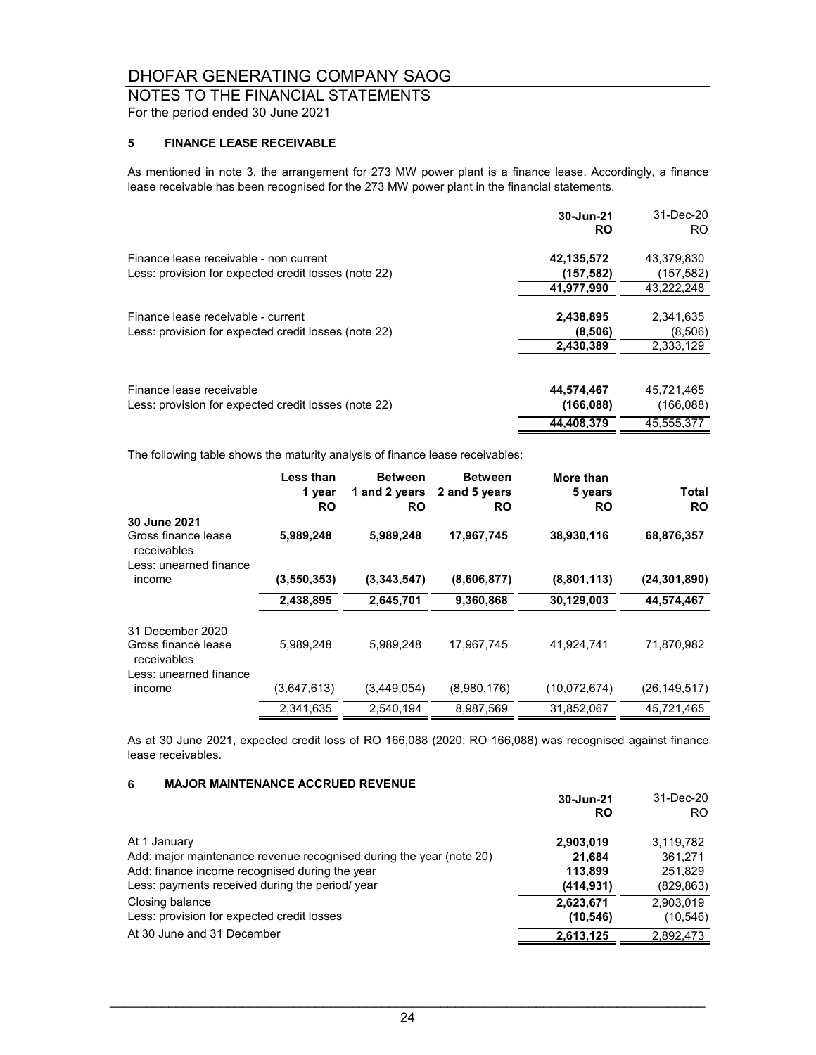# DHOFAR GENERATING COMPANY SAOG

## NOTES TO THE FINANCIAL STATEMENTS

For the period ended 30 June 2021

### 5 FINANCE LEASE RECEIVABLE

As mentioned in note 3, the arrangement for 273 MW power plant is a finance lease. Accordingly, a finance lease receivable has been recognised for the 273 MW power plant in the financial statements.

| | 30-Jun-21 RO | 31-Dec-20 RO |
|---|---|---|
| Finance lease receivable - non current | **42,135,572** | 43,379,830 |
| Less: provision for expected credit losses (note 22) | **(157,582)** | (157,582) |
| | **41,977,990** | 43,222,248 |
| Finance lease receivable - current | **2,438,895** | 2,341,635 |
| Less: provision for expected credit losses (note 22) | **(8,506)** | (8,506) |
| | **2,430,389** | 2,333,129 |
| Finance lease receivable | **44,574,467** | 45,721,465 |
| Less: provision for expected credit losses (note 22) | **(166,088)** | (166,088) |
| | **44,408,379** | 45,555,377 |

The following table shows the maturity analysis of finance lease receivables:

| | Less than 1 year RO | Between 1 and 2 years RO | Between 2 and 5 years RO | More than 5 years RO | Total RO |
|---|---|---|---|---|---|
| **30 June 2021** | | | | | |
| Gross finance lease receivables | **5,989,248** | **5,989,248** | **17,967,745** | **38,930,116** | **68,876,357** |
| Less: unearned finance income | **(3,550,353)** | **(3,343,547)** | **(8,606,877)** | **(8,801,113)** | **(24,301,890)** |
| | **2,438,895** | **2,645,701** | **9,360,868** | **30,129,003** | **44,574,467** |
| 31 December 2020 | | | | | |
| Gross finance lease receivables | 5,989,248 | 5,989,248 | 17,967,745 | 41,924,741 | 71,870,982 |
| Less: unearned finance income | (3,647,613) | (3,449,054) | (8,980,176) | (10,072,674) | (26,149,517) |
| | 2,341,635 | 2,540,194 | 8,987,569 | 31,852,067 | 45,721,465 |

As at 30 June 2021, expected credit loss of RO 166,088 (2020: RO 166,088) was recognised against finance lease receivables.

### 6 MAJOR MAINTENANCE ACCRUED REVENUE

| | 30-Jun-21 RO | 31-Dec-20 RO |
|---|---|---|
| At 1 January | **2,903,019** | 3,119,782 |
| Add: major maintenance revenue recognised during the year (note 20) | **21,684** | 361,271 |
| Add: finance income recognised during the year | **113,899** | 251,829 |
| Less: payments received during the period/ year | **(414,931)** | (829,863) |
| Closing balance | **2,623,671** | 2,903,019 |
| Less: provision for expected credit losses | **(10,546)** | (10,546) |
| At 30 June and 31 December | **2,613,125** | 2,892,473 |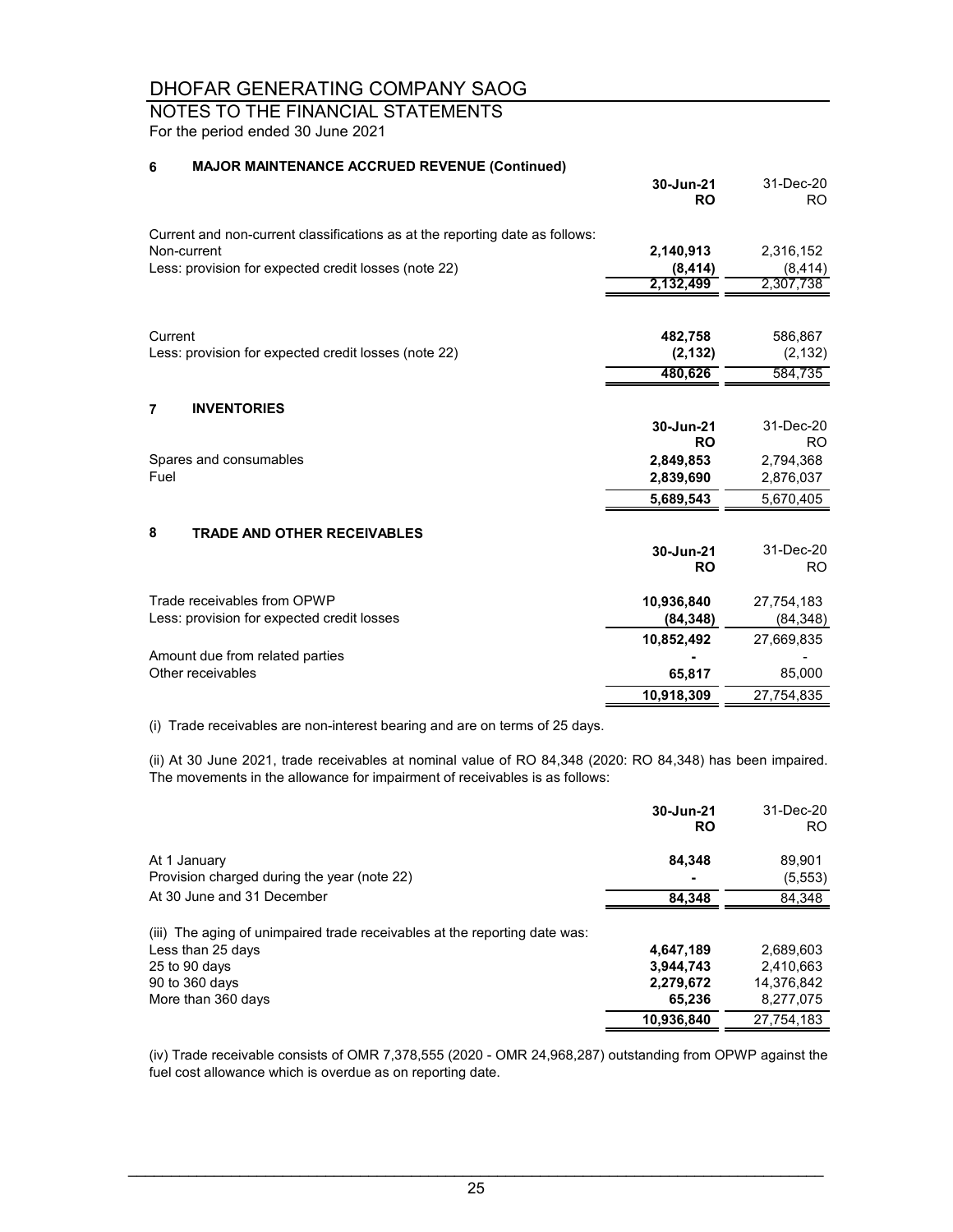# DHOFAR GENERATING COMPANY SAOG

## NOTES TO THE FINANCIAL STATEMENTS

For the period ended 30 June 2021

### 6 MAJOR MAINTENANCE ACCRUED REVENUE (Continued)

| | 30-Jun-21 RO | 31-Dec-20 RO |
|---|---|---|
| Current and non-current classifications as at the reporting date as follows: | | |
| Non-current | **2,140,913** | 2,316,152 |
| Less: provision for expected credit losses (note 22) | **(8,414)** | (8,414) |
| | **2,132,499** | 2,307,738 |
| | | |
| Current | **482,758** | 586,867 |
| Less: provision for expected credit losses (note 22) | **(2,132)** | (2,132) |
| | **480,626** | 584,735 |

### 7 INVENTORIES

| | 30-Jun-21 RO | 31-Dec-20 RO |
|---|---|---|
| Spares and consumables | **2,849,853** | 2,794,368 |
| Fuel | **2,839,690** | 2,876,037 |
| | **5,689,543** | 5,670,405 |

### 8 TRADE AND OTHER RECEIVABLES

| | 30-Jun-21 RO | 31-Dec-20 RO |
|---|---|---|
| Trade receivables from OPWP | **10,936,840** | 27,754,183 |
| Less: provision for expected credit losses | **(84,348)** | (84,348) |
| | **10,852,492** | 27,669,835 |
| Amount due from related parties | **-** | - |
| Other receivables | **65,817** | 85,000 |
| | **10,918,309** | 27,754,835 |

(i) Trade receivables are non-interest bearing and are on terms of 25 days.

(ii) At 30 June 2021, trade receivables at nominal value of RO 84,348 (2020: RO 84,348) has been impaired. The movements in the allowance for impairment of receivables is as follows:

| | 30-Jun-21 RO | 31-Dec-20 RO |
|---|---|---|
| At 1 January | **84,348** | 89,901 |
| Provision charged during the year (note 22) | **-** | (5,553) |
| At 30 June and 31 December | **84,348** | 84,348 |
| | | |
| (iii) The aging of unimpaired trade receivables at the reporting date was: | | |
| Less than 25 days | **4,647,189** | 2,689,603 |
| 25 to 90 days | **3,944,743** | 2,410,663 |
| 90 to 360 days | **2,279,672** | 14,376,842 |
| More than 360 days | **65,236** | 8,277,075 |
| | **10,936,840** | 27,754,183 |

(iv) Trade receivable consists of OMR 7,378,555 (2020 - OMR 24,968,287) outstanding from OPWP against the fuel cost allowance which is overdue as on reporting date.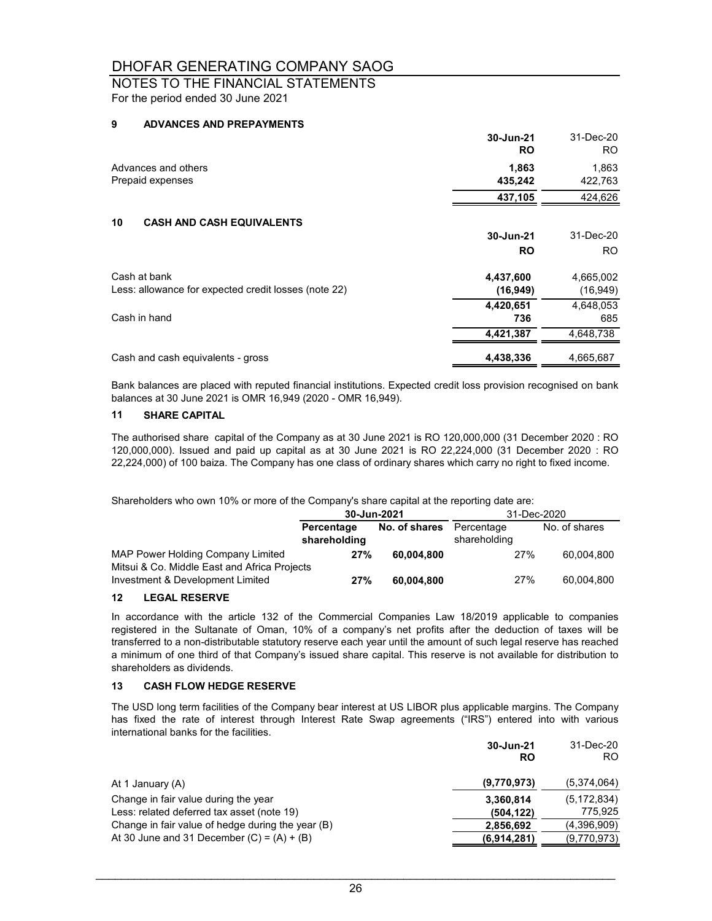# DHOFAR GENERATING COMPANY SAOG

## NOTES TO THE FINANCIAL STATEMENTS

For the period ended 30 June 2021

### 9 ADVANCES AND PREPAYMENTS

| | 30-Jun-21 RO | 31-Dec-20 RO |
|---|---|---|
| Advances and others | **1,863** | 1,863 |
| Prepaid expenses | **435,242** | 422,763 |
| | **437,105** | 424,626 |

### 10 CASH AND CASH EQUIVALENTS

| | 30-Jun-21 RO | 31-Dec-20 RO |
|---|---|---|
| Cash at bank | **4,437,600** | 4,665,002 |
| Less: allowance for expected credit losses (note 22) | **(16,949)** | (16,949) |
| | **4,420,651** | 4,648,053 |
| Cash in hand | **736** | 685 |
| | **4,421,387** | 4,648,738 |
| Cash and cash equivalents - gross | **4,438,336** | 4,665,687 |

Bank balances are placed with reputed financial institutions. Expected credit loss provision recognised on bank balances at 30 June 2021 is OMR 16,949 (2020 - OMR 16,949).

### 11 SHARE CAPITAL

The authorised share capital of the Company as at 30 June 2021 is RO 120,000,000 (31 December 2020 : RO 120,000,000). Issued and paid up capital as at 30 June 2021 is RO 22,224,000 (31 December 2020 : RO 22,224,000) of 100 baiza. The Company has one class of ordinary shares which carry no right to fixed income.

Shareholders who own 10% or more of the Company's share capital at the reporting date are:

| | 30-Jun-2021 | | 31-Dec-2020 | |
|---|---|---|---|---|
| | Percentage shareholding | No. of shares | Percentage shareholding | No. of shares |
| MAP Power Holding Company Limited | **27%** | **60,004,800** | 27% | 60,004,800 |
| Mitsui & Co. Middle East and Africa Projects Investment & Development Limited | **27%** | **60,004,800** | 27% | 60,004,800 |

### 12 LEGAL RESERVE

In accordance with the article 132 of the Commercial Companies Law 18/2019 applicable to companies registered in the Sultanate of Oman, 10% of a company's net profits after the deduction of taxes will be transferred to a non-distributable statutory reserve each year until the amount of such legal reserve has reached a minimum of one third of that Company's issued share capital. This reserve is not available for distribution to shareholders as dividends.

### 13 CASH FLOW HEDGE RESERVE

The USD long term facilities of the Company bear interest at US LIBOR plus applicable margins. The Company has fixed the rate of interest through Interest Rate Swap agreements ("IRS") entered into with various international banks for the facilities.

| | 30-Jun-21 RO | 31-Dec-20 RO |
|---|---|---|
| At 1 January (A) | **(9,770,973)** | (5,374,064) |
| Change in fair value during the year | **3,360,814** | (5,172,834) |
| Less: related deferred tax asset (note 19) | **(504,122)** | 775,925 |
| Change in fair value of hedge during the year (B) | **2,856,692** | (4,396,909) |
| At 30 June and 31 December (C) = (A) + (B) | **(6,914,281)** | (9,770,973) |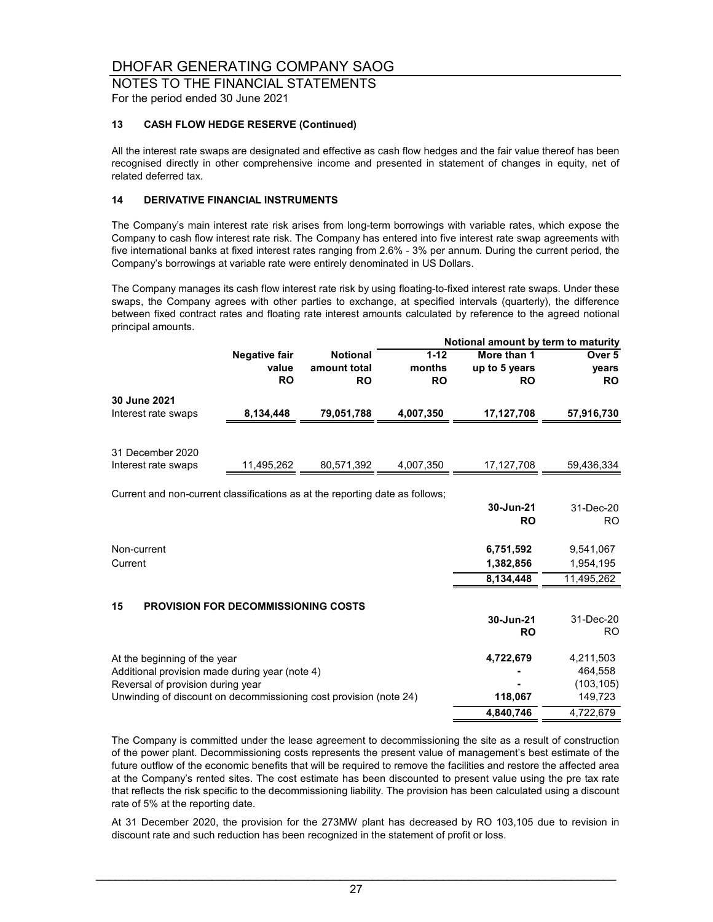# DHOFAR GENERATING COMPANY SAOG

## NOTES TO THE FINANCIAL STATEMENTS

For the period ended 30 June 2021

### 13 CASH FLOW HEDGE RESERVE (Continued)

All the interest rate swaps are designated and effective as cash flow hedges and the fair value thereof has been recognised directly in other comprehensive income and presented in statement of changes in equity, net of related deferred tax.

### 14 DERIVATIVE FINANCIAL INSTRUMENTS

The Company's main interest rate risk arises from long-term borrowings with variable rates, which expose the Company to cash flow interest rate risk. The Company has entered into five interest rate swap agreements with five international banks at fixed interest rates ranging from 2.6% - 3% per annum. During the current period, the Company's borrowings at variable rate were entirely denominated in US Dollars.

The Company manages its cash flow interest rate risk by using floating-to-fixed interest rate swaps. Under these swaps, the Company agrees with other parties to exchange, at specified intervals (quarterly), the difference between fixed contract rates and floating rate interest amounts calculated by reference to the agreed notional principal amounts.

| | | | Notional amount by term to maturity | | |
|---|---|---|---|---|---|
| | **Negative fair value RO** | **Notional amount total RO** | **1-12 months RO** | **More than 1 up to 5 years RO** | **Over 5 years RO** |
| **30 June 2021** | | | | | |
| Interest rate swaps | **8,134,448** | **79,051,788** | **4,007,350** | **17,127,708** | **57,916,730** |
| 31 December 2020 | | | | | |
| Interest rate swaps | 11,495,262 | 80,571,392 | 4,007,350 | 17,127,708 | 59,436,334 |

Current and non-current classifications as at the reporting date as follows;

| | **30-Jun-21 RO** | 31-Dec-20 RO |
|---|---|---|
| Non-current | **6,751,592** | 9,541,067 |
| Current | **1,382,856** | 1,954,195 |
| | **8,134,448** | 11,495,262 |

### 15 PROVISION FOR DECOMMISSIONING COSTS

| | **30-Jun-21 RO** | 31-Dec-20 RO |
|---|---|---|
| At the beginning of the year | **4,722,679** | 4,211,503 |
| Additional provision made during year (note 4) | **-** | 464,558 |
| Reversal of provision during year | **-** | (103,105) |
| Unwinding of discount on decommissioning cost provision (note 24) | **118,067** | 149,723 |
| | **4,840,746** | 4,722,679 |

The Company is committed under the lease agreement to decommissioning the site as a result of construction of the power plant. Decommissioning costs represents the present value of management's best estimate of the future outflow of the economic benefits that will be required to remove the facilities and restore the affected area at the Company's rented sites. The cost estimate has been discounted to present value using the pre tax rate that reflects the risk specific to the decommissioning liability. The provision has been calculated using a discount rate of 5% at the reporting date.

At 31 December 2020, the provision for the 273MW plant has decreased by RO 103,105 due to revision in discount rate and such reduction has been recognized in the statement of profit or loss.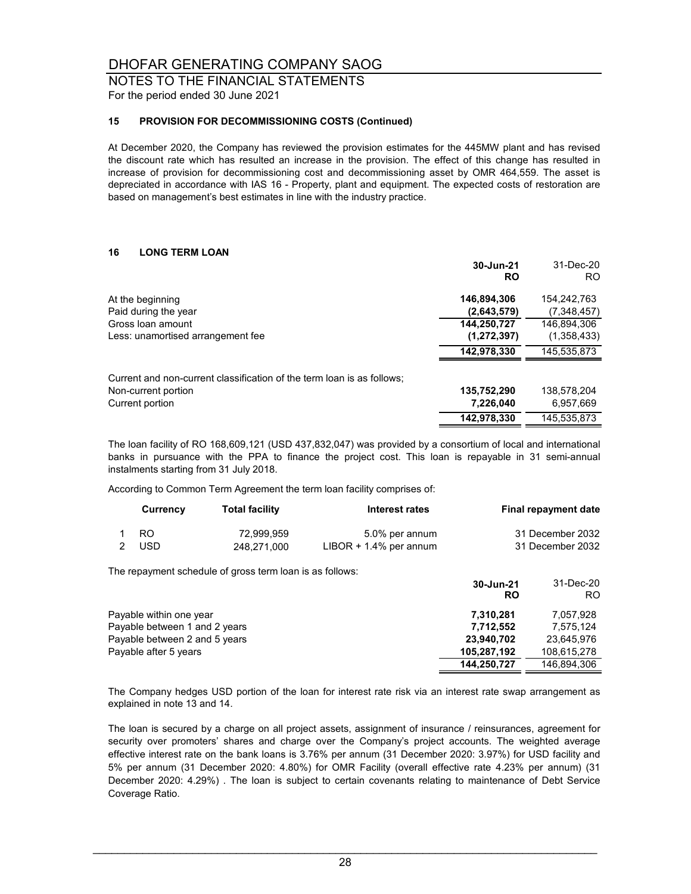## 15 PROVISION FOR DECOMMISSIONING COSTS (Continued)

At December 2020, the Company has reviewed the provision estimates for the 445MW plant and has revised the discount rate which has resulted an increase in the provision. The effect of this change has resulted in increase of provision for decommissioning cost and decommissioning asset by OMR 464,559. The asset is depreciated in accordance with IAS 16 - Property, plant and equipment. The expected costs of restoration are based on management's best estimates in line with the industry practice.

## 16 LONG TERM LOAN

| | **30-Jun-21 RO** | 31-Dec-20 RO |
|---|---|---|
| At the beginning | **146,894,306** | 154,242,763 |
| Paid during the year | **(2,643,579)** | (7,348,457) |
| Gross loan amount | **144,250,727** | 146,894,306 |
| Less: unamortised arrangement fee | **(1,272,397)** | (1,358,433) |
| | **142,978,330** | 145,535,873 |
| Current and non-current classification of the term loan is as follows; | | |
| Non-current portion | **135,752,290** | 138,578,204 |
| Current portion | **7,226,040** | 6,957,669 |
| | **142,978,330** | 145,535,873 |

The loan facility of RO 168,609,121 (USD 437,832,047) was provided by a consortium of local and international banks in pursuance with the PPA to finance the project cost. This loan is repayable in 31 semi-annual instalments starting from 31 July 2018.

According to Common Term Agreement the term loan facility comprises of:

| | Currency | Total facility | Interest rates | Final repayment date |
|---|---|---|---|---|
| 1 | RO | 72,999,959 | 5.0% per annum | 31 December 2032 |
| 2 | USD | 248,271,000 | LIBOR + 1.4% per annum | 31 December 2032 |

The repayment schedule of gross term loan is as follows:

| | **30-Jun-21 RO** | 31-Dec-20 RO |
|---|---|---|
| Payable within one year | **7,310,281** | 7,057,928 |
| Payable between 1 and 2 years | **7,712,552** | 7,575,124 |
| Payable between 2 and 5 years | **23,940,702** | 23,645,976 |
| Payable after 5 years | **105,287,192** | 108,615,278 |
| | **144,250,727** | 146,894,306 |

The Company hedges USD portion of the loan for interest rate risk via an interest rate swap arrangement as explained in note 13 and 14.

The loan is secured by a charge on all project assets, assignment of insurance / reinsurances, agreement for security over promoters' shares and charge over the Company's project accounts. The weighted average effective interest rate on the bank loans is 3.76% per annum (31 December 2020: 3.97%) for USD facility and 5% per annum (31 December 2020: 4.80%) for OMR Facility (overall effective rate 4.23% per annum) (31 December 2020: 4.29%) . The loan is subject to certain covenants relating to maintenance of Debt Service Coverage Ratio.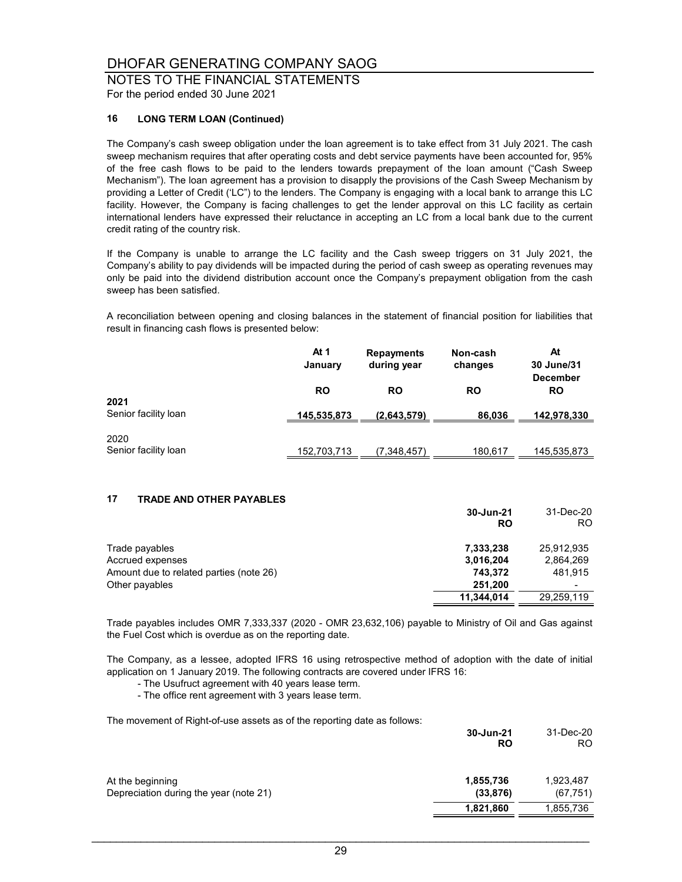# DHOFAR GENERATING COMPANY SAOG

## NOTES TO THE FINANCIAL STATEMENTS

For the period ended 30 June 2021

### 16 LONG TERM LOAN (Continued)

The Company's cash sweep obligation under the loan agreement is to take effect from 31 July 2021. The cash sweep mechanism requires that after operating costs and debt service payments have been accounted for, 95% of the free cash flows to be paid to the lenders towards prepayment of the loan amount ("Cash Sweep Mechanism"). The loan agreement has a provision to disapply the provisions of the Cash Sweep Mechanism by providing a Letter of Credit ('LC") to the lenders. The Company is engaging with a local bank to arrange this LC facility. However, the Company is facing challenges to get the lender approval on this LC facility as certain international lenders have expressed their reluctance in accepting an LC from a local bank due to the current credit rating of the country risk.

If the Company is unable to arrange the LC facility and the Cash sweep triggers on 31 July 2021, the Company's ability to pay dividends will be impacted during the period of cash sweep as operating revenues may only be paid into the dividend distribution account once the Company's prepayment obligation from the cash sweep has been satisfied.

A reconciliation between opening and closing balances in the statement of financial position for liabilities that result in financing cash flows is presented below:

| | At 1 January | Repayments during year | Non-cash changes | At 30 June/31 December |
|---|---|---|---|---|
| | RO | RO | RO | RO |
| **2021** | | | | |
| Senior facility loan | **145,535,873** | **(2,643,579)** | **86,036** | **142,978,330** |
| 2020 | | | | |
| Senior facility loan | 152,703,713 | (7,348,457) | 180,617 | 145,535,873 |

### 17 TRADE AND OTHER PAYABLES

| | 30-Jun-21 RO | 31-Dec-20 RO |
|---|---|---|
| Trade payables | **7,333,238** | 25,912,935 |
| Accrued expenses | **3,016,204** | 2,864,269 |
| Amount due to related parties (note 26) | **743,372** | 481,915 |
| Other payables | **251,200** | - |
| | **11,344,014** | 29,259,119 |

Trade payables includes OMR 7,333,337 (2020 - OMR 23,632,106) payable to Ministry of Oil and Gas against the Fuel Cost which is overdue as on the reporting date.

The Company, as a lessee, adopted IFRS 16 using retrospective method of adoption with the date of initial application on 1 January 2019. The following contracts are covered under IFRS 16:

- The Usufruct agreement with 40 years lease term.
- The office rent agreement with 3 years lease term.

The movement of Right-of-use assets as of the reporting date as follows:

| | 30-Jun-21 RO | 31-Dec-20 RO |
|---|---|---|
| At the beginning | **1,855,736** | 1,923,487 |
| Depreciation during the year (note 21) | **(33,876)** | (67,751) |
| | **1,821,860** | 1,855,736 |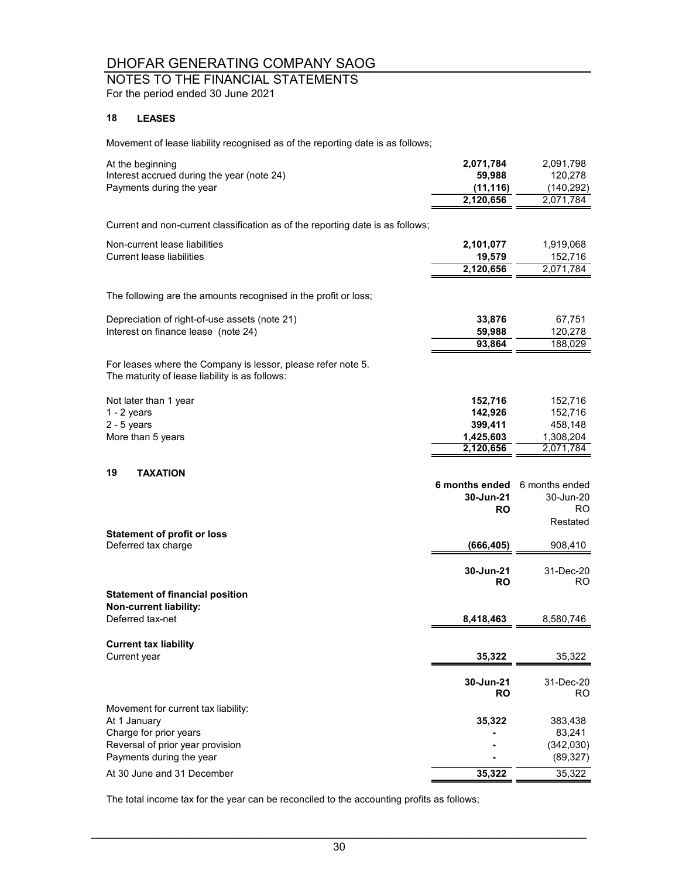# DHOFAR GENERATING COMPANY SAOG

## NOTES TO THE FINANCIAL STATEMENTS

For the period ended 30 June 2021

### 18 LEASES

Movement of lease liability recognised as of the reporting date is as follows;

| | | |
|---|---|---|
| At the beginning | **2,071,784** | 2,091,798 |
| Interest accrued during the year (note 24) | **59,988** | 120,278 |
| Payments during the year | **(11,116)** | (140,292) |
| | **2,120,656** | 2,071,784 |

Current and non-current classification as of the reporting date is as follows;

| | | |
|---|---|---|
| Non-current lease liabilities | **2,101,077** | 1,919,068 |
| Current lease liabilities | **19,579** | 152,716 |
| | **2,120,656** | 2,071,784 |

The following are the amounts recognised in the profit or loss;

| | | |
|---|---|---|
| Depreciation of right-of-use assets (note 21) | **33,876** | 67,751 |
| Interest on finance lease (note 24) | **59,988** | 120,278 |
| | **93,864** | 188,029 |

For leases where the Company is lessor, please refer note 5.
The maturity of lease liability is as follows:

| | | |
|---|---|---|
| Not later than 1 year | **152,716** | 152,716 |
| 1 - 2 years | **142,926** | 152,716 |
| 2 - 5 years | **399,411** | 458,148 |
| More than 5 years | **1,425,603** | 1,308,204 |
| | **2,120,656** | 2,071,784 |

### 19 TAXATION

| | **6 months ended 30-Jun-21 RO** | 6 months ended 30-Jun-20 RO Restated |
|---|---|---|
| **Statement of profit or loss** | | |
| Deferred tax charge | **(666,405)** | 908,410 |

| | **30-Jun-21 RO** | 31-Dec-20 RO |
|---|---|---|
| **Statement of financial position** | | |
| **Non-current liability:** | | |
| Deferred tax-net | **8,418,463** | 8,580,746 |
| **Current tax liability** | | |
| Current year | **35,322** | 35,322 |

| | **30-Jun-21 RO** | 31-Dec-20 RO |
|---|---|---|
| Movement for current tax liability: | | |
| At 1 January | **35,322** | 383,438 |
| Charge for prior years | **-** | 83,241 |
| Reversal of prior year provision | **-** | (342,030) |
| Payments during the year | **-** | (89,327) |
| At 30 June and 31 December | **35,322** | 35,322 |

The total income tax for the year can be reconciled to the accounting profits as follows;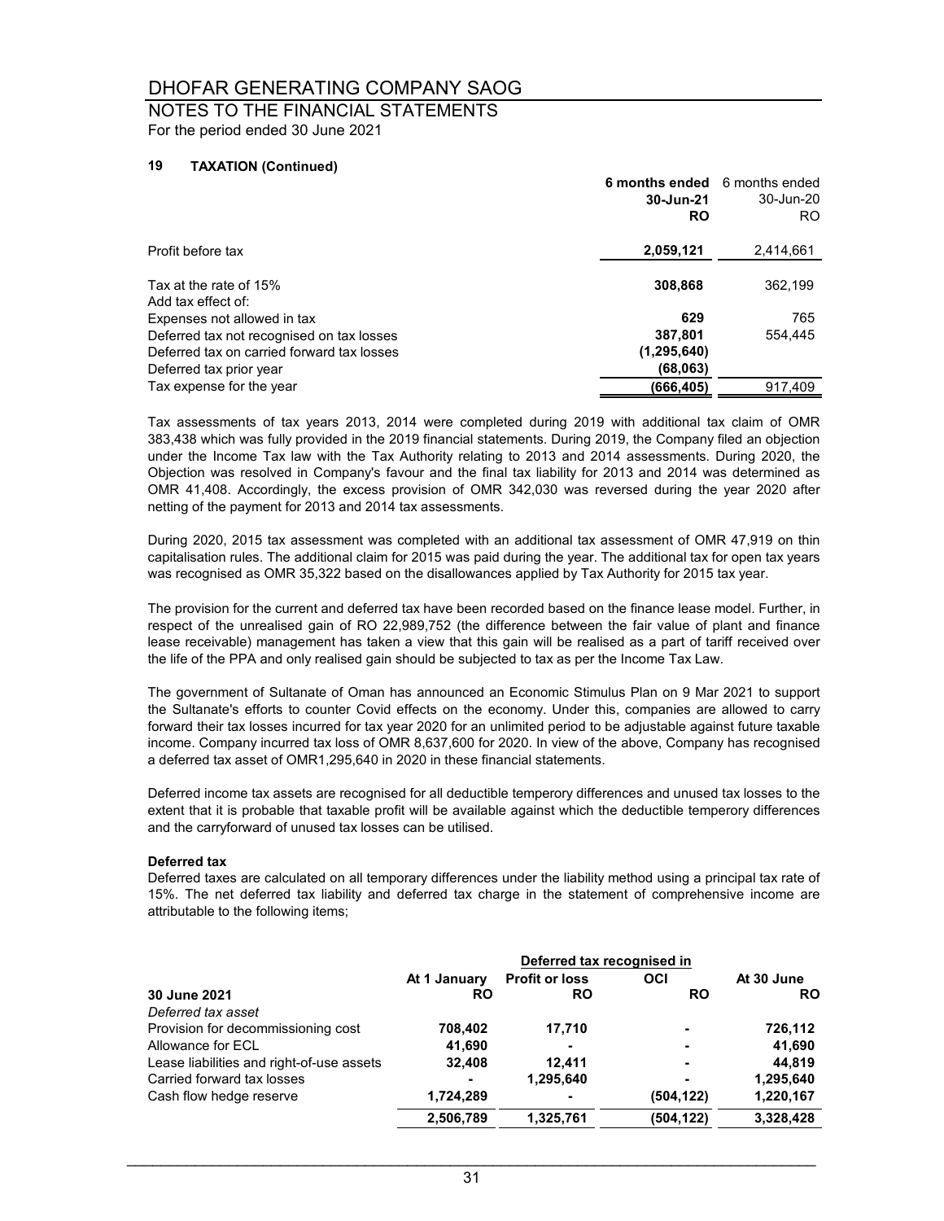# DHOFAR GENERATING COMPANY SAOG

## NOTES TO THE FINANCIAL STATEMENTS

For the period ended 30 June 2021

### 19 TAXATION (Continued)

| | **6 months ended 30-Jun-21 RO** | 6 months ended 30-Jun-20 RO |
|---|---|---|
| Profit before tax | **2,059,121** | 2,414,661 |
| Tax at the rate of 15% | **308,868** | 362,199 |
| Add tax effect of: | | |
| Expenses not allowed in tax | **629** | 765 |
| Deferred tax not recognised on tax losses | **387,801** | 554,445 |
| Deferred tax on carried forward tax losses | **(1,295,640)** | |
| Deferred tax prior year | **(68,063)** | |
| Tax expense for the year | **(666,405)** | 917,409 |

Tax assessments of tax years 2013, 2014 were completed during 2019 with additional tax claim of OMR 383,438 which was fully provided in the 2019 financial statements. During 2019, the Company filed an objection under the Income Tax law with the Tax Authority relating to 2013 and 2014 assessments. During 2020, the Objection was resolved in Company's favour and the final tax liability for 2013 and 2014 was determined as OMR 41,408. Accordingly, the excess provision of OMR 342,030 was reversed during the year 2020 after netting of the payment for 2013 and 2014 tax assessments.

During 2020, 2015 tax assessment was completed with an additional tax assessment of OMR 47,919 on thin capitalisation rules. The additional claim for 2015 was paid during the year. The additional tax for open tax years was recognised as OMR 35,322 based on the disallowances applied by Tax Authority for 2015 tax year.

The provision for the current and deferred tax have been recorded based on the finance lease model. Further, in respect of the unrealised gain of RO 22,989,752 (the difference between the fair value of plant and finance lease receivable) management has taken a view that this gain will be realised as a part of tariff received over the life of the PPA and only realised gain should be subjected to tax as per the Income Tax Law.

The government of Sultanate of Oman has announced an Economic Stimulus Plan on 9 Mar 2021 to support the Sultanate's efforts to counter Covid effects on the economy. Under this, companies are allowed to carry forward their tax losses incurred for tax year 2020 for an unlimited period to be adjustable against future taxable income. Company incurred tax loss of OMR 8,637,600 for 2020. In view of the above, Company has recognised a deferred tax asset of OMR1,295,640 in 2020 in these financial statements.

Deferred income tax assets are recognised for all deductible temperory differences and unused tax losses to the extent that it is probable that taxable profit will be available against which the deductible temperory differences and the carryforward of unused tax losses can be utilised.

**Deferred tax**

Deferred taxes are calculated on all temporary differences under the liability method using a principal tax rate of 15%. The net deferred tax liability and deferred tax charge in the statement of comprehensive income are attributable to the following items;

| | | Deferred tax recognised in | | |
|---|---|---|---|---|
| **30 June 2021** | **At 1 January RO** | **Profit or loss RO** | **OCI RO** | **At 30 June RO** |
| *Deferred tax asset* | | | | |
| Provision for decommissioning cost | **708,402** | **17,710** | **-** | **726,112** |
| Allowance for ECL | **41,690** | **-** | **-** | **41,690** |
| Lease liabilities and right-of-use assets | **32,408** | **12,411** | **-** | **44,819** |
| Carried forward tax losses | **-** | **1,295,640** | **-** | **1,295,640** |
| Cash flow hedge reserve | **1,724,289** | **-** | **(504,122)** | **1,220,167** |
| | **2,506,789** | **1,325,761** | **(504,122)** | **3,328,428** |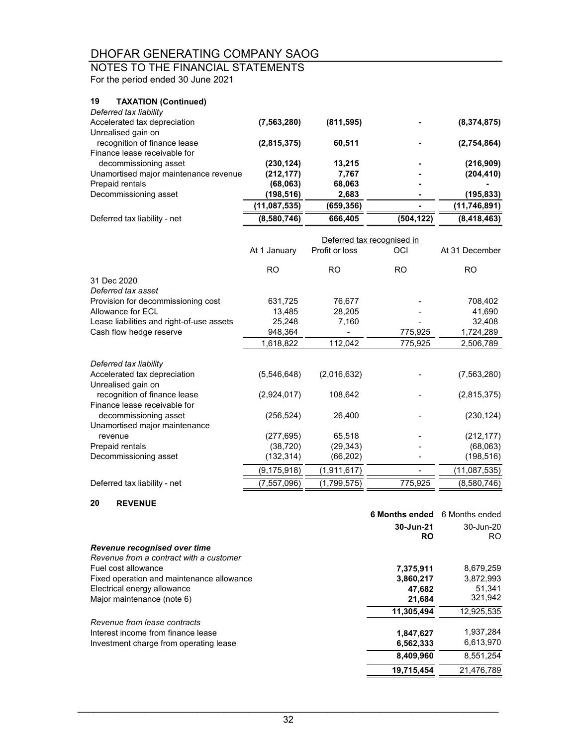# DHOFAR GENERATING COMPANY SAOG

## NOTES TO THE FINANCIAL STATEMENTS

For the period ended 30 June 2021

### 19 TAXATION (Continued)

| | | | | |
|---|---|---|---|---|
| *Deferred tax liability* | | | | |
| Accelerated tax depreciation | **(7,563,280)** | **(811,595)** | **-** | **(8,374,875)** |
| Unrealised gain on recognition of finance lease | **(2,815,375)** | **60,511** | **-** | **(2,754,864)** |
| Finance lease receivable for decommissioning asset | **(230,124)** | **13,215** | **-** | **(216,909)** |
| Unamortised major maintenance revenue | **(212,177)** | **7,767** | **-** | **(204,410)** |
| Prepaid rentals | **(68,063)** | **68,063** | **-** | **-** |
| Decommissioning asset | **(198,516)** | **2,683** | **-** | **(195,833)** |
| | **(11,087,535)** | **(659,356)** | **-** | **(11,746,891)** |
| Deferred tax liability - net | **(8,580,746)** | **666,405** | **(504,122)** | **(8,418,463)** |

| | At 1 January | Deferred tax recognised in Profit or loss | Deferred tax recognised in OCI | At 31 December |
|---|---|---|---|---|
| | RO | RO | RO | RO |
| 31 Dec 2020 | | | | |
| *Deferred tax asset* | | | | |
| Provision for decommissioning cost | 631,725 | 76,677 | - | 708,402 |
| Allowance for ECL | 13,485 | 28,205 | - | 41,690 |
| Lease liabilities and right-of-use assets | 25,248 | 7,160 | - | 32,408 |
| Cash flow hedge reserve | 948,364 | - | 775,925 | 1,724,289 |
| | 1,618,822 | 112,042 | 775,925 | 2,506,789 |
| *Deferred tax liability* | | | | |
| Accelerated tax depreciation | (5,546,648) | (2,016,632) | - | (7,563,280) |
| Unrealised gain on recognition of finance lease | (2,924,017) | 108,642 | - | (2,815,375) |
| Finance lease receivable for decommissioning asset | (256,524) | 26,400 | - | (230,124) |
| Unamortised major maintenance revenue | (277,695) | 65,518 | - | (212,177) |
| Prepaid rentals | (38,720) | (29,343) | - | (68,063) |
| Decommissioning asset | (132,314) | (66,202) | - | (198,516) |
| | (9,175,918) | (1,911,617) | - | (11,087,535) |
| Deferred tax liability - net | (7,557,096) | (1,799,575) | 775,925 | (8,580,746) |

### 20 REVENUE

| | **6 Months ended 30-Jun-21 RO** | 6 Months ended 30-Jun-20 RO |
|---|---|---|
| ***Revenue recognised over time*** | | |
| *Revenue from a contract with a customer* | | |
| Fuel cost allowance | **7,375,911** | 8,679,259 |
| Fixed operation and maintenance allowance | **3,860,217** | 3,872,993 |
| Electrical energy allowance | **47,682** | 51,341 |
| Major maintenance (note 6) | **21,684** | 321,942 |
| | **11,305,494** | 12,925,535 |
| *Revenue from lease contracts* | | |
| Interest income from finance lease | **1,847,627** | 1,937,284 |
| Investment charge from operating lease | **6,562,333** | 6,613,970 |
| | **8,409,960** | 8,551,254 |
| | **19,715,454** | 21,476,789 |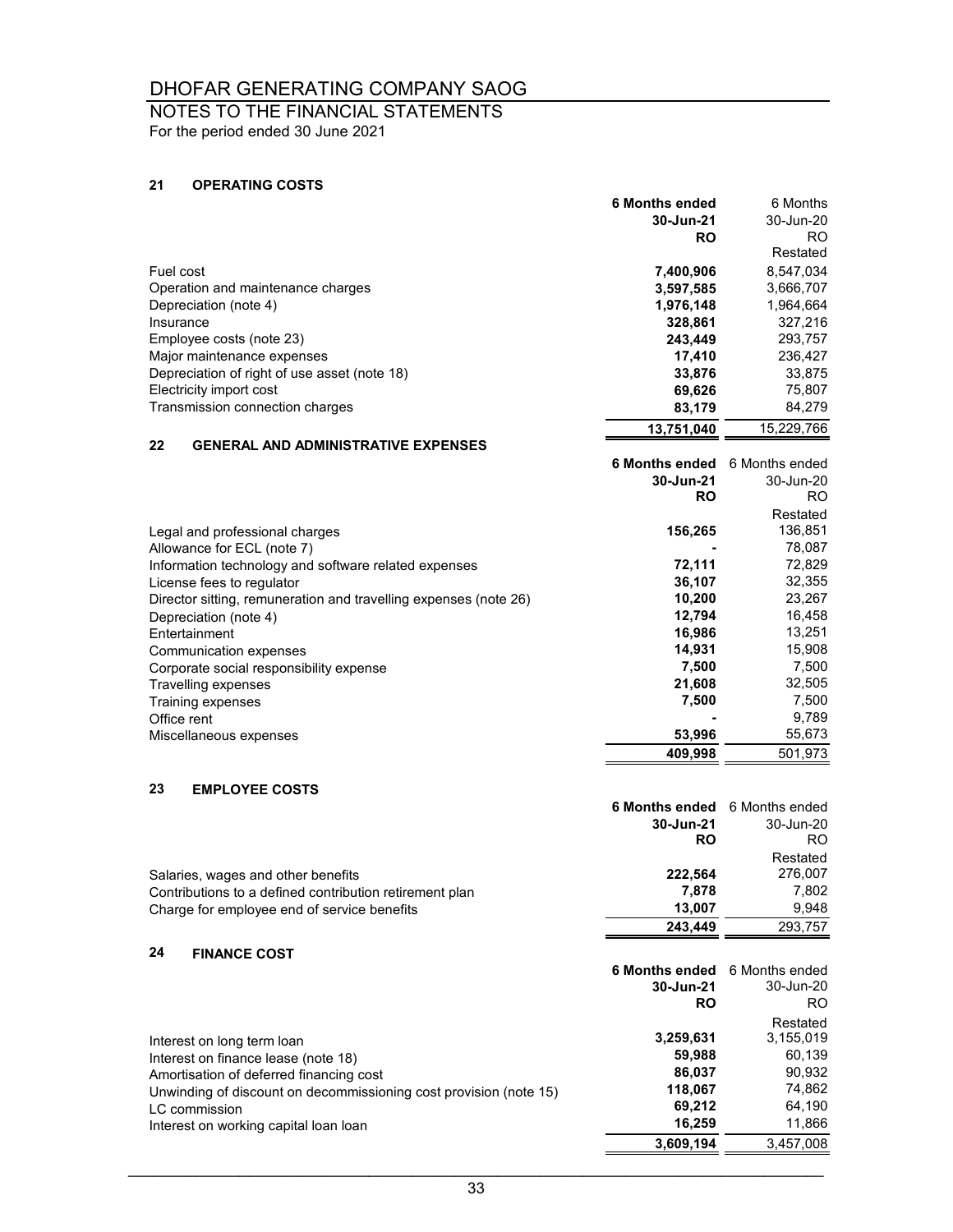# DHOFAR GENERATING COMPANY SAOG

## NOTES TO THE FINANCIAL STATEMENTS

For the period ended 30 June 2021

### 21 OPERATING COSTS

| | **6 Months ended 30-Jun-21 RO** | 6 Months 30-Jun-20 RO Restated |
|---|---|---|
| Fuel cost | **7,400,906** | 8,547,034 |
| Operation and maintenance charges | **3,597,585** | 3,666,707 |
| Depreciation (note 4) | **1,976,148** | 1,964,664 |
| Insurance | **328,861** | 327,216 |
| Employee costs (note 23) | **243,449** | 293,757 |
| Major maintenance expenses | **17,410** | 236,427 |
| Depreciation of right of use asset (note 18) | **33,876** | 33,875 |
| Electricity import cost | **69,626** | 75,807 |
| Transmission connection charges | **83,179** | 84,279 |
| | **13,751,040** | 15,229,766 |

### 22 GENERAL AND ADMINISTRATIVE EXPENSES

| | **6 Months ended 30-Jun-21 RO** | 6 Months ended 30-Jun-20 RO Restated |
|---|---|---|
| Legal and professional charges | **156,265** | 136,851 |
| Allowance for ECL (note 7) | **-** | 78,087 |
| Information technology and software related expenses | **72,111** | 72,829 |
| License fees to regulator | **36,107** | 32,355 |
| Director sitting, remuneration and travelling expenses (note 26) | **10,200** | 23,267 |
| Depreciation (note 4) | **12,794** | 16,458 |
| Entertainment | **16,986** | 13,251 |
| Communication expenses | **14,931** | 15,908 |
| Corporate social responsibility expense | **7,500** | 7,500 |
| Travelling expenses | **21,608** | 32,505 |
| Training expenses | **7,500** | 7,500 |
| Office rent | **-** | 9,789 |
| Miscellaneous expenses | **53,996** | 55,673 |
| | **409,998** | 501,973 |

### 23 EMPLOYEE COSTS

| | **6 Months ended 30-Jun-21 RO** | 6 Months ended 30-Jun-20 RO Restated |
|---|---|---|
| Salaries, wages and other benefits | **222,564** | 276,007 |
| Contributions to a defined contribution retirement plan | **7,878** | 7,802 |
| Charge for employee end of service benefits | **13,007** | 9,948 |
| | **243,449** | 293,757 |

### 24 FINANCE COST

| | **6 Months ended 30-Jun-21 RO** | 6 Months ended 30-Jun-20 RO Restated |
|---|---|---|
| Interest on long term loan | **3,259,631** | 3,155,019 |
| Interest on finance lease (note 18) | **59,988** | 60,139 |
| Amortisation of deferred financing cost | **86,037** | 90,932 |
| Unwinding of discount on decommissioning cost provision (note 15) | **118,067** | 74,862 |
| LC commission | **69,212** | 64,190 |
| Interest on working capital loan loan | **16,259** | 11,866 |
| | **3,609,194** | 3,457,008 |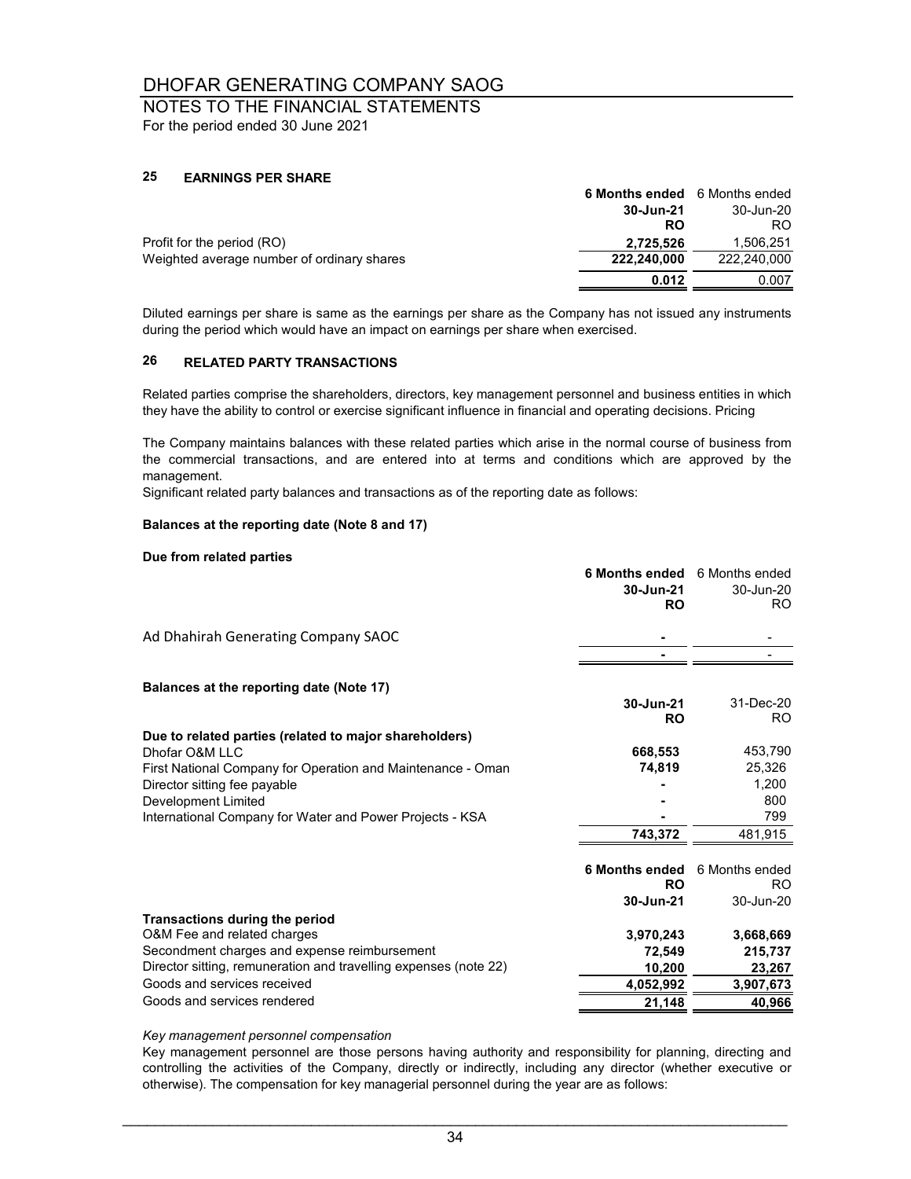# DHOFAR GENERATING COMPANY SAOG

## NOTES TO THE FINANCIAL STATEMENTS

For the period ended 30 June 2021

### 25 EARNINGS PER SHARE

| | **6 Months ended 30-Jun-21 RO** | 6 Months ended 30-Jun-20 RO |
|---|---|---|
| Profit for the period (RO) | **2,725,526** | 1,506,251 |
| Weighted average number of ordinary shares | **222,240,000** | 222,240,000 |
| | **0.012** | 0.007 |

Diluted earnings per share is same as the earnings per share as the Company has not issued any instruments during the period which would have an impact on earnings per share when exercised.

### 26 RELATED PARTY TRANSACTIONS

Related parties comprise the shareholders, directors, key management personnel and business entities in which they have the ability to control or exercise significant influence in financial and operating decisions. Pricing

The Company maintains balances with these related parties which arise in the normal course of business from the commercial transactions, and are entered into at terms and conditions which are approved by the management.
Significant related party balances and transactions as of the reporting date as follows:

**Balances at the reporting date (Note 8 and 17)**

**Due from related parties**

| | **6 Months ended 30-Jun-21 RO** | 6 Months ended 30-Jun-20 RO |
|---|---|---|
| Ad Dhahirah Generating Company SAOC | **-** | - |
| | **-** | - |

**Balances at the reporting date (Note 17)**

| | **30-Jun-21 RO** | 31-Dec-20 RO |
|---|---|---|
| **Due to related parties (related to major shareholders)** | | |
| Dhofar O&M LLC | **668,553** | 453,790 |
| First National Company for Operation and Maintenance - Oman | **74,819** | 25,326 |
| Director sitting fee payable | **-** | 1,200 |
| Development Limited | **-** | 800 |
| International Company for Water and Power Projects - KSA | **-** | 799 |
| | **743,372** | 481,915 |

| | **6 Months ended RO 30-Jun-21** | 6 Months ended RO 30-Jun-20 |
|---|---|---|
| **Transactions during the period** | | |
| O&M Fee and related charges | **3,970,243** | **3,668,669** |
| Secondment charges and expense reimbursement | **72,549** | **215,737** |
| Director sitting, remuneration and travelling expenses (note 22) | **10,200** | **23,267** |
| Goods and services received | **4,052,992** | **3,907,673** |
| Goods and services rendered | **21,148** | **40,966** |

*Key management personnel compensation*

Key management personnel are those persons having authority and responsibility for planning, directing and controlling the activities of the Company, directly or indirectly, including any director (whether executive or otherwise). The compensation for key managerial personnel during the year are as follows: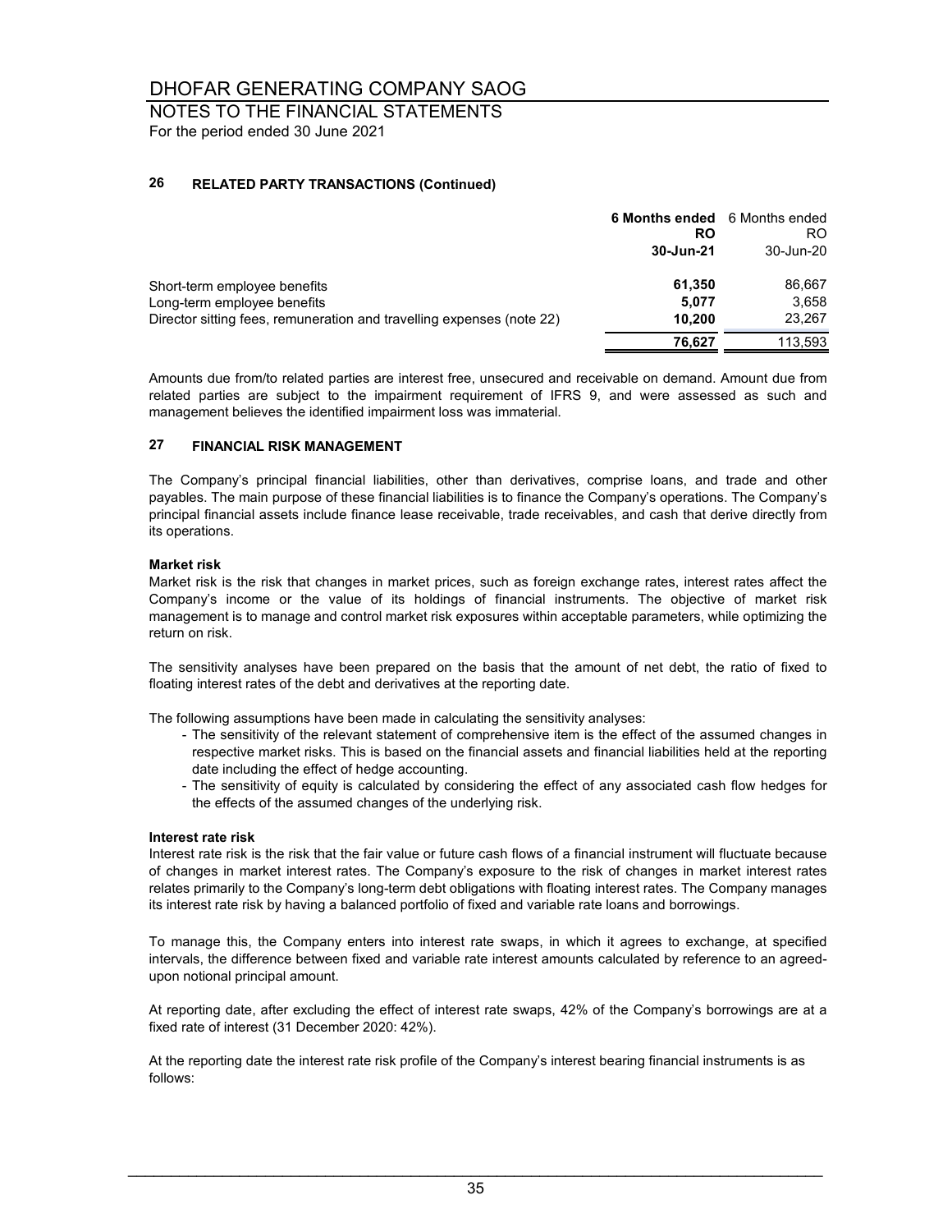## 26 RELATED PARTY TRANSACTIONS (Continued)

| | **6 Months ended RO 30-Jun-21** | 6 Months ended RO 30-Jun-20 |
|---|---|---|
| Short-term employee benefits | **61,350** | 86,667 |
| Long-term employee benefits | **5,077** | 3,658 |
| Director sitting fees, remuneration and travelling expenses (note 22) | **10,200** | 23,267 |
| | **76,627** | 113,593 |

Amounts due from/to related parties are interest free, unsecured and receivable on demand. Amount due from related parties are subject to the impairment requirement of IFRS 9, and were assessed as such and management believes the identified impairment loss was immaterial.

## 27 FINANCIAL RISK MANAGEMENT

The Company's principal financial liabilities, other than derivatives, comprise loans, and trade and other payables. The main purpose of these financial liabilities is to finance the Company's operations. The Company's principal financial assets include finance lease receivable, trade receivables, and cash that derive directly from its operations.

**Market risk**

Market risk is the risk that changes in market prices, such as foreign exchange rates, interest rates affect the Company's income or the value of its holdings of financial instruments. The objective of market risk management is to manage and control market risk exposures within acceptable parameters, while optimizing the return on risk.

The sensitivity analyses have been prepared on the basis that the amount of net debt, the ratio of fixed to floating interest rates of the debt and derivatives at the reporting date.

The following assumptions have been made in calculating the sensitivity analyses:

- The sensitivity of the relevant statement of comprehensive item is the effect of the assumed changes in respective market risks. This is based on the financial assets and financial liabilities held at the reporting date including the effect of hedge accounting.
- The sensitivity of equity is calculated by considering the effect of any associated cash flow hedges for the effects of the assumed changes of the underlying risk.

**Interest rate risk**

Interest rate risk is the risk that the fair value or future cash flows of a financial instrument will fluctuate because of changes in market interest rates. The Company's exposure to the risk of changes in market interest rates relates primarily to the Company's long-term debt obligations with floating interest rates. The Company manages its interest rate risk by having a balanced portfolio of fixed and variable rate loans and borrowings.

To manage this, the Company enters into interest rate swaps, in which it agrees to exchange, at specified intervals, the difference between fixed and variable rate interest amounts calculated by reference to an agreed-upon notional principal amount.

At reporting date, after excluding the effect of interest rate swaps, 42% of the Company's borrowings are at a fixed rate of interest (31 December 2020: 42%).

At the reporting date the interest rate risk profile of the Company's interest bearing financial instruments is as follows: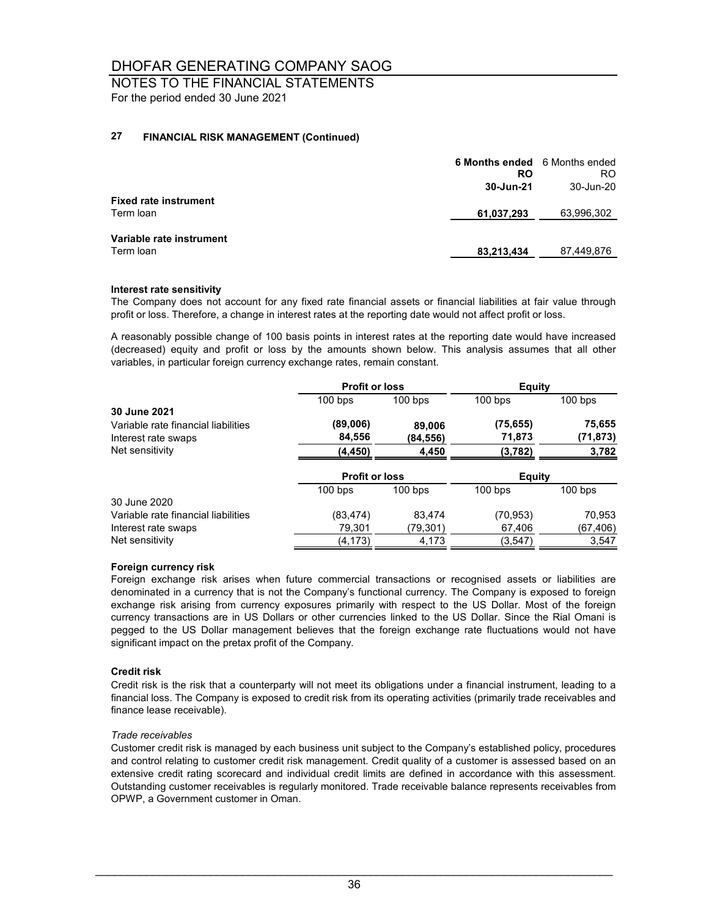# DHOFAR GENERATING COMPANY SAOG

## NOTES TO THE FINANCIAL STATEMENTS

For the period ended 30 June 2021

### 27 FINANCIAL RISK MANAGEMENT (Continued)

| | **6 Months ended** | 6 Months ended |
|---|---|---|
| | **RO** | RO |
| | **30-Jun-21** | 30-Jun-20 |
| **Fixed rate instrument** | | |
| Term loan | **61,037,293** | 63,996,302 |
| **Variable rate instrument** | | |
| Term loan | **83,213,434** | 87,449,876 |

**Interest rate sensitivity**

The Company does not account for any fixed rate financial assets or financial liabilities at fair value through profit or loss. Therefore, a change in interest rates at the reporting date would not affect profit or loss.

A reasonably possible change of 100 basis points in interest rates at the reporting date would have increased (decreased) equity and profit or loss by the amounts shown below. This analysis assumes that all other variables, in particular foreign currency exchange rates, remain constant.

| | **Profit or loss** | | **Equity** | |
|---|---|---|---|---|
| | 100 bps | 100 bps | 100 bps | 100 bps |
| **30 June 2021** | | | | |
| Variable rate financial liabilities | **(89,006)** | **89,006** | **(75,655)** | **75,655** |
| Interest rate swaps | **84,556** | **(84,556)** | **71,873** | **(71,873)** |
| Net sensitivity | **(4,450)** | **4,450** | **(3,782)** | **3,782** |
| | **Profit or loss** | | **Equity** | |
| | 100 bps | 100 bps | 100 bps | 100 bps |
| 30 June 2020 | | | | |
| Variable rate financial liabilities | (83,474) | 83,474 | (70,953) | 70,953 |
| Interest rate swaps | 79,301 | (79,301) | 67,406 | (67,406) |
| Net sensitivity | (4,173) | 4,173 | (3,547) | 3,547 |

**Foreign currency risk**

Foreign exchange risk arises when future commercial transactions or recognised assets or liabilities are denominated in a currency that is not the Company's functional currency. The Company is exposed to foreign exchange risk arising from currency exposures primarily with respect to the US Dollar. Most of the foreign currency transactions are in US Dollars or other currencies linked to the US Dollar. Since the Rial Omani is pegged to the US Dollar management believes that the foreign exchange rate fluctuations would not have significant impact on the pretax profit of the Company.

**Credit risk**

Credit risk is the risk that a counterparty will not meet its obligations under a financial instrument, leading to a financial loss. The Company is exposed to credit risk from its operating activities (primarily trade receivables and finance lease receivable).

*Trade receivables*

Customer credit risk is managed by each business unit subject to the Company's established policy, procedures and control relating to customer credit risk management. Credit quality of a customer is assessed based on an extensive credit rating scorecard and individual credit limits are defined in accordance with this assessment. Outstanding customer receivables is regularly monitored. Trade receivable balance represents receivables from OPWP, a Government customer in Oman.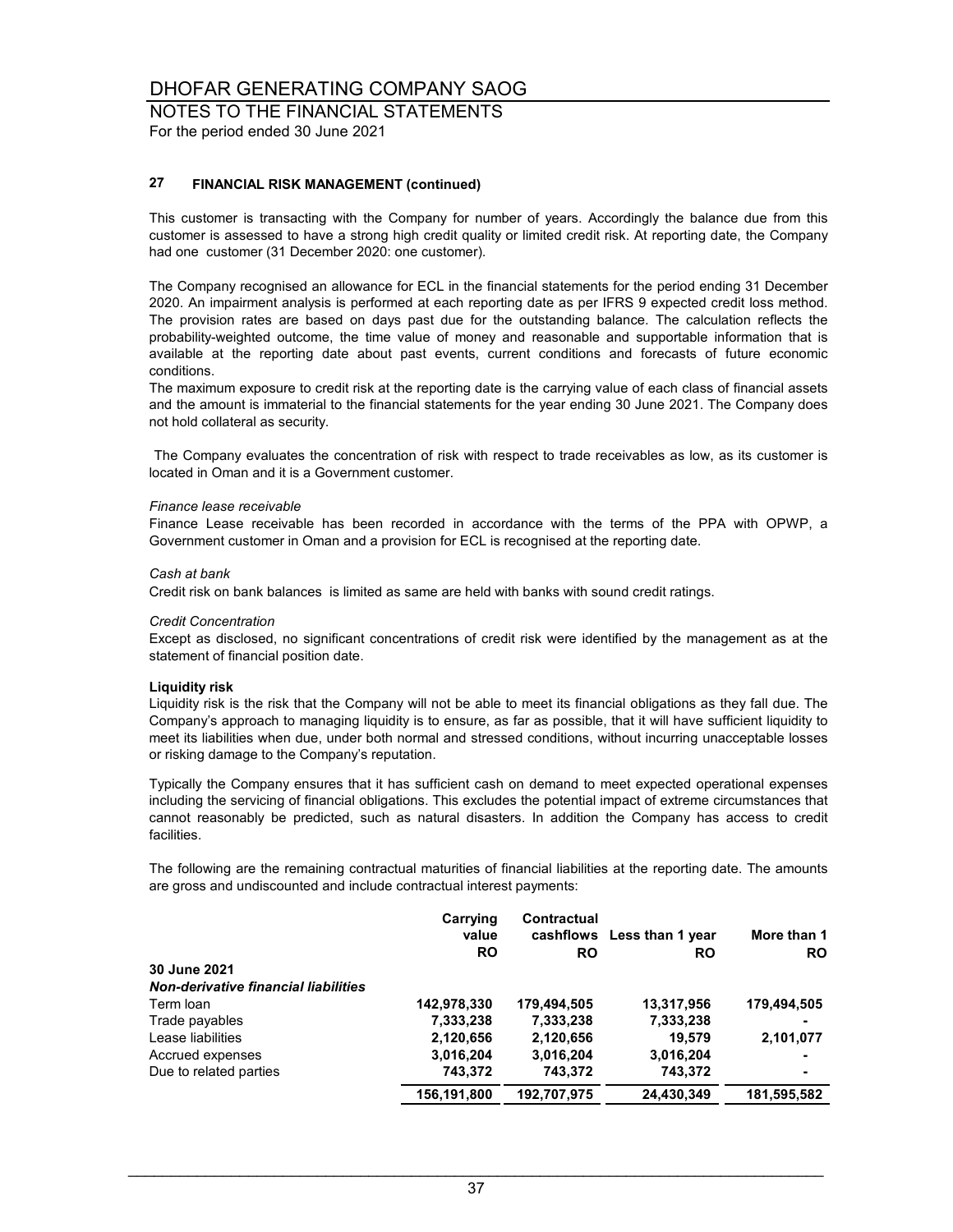## 27 FINANCIAL RISK MANAGEMENT (continued)

This customer is transacting with the Company for number of years. Accordingly the balance due from this customer is assessed to have a strong high credit quality or limited credit risk. At reporting date, the Company had one customer (31 December 2020: one customer).

The Company recognised an allowance for ECL in the financial statements for the period ending 31 December 2020. An impairment analysis is performed at each reporting date as per IFRS 9 expected credit loss method. The provision rates are based on days past due for the outstanding balance. The calculation reflects the probability-weighted outcome, the time value of money and reasonable and supportable information that is available at the reporting date about past events, current conditions and forecasts of future economic conditions.
The maximum exposure to credit risk at the reporting date is the carrying value of each class of financial assets and the amount is immaterial to the financial statements for the year ending 30 June 2021. The Company does not hold collateral as security.

The Company evaluates the concentration of risk with respect to trade receivables as low, as its customer is located in Oman and it is a Government customer.

*Finance lease receivable*
Finance Lease receivable has been recorded in accordance with the terms of the PPA with OPWP, a Government customer in Oman and a provision for ECL is recognised at the reporting date.

*Cash at bank*
Credit risk on bank balances is limited as same are held with banks with sound credit ratings.

*Credit Concentration*
Except as disclosed, no significant concentrations of credit risk were identified by the management as at the statement of financial position date.

**Liquidity risk**
Liquidity risk is the risk that the Company will not be able to meet its financial obligations as they fall due. The Company's approach to managing liquidity is to ensure, as far as possible, that it will have sufficient liquidity to meet its liabilities when due, under both normal and stressed conditions, without incurring unacceptable losses or risking damage to the Company's reputation.

Typically the Company ensures that it has sufficient cash on demand to meet expected operational expenses including the servicing of financial obligations. This excludes the potential impact of extreme circumstances that cannot reasonably be predicted, such as natural disasters. In addition the Company has access to credit facilities.

The following are the remaining contractual maturities of financial liabilities at the reporting date. The amounts are gross and undiscounted and include contractual interest payments:

| | Carrying value RO | Contractual cashflows RO | Less than 1 year RO | More than 1 RO |
|---|---|---|---|---|
| **30 June 2021** | | | | |
| ***Non-derivative financial liabilities*** | | | | |
| Term loan | **142,978,330** | **179,494,505** | **13,317,956** | **179,494,505** |
| Trade payables | **7,333,238** | **7,333,238** | **7,333,238** | **-** |
| Lease liabilities | **2,120,656** | **2,120,656** | **19,579** | **2,101,077** |
| Accrued expenses | **3,016,204** | **3,016,204** | **3,016,204** | **-** |
| Due to related parties | **743,372** | **743,372** | **743,372** | **-** |
| | **156,191,800** | **192,707,975** | **24,430,349** | **181,595,582** |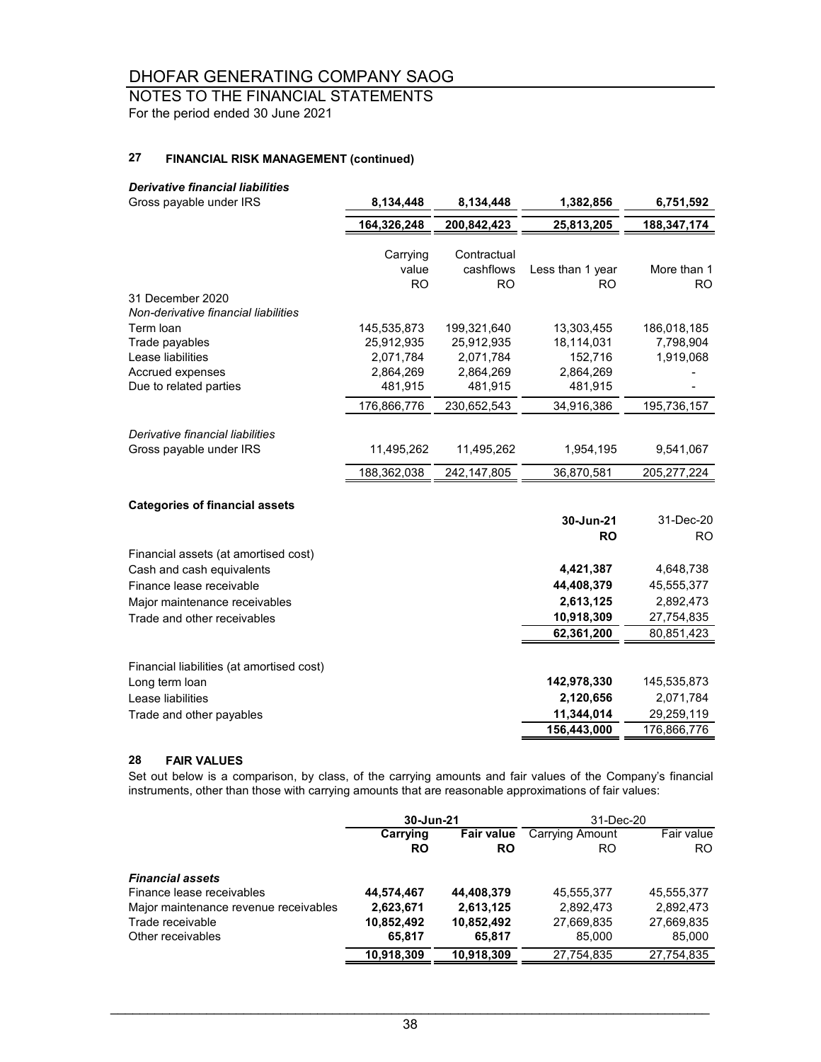# DHOFAR GENERATING COMPANY SAOG

## NOTES TO THE FINANCIAL STATEMENTS

For the period ended 30 June 2021

### 27 FINANCIAL RISK MANAGEMENT (continued)

| | | | | |
|---|---|---|---|---|
| ***Derivative financial liabilities*** | | | | |
| Gross payable under IRS | **8,134,448** | **8,134,448** | **1,382,856** | **6,751,592** |
| | **164,326,248** | **200,842,423** | **25,813,205** | **188,347,174** |

| | Carrying value RO | Contractual cashflows RO | Less than 1 year RO | More than 1 RO |
|---|---|---|---|---|
| 31 December 2020 | | | | |
| *Non-derivative financial liabilities* | | | | |
| Term loan | 145,535,873 | 199,321,640 | 13,303,455 | 186,018,185 |
| Trade payables | 25,912,935 | 25,912,935 | 18,114,031 | 7,798,904 |
| Lease liabilities | 2,071,784 | 2,071,784 | 152,716 | 1,919,068 |
| Accrued expenses | 2,864,269 | 2,864,269 | 2,864,269 | - |
| Due to related parties | 481,915 | 481,915 | 481,915 | - |
| | 176,866,776 | 230,652,543 | 34,916,386 | 195,736,157 |
| *Derivative financial liabilities* | | | | |
| Gross payable under IRS | 11,495,262 | 11,495,262 | 1,954,195 | 9,541,067 |
| | 188,362,038 | 242,147,805 | 36,870,581 | 205,277,224 |

**Categories of financial assets**

| | 30-Jun-21 RO | 31-Dec-20 RO |
|---|---|---|
| Financial assets (at amortised cost) | | |
| Cash and cash equivalents | **4,421,387** | 4,648,738 |
| Finance lease receivable | **44,408,379** | 45,555,377 |
| Major maintenance receivables | **2,613,125** | 2,892,473 |
| Trade and other receivables | **10,918,309** | 27,754,835 |
| | **62,361,200** | 80,851,423 |
| | | |
| Financial liabilities (at amortised cost) | | |
| Long term loan | **142,978,330** | 145,535,873 |
| Lease liabilities | **2,120,656** | 2,071,784 |
| Trade and other payables | **11,344,014** | 29,259,119 |
| | **156,443,000** | 176,866,776 |

### 28 FAIR VALUES

Set out below is a comparison, by class, of the carrying amounts and fair values of the Company's financial instruments, other than those with carrying amounts that are reasonable approximations of fair values:

| | **30-Jun-21** | | 31-Dec-20 | |
|---|---|---|---|---|
| | **Carrying RO** | **Fair value RO** | Carrying Amount RO | Fair value RO |
| ***Financial assets*** | | | | |
| Finance lease receivables | **44,574,467** | **44,408,379** | 45,555,377 | 45,555,377 |
| Major maintenance revenue receivables | **2,623,671** | **2,613,125** | 2,892,473 | 2,892,473 |
| Trade receivable | **10,852,492** | **10,852,492** | 27,669,835 | 27,669,835 |
| Other receivables | **65,817** | **65,817** | 85,000 | 85,000 |
| | **10,918,309** | **10,918,309** | 27,754,835 | 27,754,835 |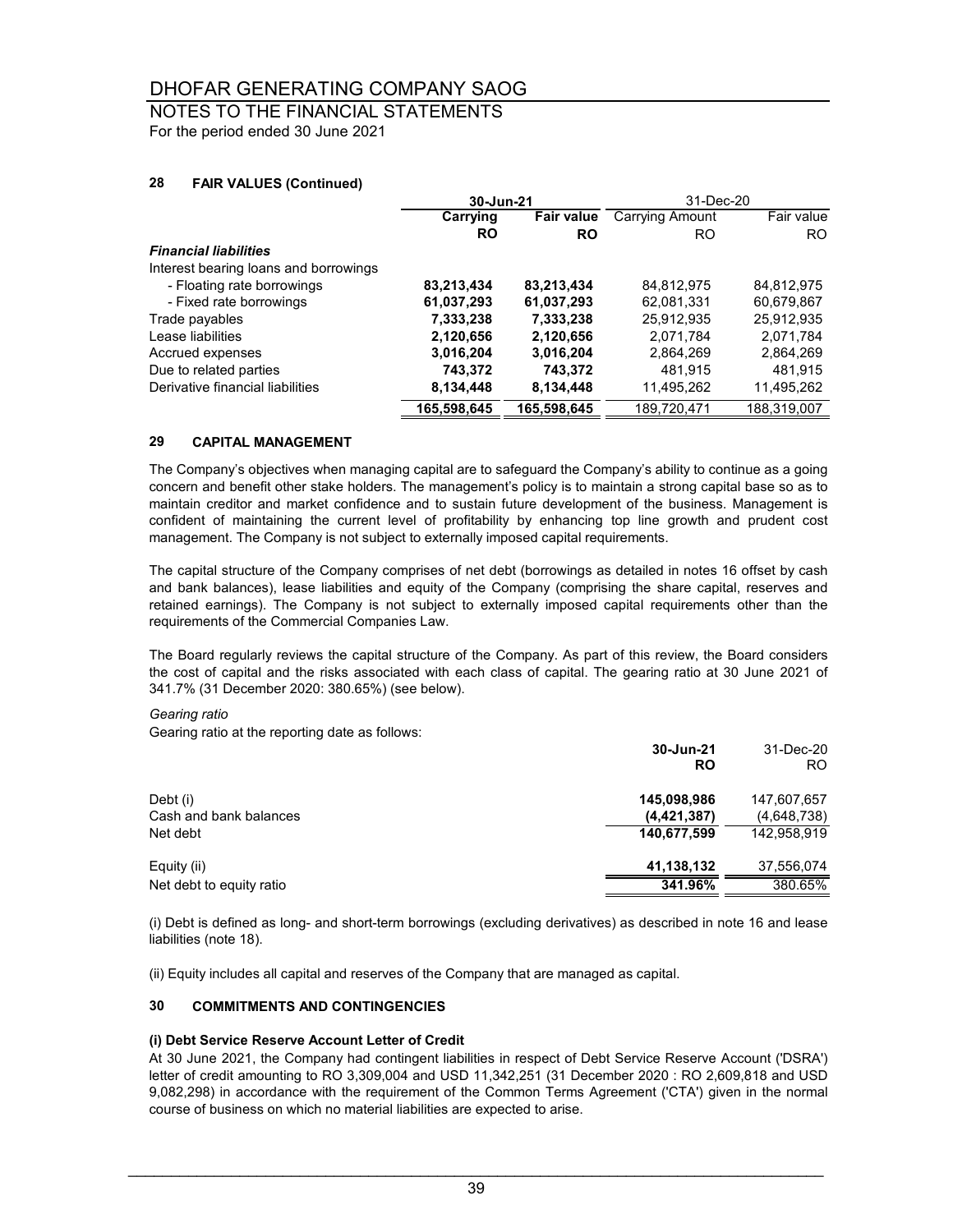# DHOFAR GENERATING COMPANY SAOG

## NOTES TO THE FINANCIAL STATEMENTS

For the period ended 30 June 2021

### 28 FAIR VALUES (Continued)

| | 30-Jun-21 | | 31-Dec-20 | |
|---|---|---|---|---|
| | **Carrying** | **Fair value** | Carrying Amount | Fair value |
| | **RO** | **RO** | RO | RO |
| ***Financial liabilities*** | | | | |
| Interest bearing loans and borrowings | | | | |
| - Floating rate borrowings | **83,213,434** | **83,213,434** | 84,812,975 | 84,812,975 |
| - Fixed rate borrowings | **61,037,293** | **61,037,293** | 62,081,331 | 60,679,867 |
| Trade payables | **7,333,238** | **7,333,238** | 25,912,935 | 25,912,935 |
| Lease liabilities | **2,120,656** | **2,120,656** | 2,071,784 | 2,071,784 |
| Accrued expenses | **3,016,204** | **3,016,204** | 2,864,269 | 2,864,269 |
| Due to related parties | **743,372** | **743,372** | 481,915 | 481,915 |
| Derivative financial liabilities | **8,134,448** | **8,134,448** | 11,495,262 | 11,495,262 |
| | **165,598,645** | **165,598,645** | 189,720,471 | 188,319,007 |

### 29 CAPITAL MANAGEMENT

The Company's objectives when managing capital are to safeguard the Company's ability to continue as a going concern and benefit other stake holders. The management's policy is to maintain a strong capital base so as to maintain creditor and market confidence and to sustain future development of the business. Management is confident of maintaining the current level of profitability by enhancing top line growth and prudent cost management. The Company is not subject to externally imposed capital requirements.

The capital structure of the Company comprises of net debt (borrowings as detailed in notes 16 offset by cash and bank balances), lease liabilities and equity of the Company (comprising the share capital, reserves and retained earnings). The Company is not subject to externally imposed capital requirements other than the requirements of the Commercial Companies Law.

The Board regularly reviews the capital structure of the Company. As part of this review, the Board considers the cost of capital and the risks associated with each class of capital. The gearing ratio at 30 June 2021 of 341.7% (31 December 2020: 380.65%) (see below).

*Gearing ratio*

Gearing ratio at the reporting date as follows:

| | 30-Jun-21 | 31-Dec-20 |
|---|---|---|
| | **RO** | RO |
| Debt (i) | **145,098,986** | 147,607,657 |
| Cash and bank balances | **(4,421,387)** | (4,648,738) |
| Net debt | **140,677,599** | 142,958,919 |
| Equity (ii) | **41,138,132** | 37,556,074 |
| Net debt to equity ratio | **341.96%** | 380.65% |

(i) Debt is defined as long- and short-term borrowings (excluding derivatives) as described in note 16 and lease liabilities (note 18).

(ii) Equity includes all capital and reserves of the Company that are managed as capital.

### 30 COMMITMENTS AND CONTINGENCIES

**(i) Debt Service Reserve Account Letter of Credit**

At 30 June 2021, the Company had contingent liabilities in respect of Debt Service Reserve Account ('DSRA') letter of credit amounting to RO 3,309,004 and USD 11,342,251 (31 December 2020 : RO 2,609,818 and USD 9,082,298) in accordance with the requirement of the Common Terms Agreement ('CTA') given in the normal course of business on which no material liabilities are expected to arise.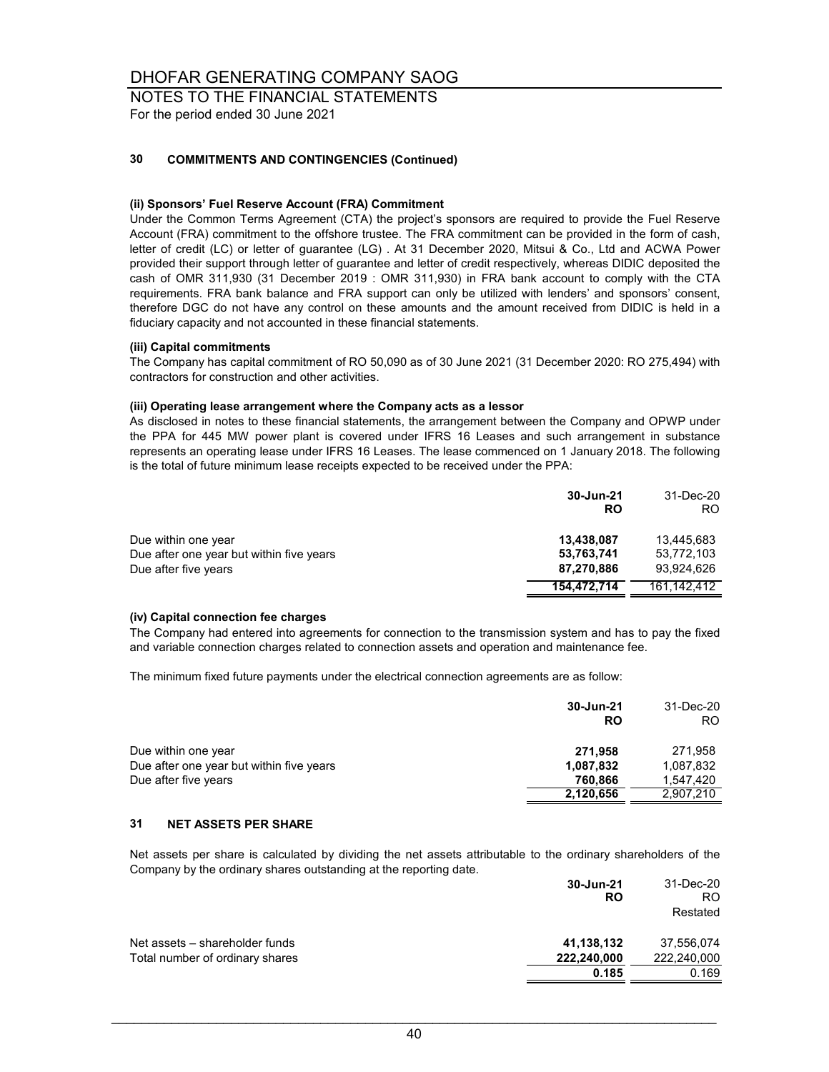# DHOFAR GENERATING COMPANY SAOG

## NOTES TO THE FINANCIAL STATEMENTS

For the period ended 30 June 2021

### 30 COMMITMENTS AND CONTINGENCIES (Continued)

**(ii) Sponsors' Fuel Reserve Account (FRA) Commitment**

Under the Common Terms Agreement (CTA) the project's sponsors are required to provide the Fuel Reserve Account (FRA) commitment to the offshore trustee. The FRA commitment can be provided in the form of cash, letter of credit (LC) or letter of guarantee (LG) . At 31 December 2020, Mitsui & Co., Ltd and ACWA Power provided their support through letter of guarantee and letter of credit respectively, whereas DIDIC deposited the cash of OMR 311,930 (31 December 2019 : OMR 311,930) in FRA bank account to comply with the CTA requirements. FRA bank balance and FRA support can only be utilized with lenders' and sponsors' consent, therefore DGC do not have any control on these amounts and the amount received from DIDIC is held in a fiduciary capacity and not accounted in these financial statements.

**(iii) Capital commitments**

The Company has capital commitment of RO 50,090 as of 30 June 2021 (31 December 2020: RO 275,494) with contractors for construction and other activities.

**(iii) Operating lease arrangement where the Company acts as a lessor**

As disclosed in notes to these financial statements, the arrangement between the Company and OPWP under the PPA for 445 MW power plant is covered under IFRS 16 Leases and such arrangement in substance represents an operating lease under IFRS 16 Leases. The lease commenced on 1 January 2018. The following is the total of future minimum lease receipts expected to be received under the PPA:

| | **30-Jun-21** **RO** | 31-Dec-20 RO |
|---|---|---|
| Due within one year | **13,438,087** | 13,445,683 |
| Due after one year but within five years | **53,763,741** | 53,772,103 |
| Due after five years | **87,270,886** | 93,924,626 |
| | **154,472,714** | 161,142,412 |

**(iv) Capital connection fee charges**

The Company had entered into agreements for connection to the transmission system and has to pay the fixed and variable connection charges related to connection assets and operation and maintenance fee.

The minimum fixed future payments under the electrical connection agreements are as follow:

| | **30-Jun-21** **RO** | 31-Dec-20 RO |
|---|---|---|
| Due within one year | **271,958** | 271,958 |
| Due after one year but within five years | **1,087,832** | 1,087,832 |
| Due after five years | **760,866** | 1,547,420 |
| | **2,120,656** | 2,907,210 |

### 31 NET ASSETS PER SHARE

Net assets per share is calculated by dividing the net assets attributable to the ordinary shareholders of the Company by the ordinary shares outstanding at the reporting date.

| | **30-Jun-21** **RO** | 31-Dec-20 RO Restated |
|---|---|---|
| Net assets – shareholder funds | **41,138,132** | 37,556,074 |
| Total number of ordinary shares | **222,240,000** | 222,240,000 |
| | **0.185** | 0.169 |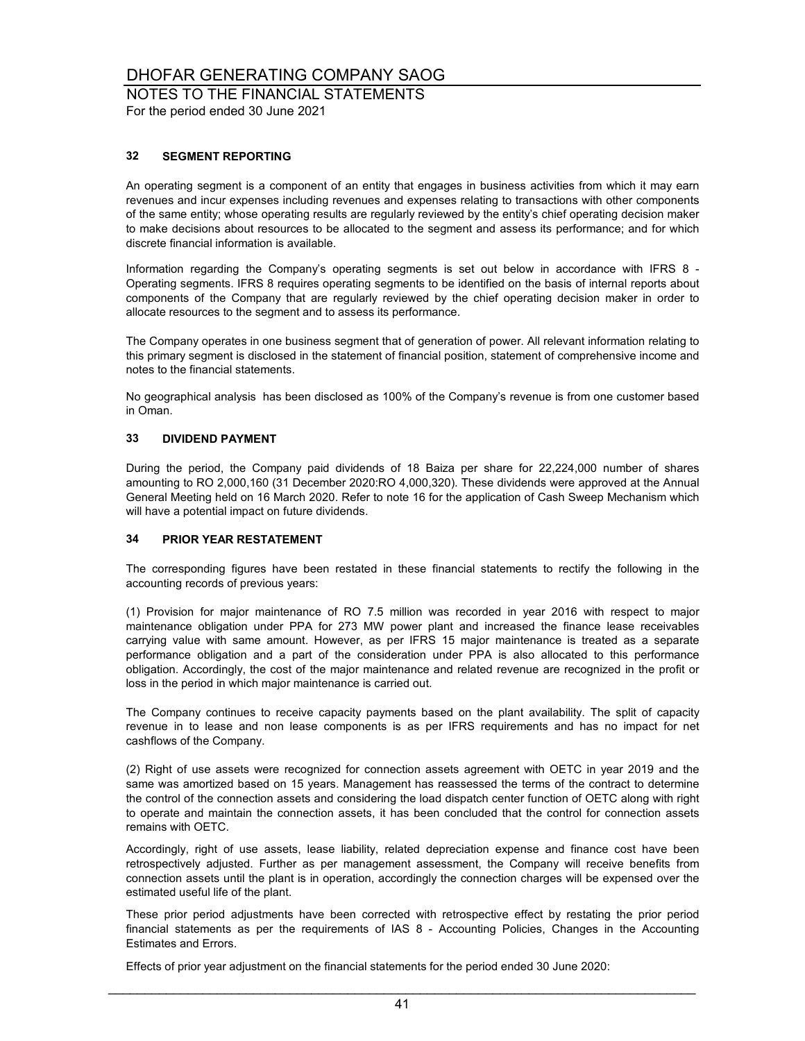## 32 SEGMENT REPORTING

An operating segment is a component of an entity that engages in business activities from which it may earn revenues and incur expenses including revenues and expenses relating to transactions with other components of the same entity; whose operating results are regularly reviewed by the entity's chief operating decision maker to make decisions about resources to be allocated to the segment and assess its performance; and for which discrete financial information is available.

Information regarding the Company's operating segments is set out below in accordance with IFRS 8 - Operating segments. IFRS 8 requires operating segments to be identified on the basis of internal reports about components of the Company that are regularly reviewed by the chief operating decision maker in order to allocate resources to the segment and to assess its performance.

The Company operates in one business segment that of generation of power. All relevant information relating to this primary segment is disclosed in the statement of financial position, statement of comprehensive income and notes to the financial statements.

No geographical analysis has been disclosed as 100% of the Company's revenue is from one customer based in Oman.

## 33 DIVIDEND PAYMENT

During the period, the Company paid dividends of 18 Baiza per share for 22,224,000 number of shares amounting to RO 2,000,160 (31 December 2020:RO 4,000,320). These dividends were approved at the Annual General Meeting held on 16 March 2020. Refer to note 16 for the application of Cash Sweep Mechanism which will have a potential impact on future dividends.

## 34 PRIOR YEAR RESTATEMENT

The corresponding figures have been restated in these financial statements to rectify the following in the accounting records of previous years:

(1) Provision for major maintenance of RO 7.5 million was recorded in year 2016 with respect to major maintenance obligation under PPA for 273 MW power plant and increased the finance lease receivables carrying value with same amount. However, as per IFRS 15 major maintenance is treated as a separate performance obligation and a part of the consideration under PPA is also allocated to this performance obligation. Accordingly, the cost of the major maintenance and related revenue are recognized in the profit or loss in the period in which major maintenance is carried out.

The Company continues to receive capacity payments based on the plant availability. The split of capacity revenue in to lease and non lease components is as per IFRS requirements and has no impact for net cashflows of the Company.

(2) Right of use assets were recognized for connection assets agreement with OETC in year 2019 and the same was amortized based on 15 years. Management has reassessed the terms of the contract to determine the control of the connection assets and considering the load dispatch center function of OETC along with right to operate and maintain the connection assets, it has been concluded that the control for connection assets remains with OETC.

Accordingly, right of use assets, lease liability, related depreciation expense and finance cost have been retrospectively adjusted. Further as per management assessment, the Company will receive benefits from connection assets until the plant is in operation, accordingly the connection charges will be expensed over the estimated useful life of the plant.

These prior period adjustments have been corrected with retrospective effect by restating the prior period financial statements as per the requirements of IAS 8 - Accounting Policies, Changes in the Accounting Estimates and Errors.

Effects of prior year adjustment on the financial statements for the period ended 30 June 2020: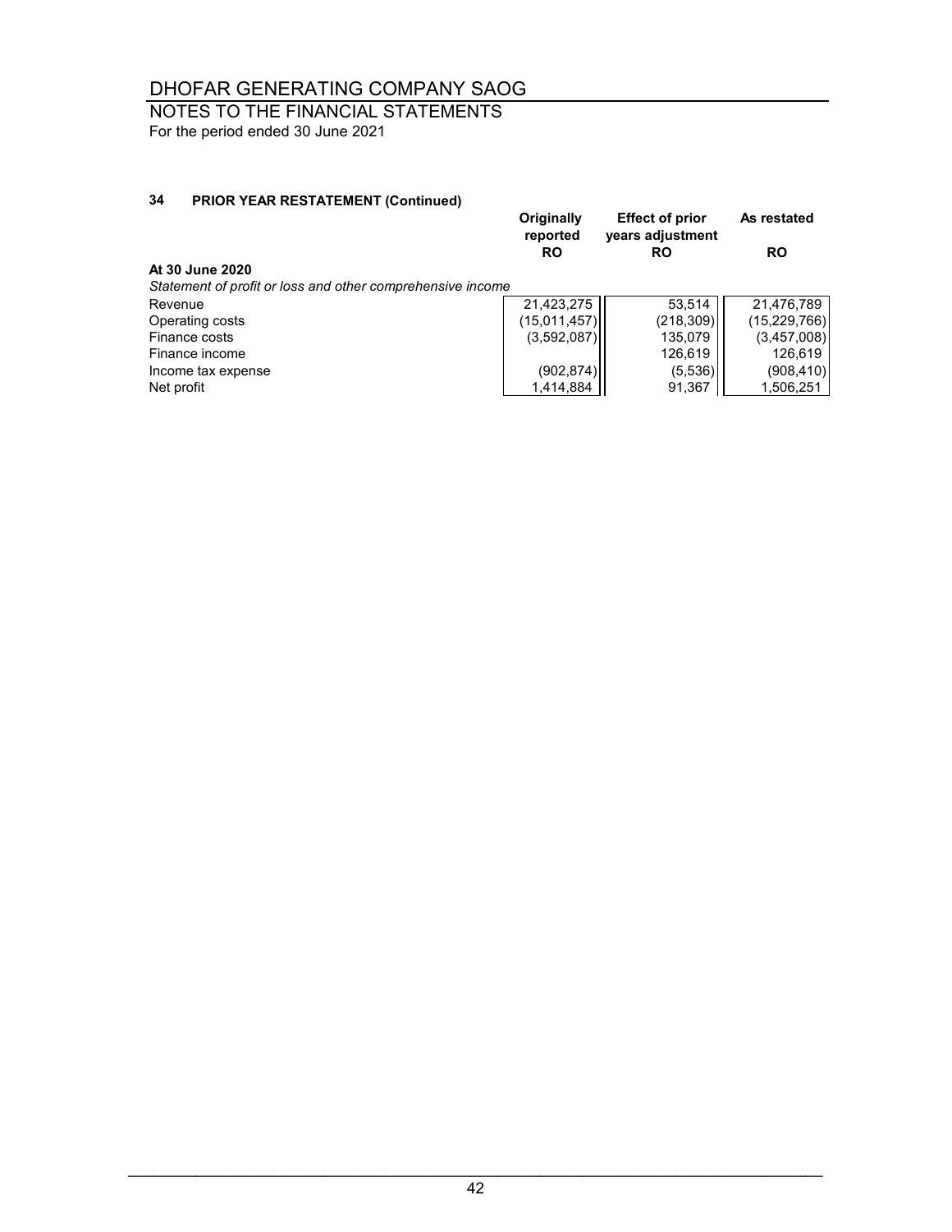# DHOFAR GENERATING COMPANY SAOG

## NOTES TO THE FINANCIAL STATEMENTS

For the period ended 30 June 2021

### 34 PRIOR YEAR RESTATEMENT (Continued)

| | Originally reported | Effect of prior years adjustment | As restated |
|---|---|---|---|
| | RO | RO | RO |
| **At 30 June 2020** | | | |
| *Statement of profit or loss and other comprehensive income* | | | |
| Revenue | 21,423,275 | 53,514 | 21,476,789 |
| Operating costs | (15,011,457) | (218,309) | (15,229,766) |
| Finance costs | (3,592,087) | 135,079 | (3,457,008) |
| Finance income | | 126,619 | 126,619 |
| Income tax expense | (902,874) | (5,536) | (908,410) |
| Net profit | 1,414,884 | 91,367 | 1,506,251 |